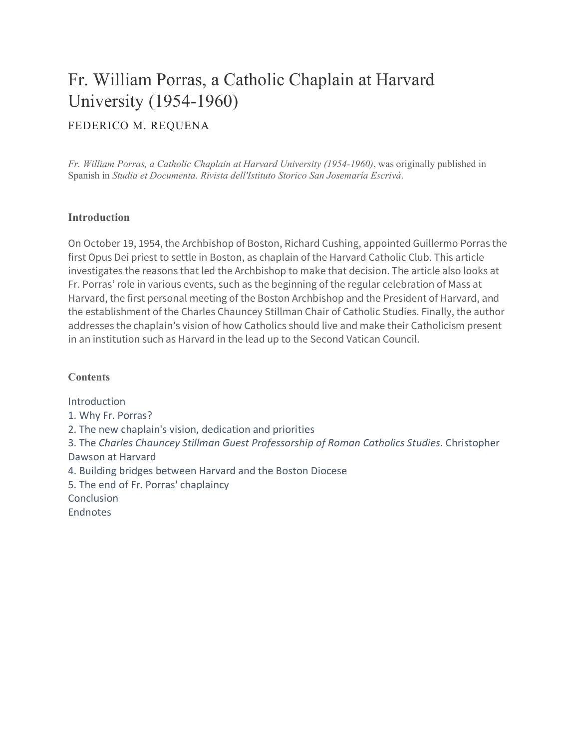# Fr. William Porras, a Catholic Chaplain at Harvard University (1954-1960)

FEDERICO M. REQUENA

*Fr. William Porras, a Catholic Chaplain at Harvard University (1954-1960)*, was originally published in Spanish in *Studia et Documenta. Rivista dell'Istituto Storico San Josemaría Escrivá*.

### Introduction

On October 19, 1954, the Archbishop of Boston, Richard Cushing, appointed Guillermo Porras the first Opus Dei priest to settle in Boston, as chaplain of the Harvard Catholic Club. This article investigates the reasons that led the Archbishop to make that decision. The article also looks at Fr. Porras' role in various events, such as the beginning of the regular celebration of Mass at Harvard, the first personal meeting of the Boston Archbishop and the President of Harvard, and the establishment of the Charles Chauncey Stillman Chair of Catholic Studies. Finally, the author addresses the chaplain's vision of how Catholics should live and make their Catholicism present in an institution such as Harvard in the lead up to the Second Vatican Council.

### Contents

Introduction
1. Why Fr. Porras?
2. The new chaplain's vision, dedication and priorities
3. The *Charles Chauncey Stillman Guest Professorship of Roman Catholics Studies*. Christopher Dawson at Harvard
4. Building bridges between Harvard and the Boston Diocese
5. The end of Fr. Porras' chaplaincy
Conclusion
Endnotes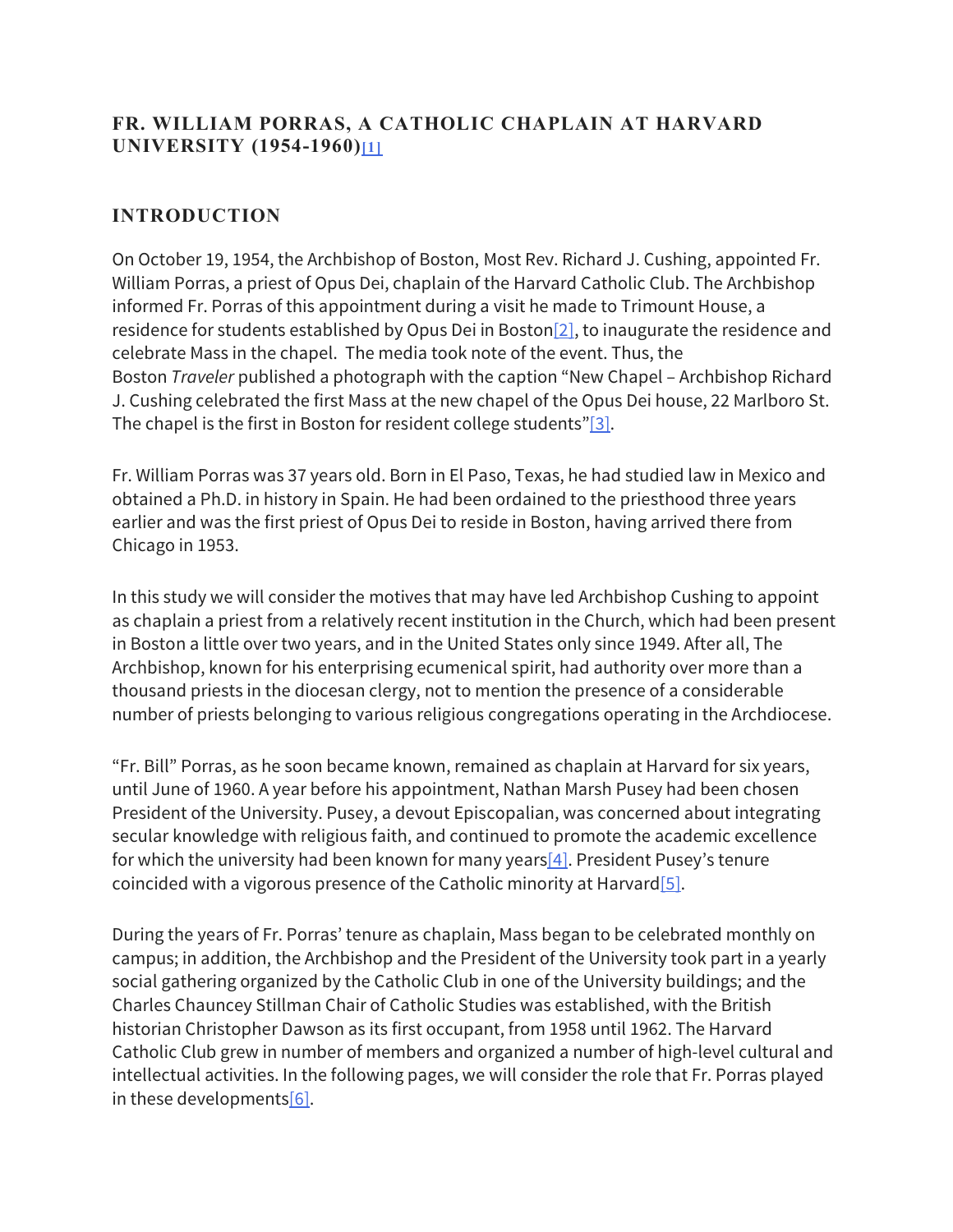## FR. WILLIAM PORRAS, A CATHOLIC CHAPLAIN AT HARVARD UNIVERSITY (1954-1960)[1]

## INTRODUCTION

On October 19, 1954, the Archbishop of Boston, Most Rev. Richard J. Cushing, appointed Fr. William Porras, a priest of Opus Dei, chaplain of the Harvard Catholic Club. The Archbishop informed Fr. Porras of this appointment during a visit he made to Trimount House, a residence for students established by Opus Dei in Boston[2], to inaugurate the residence and celebrate Mass in the chapel. The media took note of the event. Thus, the Boston *Traveler* published a photograph with the caption "New Chapel – Archbishop Richard J. Cushing celebrated the first Mass at the new chapel of the Opus Dei house, 22 Marlboro St. The chapel is the first in Boston for resident college students"[3].

Fr. William Porras was 37 years old. Born in El Paso, Texas, he had studied law in Mexico and obtained a Ph.D. in history in Spain. He had been ordained to the priesthood three years earlier and was the first priest of Opus Dei to reside in Boston, having arrived there from Chicago in 1953.

In this study we will consider the motives that may have led Archbishop Cushing to appoint as chaplain a priest from a relatively recent institution in the Church, which had been present in Boston a little over two years, and in the United States only since 1949. After all, The Archbishop, known for his enterprising ecumenical spirit, had authority over more than a thousand priests in the diocesan clergy, not to mention the presence of a considerable number of priests belonging to various religious congregations operating in the Archdiocese.

"Fr. Bill" Porras, as he soon became known, remained as chaplain at Harvard for six years, until June of 1960. A year before his appointment, Nathan Marsh Pusey had been chosen President of the University. Pusey, a devout Episcopalian, was concerned about integrating secular knowledge with religious faith, and continued to promote the academic excellence for which the university had been known for many years[4]. President Pusey's tenure coincided with a vigorous presence of the Catholic minority at Harvard[5].

During the years of Fr. Porras' tenure as chaplain, Mass began to be celebrated monthly on campus; in addition, the Archbishop and the President of the University took part in a yearly social gathering organized by the Catholic Club in one of the University buildings; and the Charles Chauncey Stillman Chair of Catholic Studies was established, with the British historian Christopher Dawson as its first occupant, from 1958 until 1962. The Harvard Catholic Club grew in number of members and organized a number of high-level cultural and intellectual activities. In the following pages, we will consider the role that Fr. Porras played in these developments[6].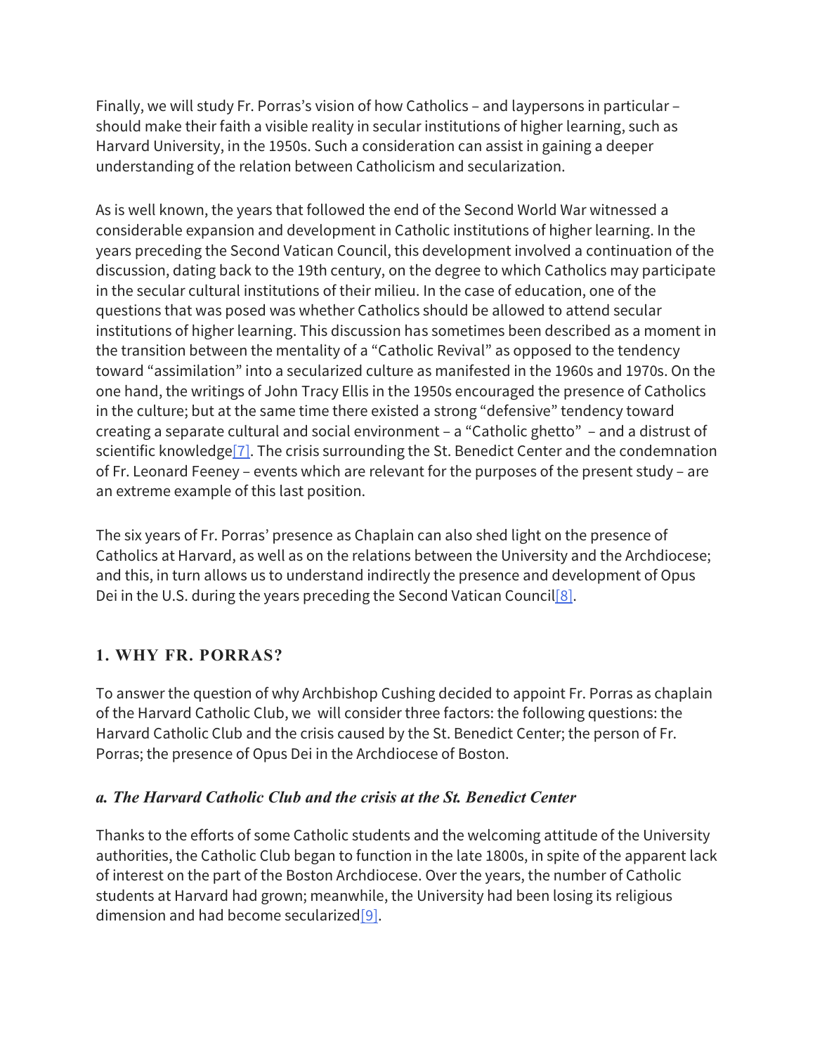Finally, we will study Fr. Porras's vision of how Catholics – and laypersons in particular – should make their faith a visible reality in secular institutions of higher learning, such as Harvard University, in the 1950s. Such a consideration can assist in gaining a deeper understanding of the relation between Catholicism and secularization.

As is well known, the years that followed the end of the Second World War witnessed a considerable expansion and development in Catholic institutions of higher learning. In the years preceding the Second Vatican Council, this development involved a continuation of the discussion, dating back to the 19th century, on the degree to which Catholics may participate in the secular cultural institutions of their milieu. In the case of education, one of the questions that was posed was whether Catholics should be allowed to attend secular institutions of higher learning. This discussion has sometimes been described as a moment in the transition between the mentality of a "Catholic Revival" as opposed to the tendency toward "assimilation" into a secularized culture as manifested in the 1960s and 1970s. On the one hand, the writings of John Tracy Ellis in the 1950s encouraged the presence of Catholics in the culture; but at the same time there existed a strong "defensive" tendency toward creating a separate cultural and social environment – a "Catholic ghetto" – and a distrust of scientific knowledge[7]. The crisis surrounding the St. Benedict Center and the condemnation of Fr. Leonard Feeney – events which are relevant for the purposes of the present study – are an extreme example of this last position.

The six years of Fr. Porras' presence as Chaplain can also shed light on the presence of Catholics at Harvard, as well as on the relations between the University and the Archdiocese; and this, in turn, allows us to understand indirectly the presence and development of Opus Dei in the U.S. during the years preceding the Second Vatican Council[8].

## 1. WHY FR. PORRAS?

To answer the question of why Archbishop Cushing decided to appoint Fr. Porras as chaplain of the Harvard Catholic Club, we will consider three factors: the following questions: the Harvard Catholic Club and the crisis caused by the St. Benedict Center; the person of Fr. Porras; the presence of Opus Dei in the Archdiocese of Boston.

### *a. The Harvard Catholic Club and the crisis at the St. Benedict Center*

Thanks to the efforts of some Catholic students and the welcoming attitude of the University authorities, the Catholic Club began to function in the late 1800s, in spite of the apparent lack of interest on the part of the Boston Archdiocese. Over the years, the number of Catholic students at Harvard had grown; meanwhile, the University had been losing its religious dimension and had become secularized[9].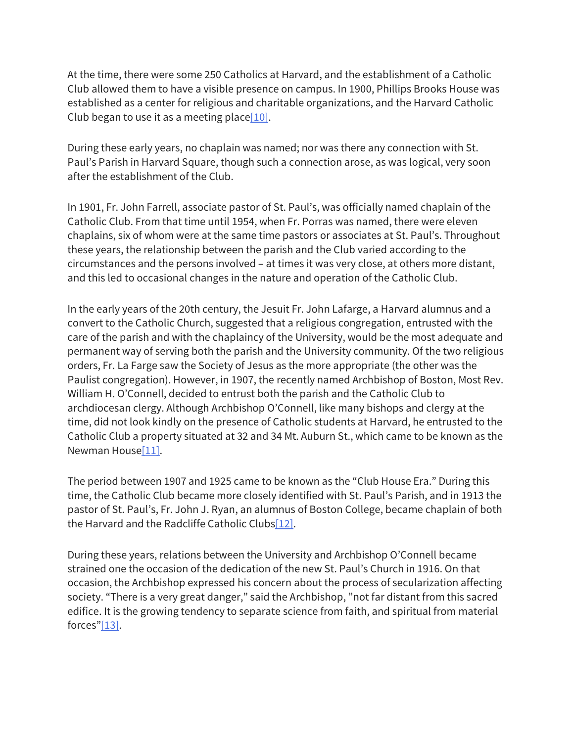At the time, there were some 250 Catholics at Harvard, and the establishment of a Catholic Club allowed them to have a visible presence on campus. In 1900, Phillips Brooks House was established as a center for religious and charitable organizations, and the Harvard Catholic Club began to use it as a meeting place[10].

During these early years, no chaplain was named; nor was there any connection with St. Paul's Parish in Harvard Square, though such a connection arose, as was logical, very soon after the establishment of the Club.

In 1901, Fr. John Farrell, associate pastor of St. Paul's, was officially named chaplain of the Catholic Club. From that time until 1954, when Fr. Porras was named, there were eleven chaplains, six of whom were at the same time pastors or associates at St. Paul's. Throughout these years, the relationship between the parish and the Club varied according to the circumstances and the persons involved – at times it was very close, at others more distant, and this led to occasional changes in the nature and operation of the Catholic Club.

In the early years of the 20th century, the Jesuit Fr. John Lafarge, a Harvard alumnus and a convert to the Catholic Church, suggested that a religious congregation, entrusted with the care of the parish and with the chaplaincy of the University, would be the most adequate and permanent way of serving both the parish and the University community. Of the two religious orders, Fr. La Farge saw the Society of Jesus as the more appropriate (the other was the Paulist congregation). However, in 1907, the recently named Archbishop of Boston, Most Rev. William H. O'Connell, decided to entrust both the parish and the Catholic Club to archdiocesan clergy. Although Archbishop O'Connell, like many bishops and clergy at the time, did not look kindly on the presence of Catholic students at Harvard, he entrusted to the Catholic Club a property situated at 32 and 34 Mt. Auburn St., which came to be known as the Newman House[11].

The period between 1907 and 1925 came to be known as the "Club House Era." During this time, the Catholic Club became more closely identified with St. Paul's Parish, and in 1913 the pastor of St. Paul's, Fr. John J. Ryan, an alumnus of Boston College, became chaplain of both the Harvard and the Radcliffe Catholic Clubs[12].

During these years, relations between the University and Archbishop O'Connell became strained one the occasion of the dedication of the new St. Paul's Church in 1916. On that occasion, the Archbishop expressed his concern about the process of secularization affecting society. "There is a very great danger," said the Archbishop, "not far distant from this sacred edifice. It is the growing tendency to separate science from faith, and spiritual from material forces"[13].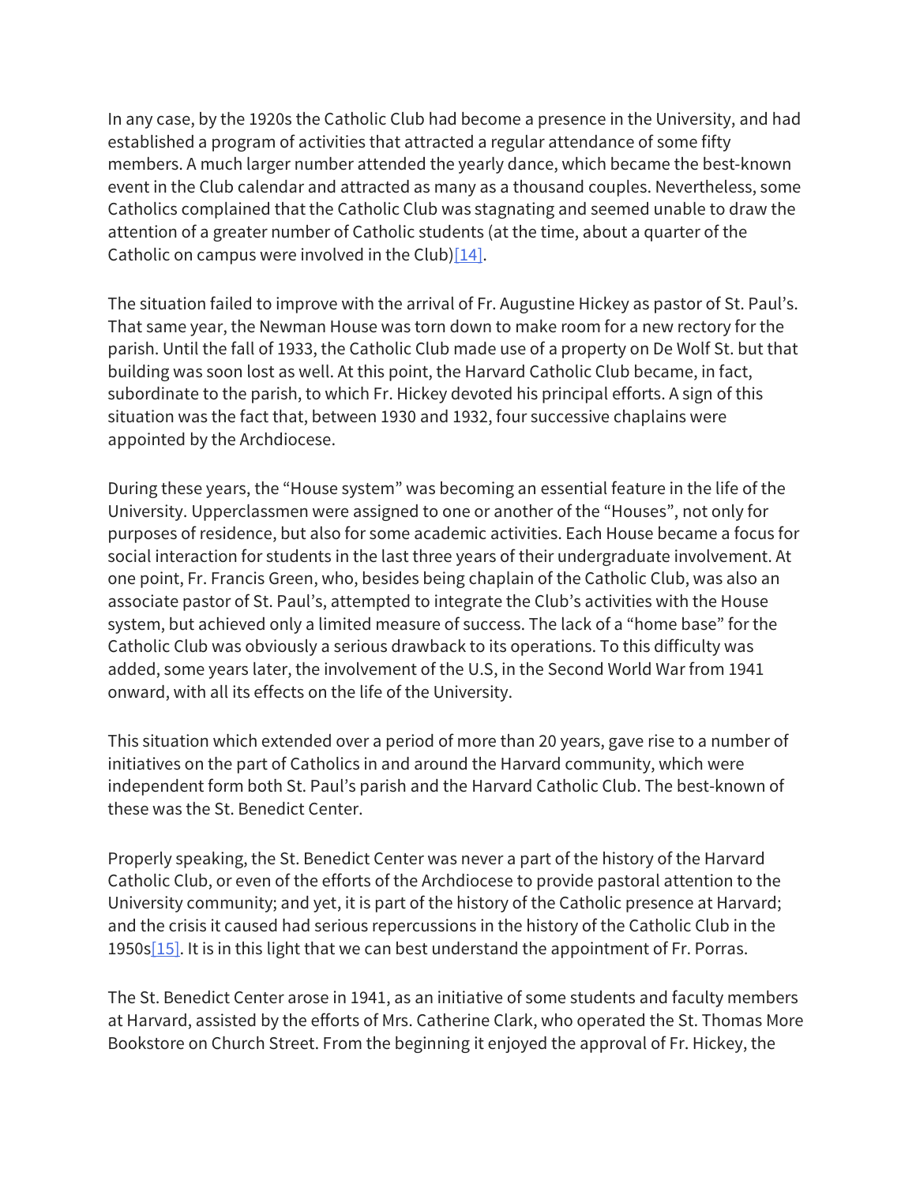In any case, by the 1920s the Catholic Club had become a presence in the University, and had established a program of activities that attracted a regular attendance of some fifty members. A much larger number attended the yearly dance, which became the best-known event in the Club calendar and attracted as many as a thousand couples. Nevertheless, some Catholics complained that the Catholic Club was stagnating and seemed unable to draw the attention of a greater number of Catholic students (at the time, about a quarter of the Catholic on campus were involved in the Club)[14].

The situation failed to improve with the arrival of Fr. Augustine Hickey as pastor of St. Paul's. That same year, the Newman House was torn down to make room for a new rectory for the parish. Until the fall of 1933, the Catholic Club made use of a property on De Wolf St. but that building was soon lost as well. At this point, the Harvard Catholic Club became, in fact, subordinate to the parish, to which Fr. Hickey devoted his principal efforts. A sign of this situation was the fact that, between 1930 and 1932, four successive chaplains were appointed by the Archdiocese.

During these years, the "House system" was becoming an essential feature in the life of the University. Upperclassmen were assigned to one or another of the "Houses", not only for purposes of residence, but also for some academic activities. Each House became a focus for social interaction for students in the last three years of their undergraduate involvement. At one point, Fr. Francis Green, who, besides being chaplain of the Catholic Club, was also an associate pastor of St. Paul's, attempted to integrate the Club's activities with the House system, but achieved only a limited measure of success. The lack of a "home base" for the Catholic Club was obviously a serious drawback to its operations. To this difficulty was added, some years later, the involvement of the U.S, in the Second World War from 1941 onward, with all its effects on the life of the University.

This situation which extended over a period of more than 20 years, gave rise to a number of initiatives on the part of Catholics in and around the Harvard community, which were independent form both St. Paul's parish and the Harvard Catholic Club. The best-known of these was the St. Benedict Center.

Properly speaking, the St. Benedict Center was never a part of the history of the Harvard Catholic Club, or even of the efforts of the Archdiocese to provide pastoral attention to the University community; and yet, it is part of the history of the Catholic presence at Harvard; and the crisis it caused had serious repercussions in the history of the Catholic Club in the 1950s[15]. It is in this light that we can best understand the appointment of Fr. Porras.

The St. Benedict Center arose in 1941, as an initiative of some students and faculty members at Harvard, assisted by the efforts of Mrs. Catherine Clark, who operated the St. Thomas More Bookstore on Church Street. From the beginning it enjoyed the approval of Fr. Hickey, the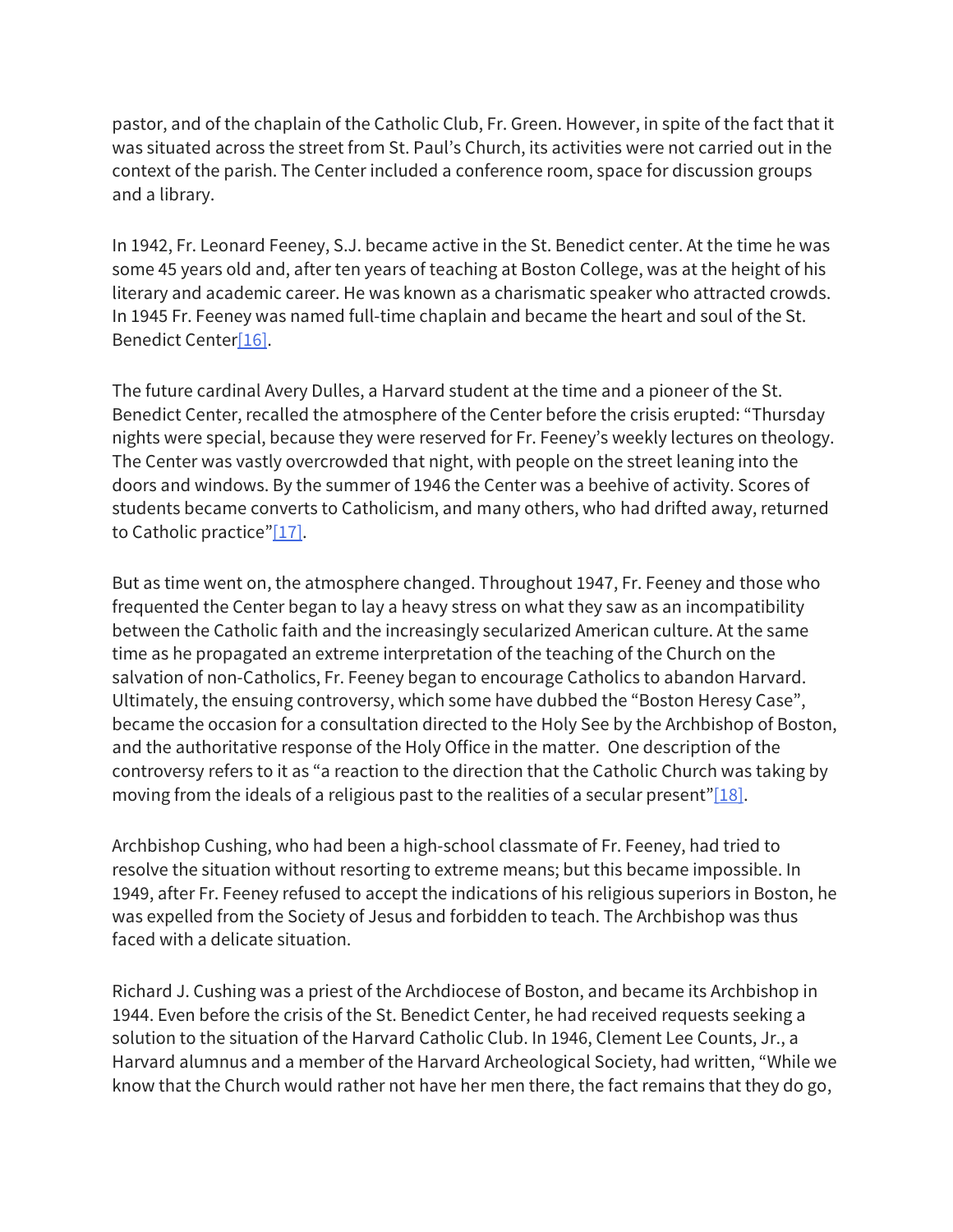pastor, and of the chaplain of the Catholic Club, Fr. Green. However, in spite of the fact that it was situated across the street from St. Paul's Church, its activities were not carried out in the context of the parish. The Center included a conference room, space for discussion groups and a library.

In 1942, Fr. Leonard Feeney, S.J. became active in the St. Benedict center. At the time he was some 45 years old and, after ten years of teaching at Boston College, was at the height of his literary and academic career. He was known as a charismatic speaker who attracted crowds. In 1945 Fr. Feeney was named full-time chaplain and became the heart and soul of the St. Benedict Center[16].

The future cardinal Avery Dulles, a Harvard student at the time and a pioneer of the St. Benedict Center, recalled the atmosphere of the Center before the crisis erupted: "Thursday nights were special, because they were reserved for Fr. Feeney's weekly lectures on theology. The Center was vastly overcrowded that night, with people on the street leaning into the doors and windows. By the summer of 1946 the Center was a beehive of activity. Scores of students became converts to Catholicism, and many others, who had drifted away, returned to Catholic practice"[17].

But as time went on, the atmosphere changed. Throughout 1947, Fr. Feeney and those who frequented the Center began to lay a heavy stress on what they saw as an incompatibility between the Catholic faith and the increasingly secularized American culture. At the same time as he propagated an extreme interpretation of the teaching of the Church on the salvation of non-Catholics, Fr. Feeney began to encourage Catholics to abandon Harvard. Ultimately, the ensuing controversy, which some have dubbed the "Boston Heresy Case", became the occasion for a consultation directed to the Holy See by the Archbishop of Boston, and the authoritative response of the Holy Office in the matter. One description of the controversy refers to it as "a reaction to the direction that the Catholic Church was taking by moving from the ideals of a religious past to the realities of a secular present"[18].

Archbishop Cushing, who had been a high-school classmate of Fr. Feeney, had tried to resolve the situation without resorting to extreme means; but this became impossible. In 1949, after Fr. Feeney refused to accept the indications of his religious superiors in Boston, he was expelled from the Society of Jesus and forbidden to teach. The Archbishop was thus faced with a delicate situation.

Richard J. Cushing was a priest of the Archdiocese of Boston, and became its Archbishop in 1944. Even before the crisis of the St. Benedict Center, he had received requests seeking a solution to the situation of the Harvard Catholic Club. In 1946, Clement Lee Counts, Jr., a Harvard alumnus and a member of the Harvard Archeological Society, had written, "While we know that the Church would rather not have her men there, the fact remains that they do go,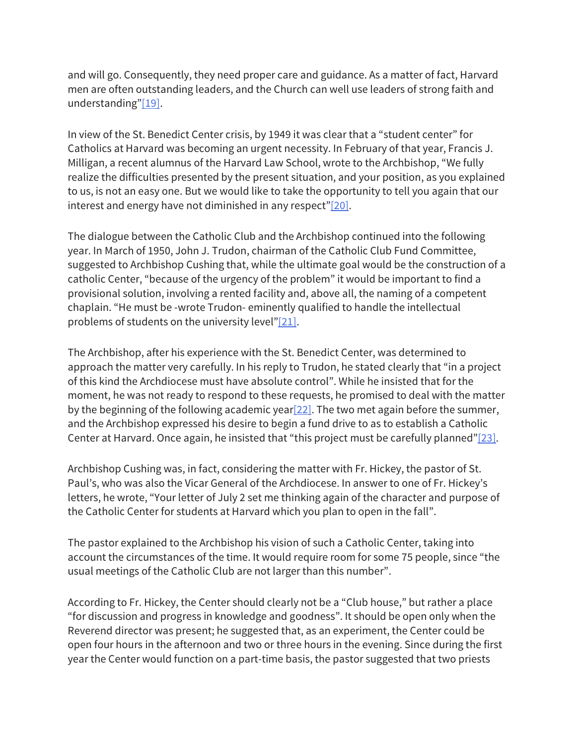and will go. Consequently, they need proper care and guidance. As a matter of fact, Harvard men are often outstanding leaders, and the Church can well use leaders of strong faith and understanding"[19].

In view of the St. Benedict Center crisis, by 1949 it was clear that a "student center" for Catholics at Harvard was becoming an urgent necessity. In February of that year, Francis J. Milligan, a recent alumnus of the Harvard Law School, wrote to the Archbishop, "We fully realize the difficulties presented by the present situation, and your position, as you explained to us, is not an easy one. But we would like to take the opportunity to tell you again that our interest and energy have not diminished in any respect"[20].

The dialogue between the Catholic Club and the Archbishop continued into the following year. In March of 1950, John J. Trudon, chairman of the Catholic Club Fund Committee, suggested to Archbishop Cushing that, while the ultimate goal would be the construction of a catholic Center, "because of the urgency of the problem" it would be important to find a provisional solution, involving a rented facility and, above all, the naming of a competent chaplain. "He must be -wrote Trudon- eminently qualified to handle the intellectual problems of students on the university level"[21].

The Archbishop, after his experience with the St. Benedict Center, was determined to approach the matter very carefully. In his reply to Trudon, he stated clearly that "in a project of this kind the Archdiocese must have absolute control". While he insisted that for the moment, he was not ready to respond to these requests, he promised to deal with the matter by the beginning of the following academic year[22]. The two met again before the summer, and the Archbishop expressed his desire to begin a fund drive to as to establish a Catholic Center at Harvard. Once again, he insisted that "this project must be carefully planned"[23].

Archbishop Cushing was, in fact, considering the matter with Fr. Hickey, the pastor of St. Paul's, who was also the Vicar General of the Archdiocese. In answer to one of Fr. Hickey's letters, he wrote, "Your letter of July 2 set me thinking again of the character and purpose of the Catholic Center for students at Harvard which you plan to open in the fall".

The pastor explained to the Archbishop his vision of such a Catholic Center, taking into account the circumstances of the time. It would require room for some 75 people, since "the usual meetings of the Catholic Club are not larger than this number".

According to Fr. Hickey, the Center should clearly not be a "Club house," but rather a place "for discussion and progress in knowledge and goodness". It should be open only when the Reverend director was present; he suggested that, as an experiment, the Center could be open four hours in the afternoon and two or three hours in the evening. Since during the first year the Center would function on a part-time basis, the pastor suggested that two priests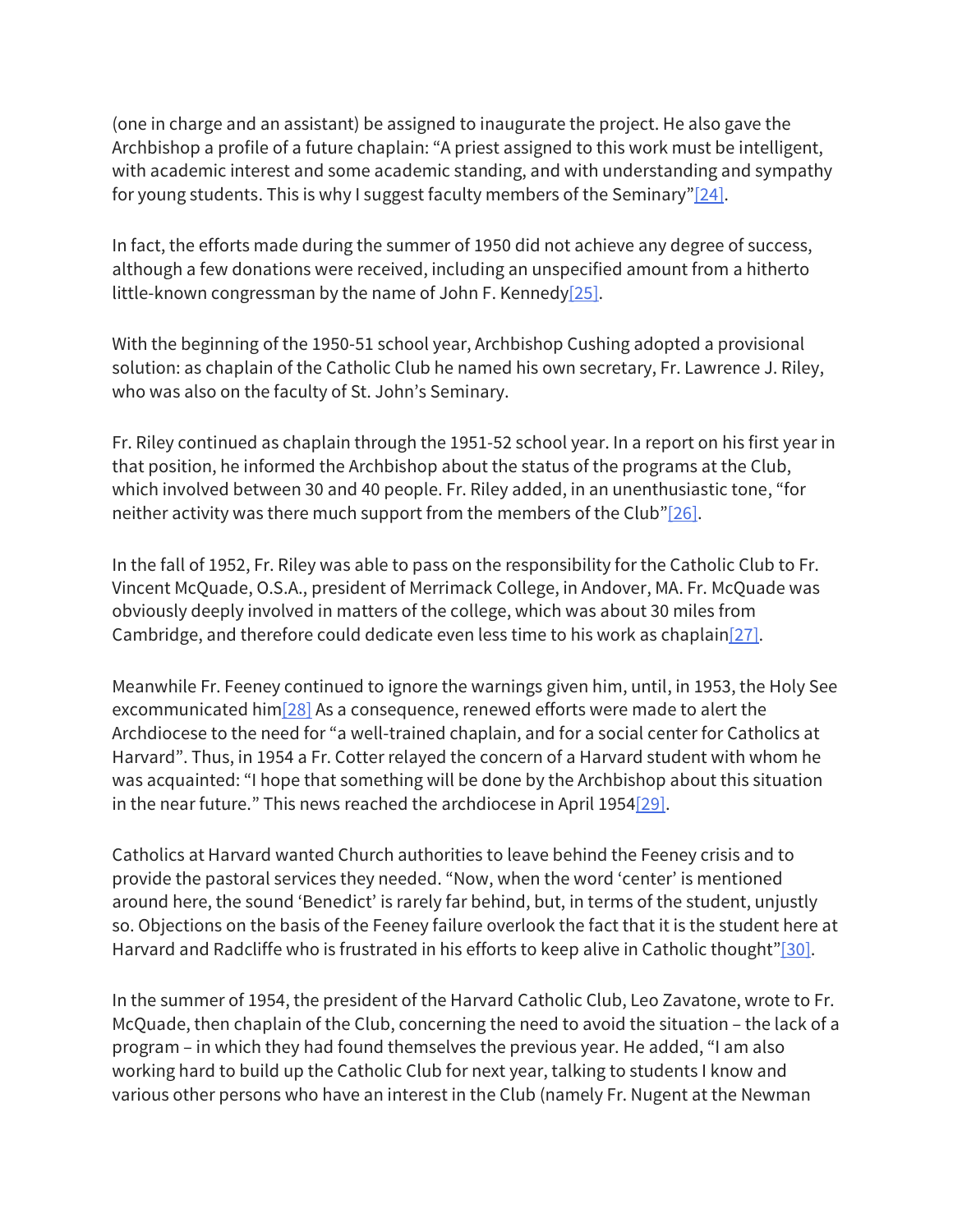(one in charge and an assistant) be assigned to inaugurate the project. He also gave the Archbishop a profile of a future chaplain: “A priest assigned to this work must be intelligent, with academic interest and some academic standing, and with understanding and sympathy for young students. This is why I suggest faculty members of the Seminary”[24].

In fact, the efforts made during the summer of 1950 did not achieve any degree of success, although a few donations were received, including an unspecified amount from a hitherto little-known congressman by the name of John F. Kennedy[25].

With the beginning of the 1950-51 school year, Archbishop Cushing adopted a provisional solution: as chaplain of the Catholic Club he named his own secretary, Fr. Lawrence J. Riley, who was also on the faculty of St. John’s Seminary.

Fr. Riley continued as chaplain through the 1951-52 school year. In a report on his first year in that position, he informed the Archbishop about the status of the programs at the Club, which involved between 30 and 40 people. Fr. Riley added, in an unenthusiastic tone, “for neither activity was there much support from the members of the Club”[26].

In the fall of 1952, Fr. Riley was able to pass on the responsibility for the Catholic Club to Fr. Vincent McQuade, O.S.A., president of Merrimack College, in Andover, MA. Fr. McQuade was obviously deeply involved in matters of the college, which was about 30 miles from Cambridge, and therefore could dedicate even less time to his work as chaplain[27].

Meanwhile Fr. Feeney continued to ignore the warnings given him, until, in 1953, the Holy See excommunicated him[28] As a consequence, renewed efforts were made to alert the Archdiocese to the need for “a well-trained chaplain, and for a social center for Catholics at Harvard”. Thus, in 1954 a Fr. Cotter relayed the concern of a Harvard student with whom he was acquainted: “I hope that something will be done by the Archbishop about this situation in the near future.” This news reached the archdiocese in April 1954[29].

Catholics at Harvard wanted Church authorities to leave behind the Feeney crisis and to provide the pastoral services they needed. “Now, when the word ‘center’ is mentioned around here, the sound ‘Benedict’ is rarely far behind, but, in terms of the student, unjustly so. Objections on the basis of the Feeney failure overlook the fact that it is the student here at Harvard and Radcliffe who is frustrated in his efforts to keep alive in Catholic thought”[30].

In the summer of 1954, the president of the Harvard Catholic Club, Leo Zavatone, wrote to Fr. McQuade, then chaplain of the Club, concerning the need to avoid the situation – the lack of a program – in which they had found themselves the previous year. He added, “I am also working hard to build up the Catholic Club for next year, talking to students I know and various other persons who have an interest in the Club (namely Fr. Nugent at the Newman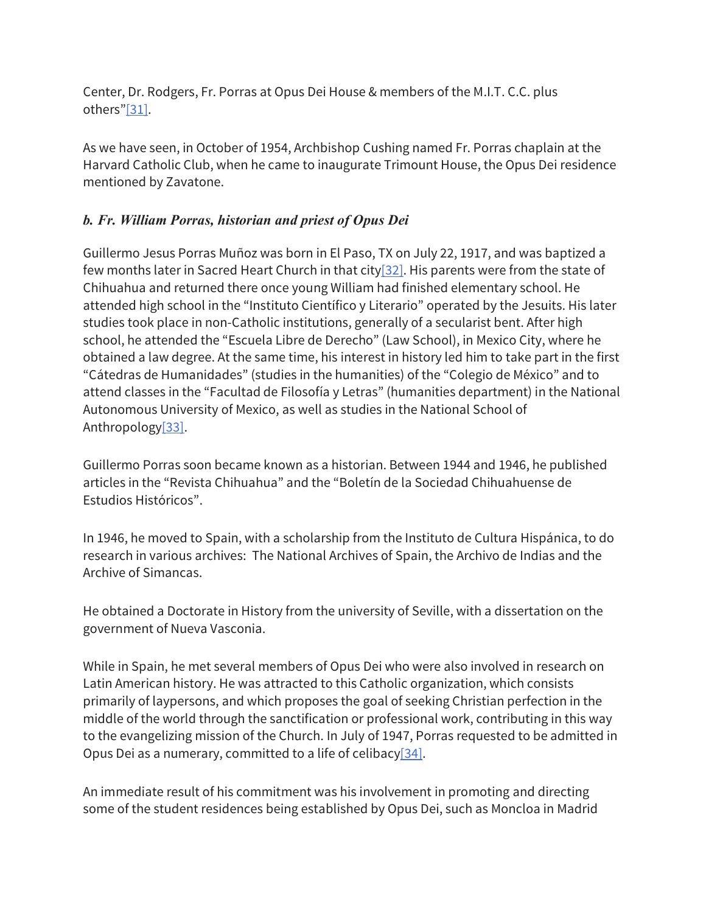Center, Dr. Rodgers, Fr. Porras at Opus Dei House & members of the M.I.T. C.C. plus others"[31].

As we have seen, in October of 1954, Archbishop Cushing named Fr. Porras chaplain at the Harvard Catholic Club, when he came to inaugurate Trimount House, the Opus Dei residence mentioned by Zavatone.

### *b. Fr. William Porras, historian and priest of Opus Dei*

Guillermo Jesus Porras Muñoz was born in El Paso, TX on July 22, 1917, and was baptized a few months later in Sacred Heart Church in that city[32]. His parents were from the state of Chihuahua and returned there once young William had finished elementary school. He attended high school in the "Instituto Científico y Literario" operated by the Jesuits. His later studies took place in non-Catholic institutions, generally of a secularist bent. After high school, he attended the "Escuela Libre de Derecho" (Law School), in Mexico City, where he obtained a law degree. At the same time, his interest in history led him to take part in the first "Cátedras de Humanidades" (studies in the humanities) of the "Colegio de México" and to attend classes in the "Facultad de Filosofía y Letras" (humanities department) in the National Autonomous University of Mexico, as well as studies in the National School of Anthropology[33].

Guillermo Porras soon became known as a historian. Between 1944 and 1946, he published articles in the "Revista Chihuahua" and the "Boletín de la Sociedad Chihuahuense de Estudios Históricos".

In 1946, he moved to Spain, with a scholarship from the Instituto de Cultura Hispánica, to do research in various archives: The National Archives of Spain, the Archivo de Indias and the Archive of Simancas.

He obtained a Doctorate in History from the university of Seville, with a dissertation on the government of Nueva Vasconia.

While in Spain, he met several members of Opus Dei who were also involved in research on Latin American history. He was attracted to this Catholic organization, which consists primarily of laypersons, and which proposes the goal of seeking Christian perfection in the middle of the world through the sanctification or professional work, contributing in this way to the evangelizing mission of the Church. In July of 1947, Porras requested to be admitted in Opus Dei as a numerary, committed to a life of celibacy[34].

An immediate result of his commitment was his involvement in promoting and directing some of the student residences being established by Opus Dei, such as Moncloa in Madrid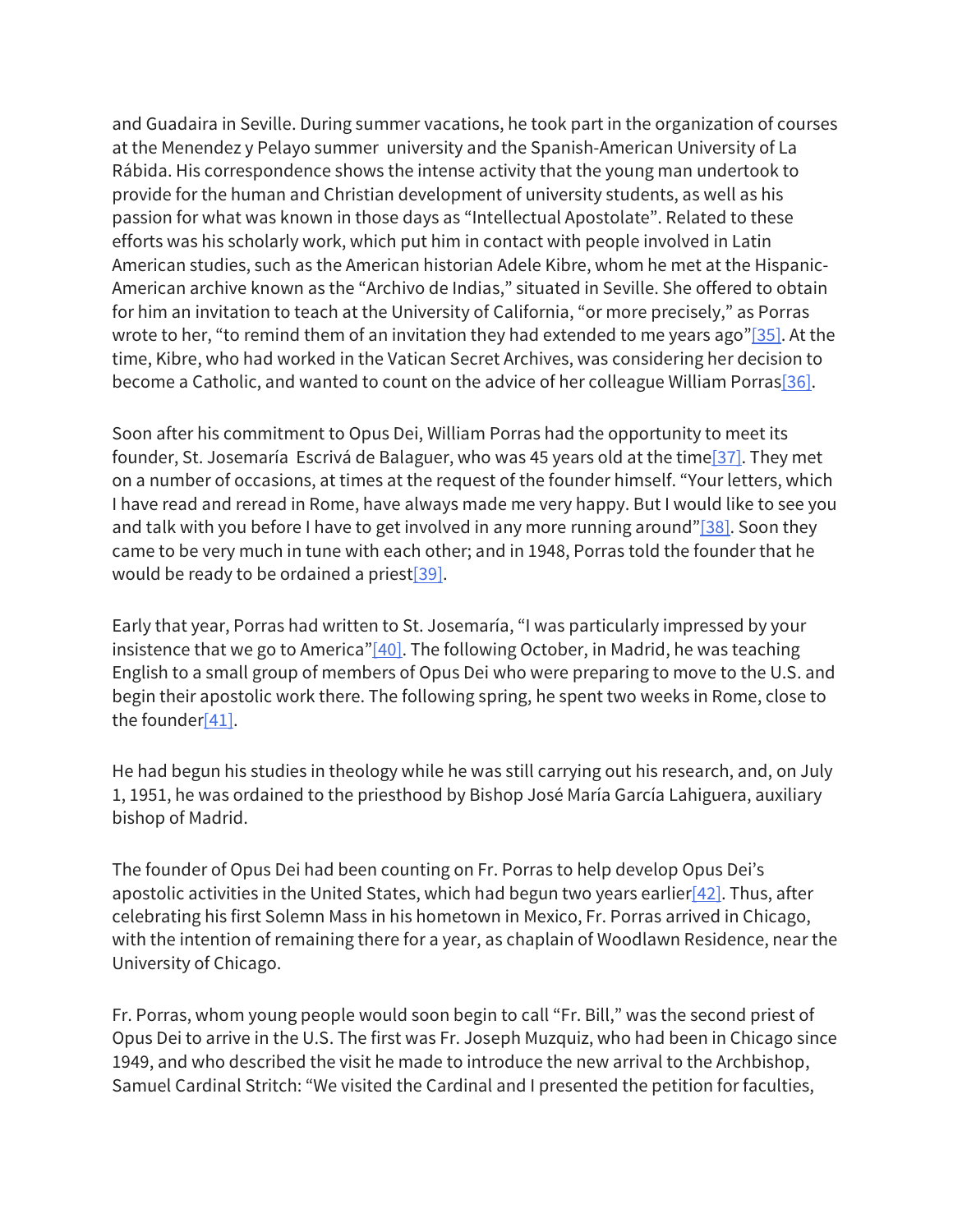and Guadaira in Seville. During summer vacations, he took part in the organization of courses at the Menendez y Pelayo summer university and the Spanish-American University of La Rábida. His correspondence shows the intense activity that the young man undertook to provide for the human and Christian development of university students, as well as his passion for what was known in those days as “Intellectual Apostolate”. Related to these efforts was his scholarly work, which put him in contact with people involved in Latin American studies, such as the American historian Adele Kibre, whom he met at the Hispanic-American archive known as the “Archivo de Indias,” situated in Seville. She offered to obtain for him an invitation to teach at the University of California, “or more precisely,” as Porras wrote to her, “to remind them of an invitation they had extended to me years ago”[35]. At the time, Kibre, who had worked in the Vatican Secret Archives, was considering her decision to become a Catholic, and wanted to count on the advice of her colleague William Porras[36].

Soon after his commitment to Opus Dei, William Porras had the opportunity to meet its founder, St. Josemaría Escrivá de Balaguer, who was 45 years old at the time[37]. They met on a number of occasions, at times at the request of the founder himself. “Your letters, which I have read and reread in Rome, have always made me very happy. But I would like to see you and talk with you before I have to get involved in any more running around”[38]. Soon they came to be very much in tune with each other; and in 1948, Porras told the founder that he would be ready to be ordained a priest[39].

Early that year, Porras had written to St. Josemaría, “I was particularly impressed by your insistence that we go to America”[40]. The following October, in Madrid, he was teaching English to a small group of members of Opus Dei who were preparing to move to the U.S. and begin their apostolic work there. The following spring, he spent two weeks in Rome, close to the founder[41].

He had begun his studies in theology while he was still carrying out his research, and, on July 1, 1951, he was ordained to the priesthood by Bishop José María García Lahiguera, auxiliary bishop of Madrid.

The founder of Opus Dei had been counting on Fr. Porras to help develop Opus Dei's apostolic activities in the United States, which had begun two years earlier[42]. Thus, after celebrating his first Solemn Mass in his hometown in Mexico, Fr. Porras arrived in Chicago, with the intention of remaining there for a year, as chaplain of Woodlawn Residence, near the University of Chicago.

Fr. Porras, whom young people would soon begin to call “Fr. Bill,” was the second priest of Opus Dei to arrive in the U.S. The first was Fr. Joseph Muzquiz, who had been in Chicago since 1949, and who described the visit he made to introduce the new arrival to the Archbishop, Samuel Cardinal Stritch: “We visited the Cardinal and I presented the petition for faculties,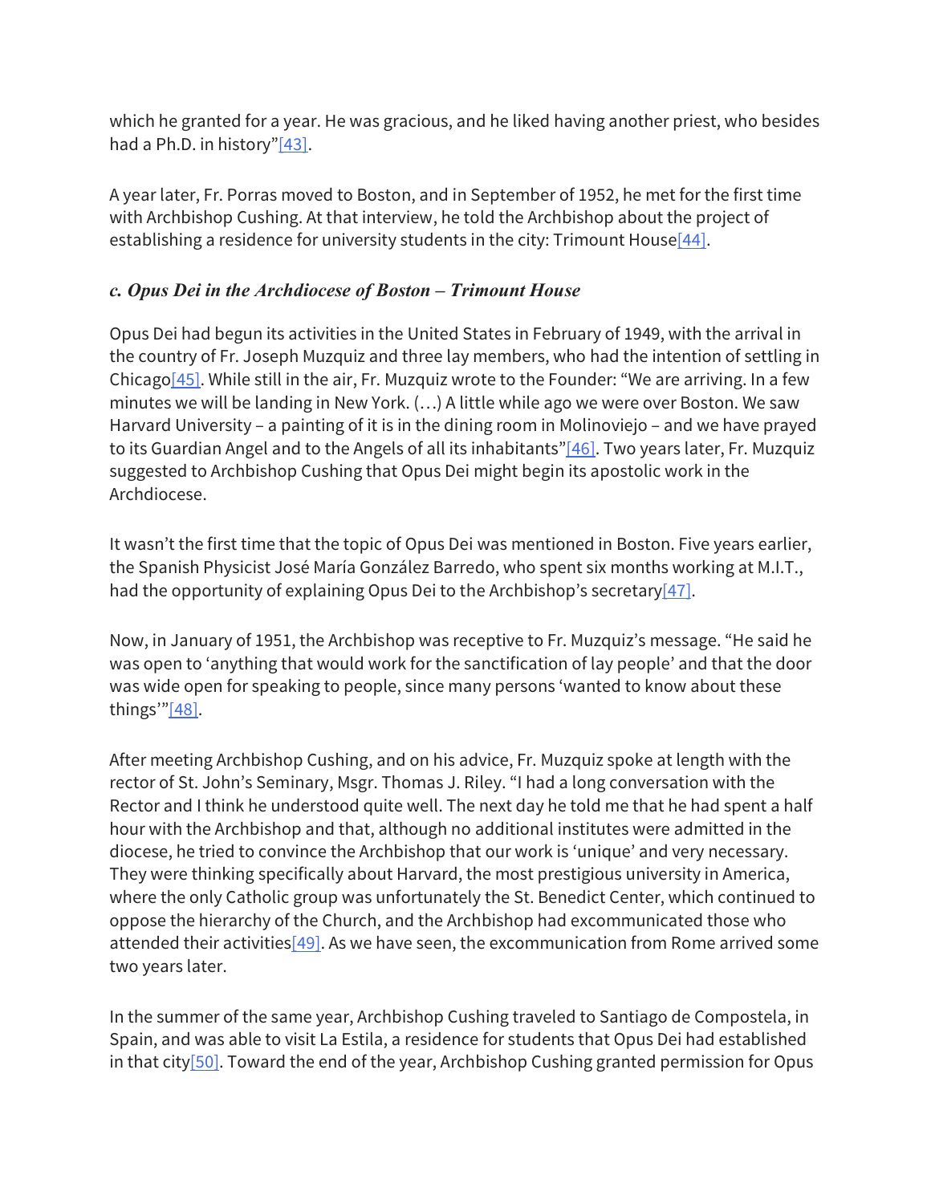which he granted for a year. He was gracious, and he liked having another priest, who besides had a Ph.D. in history"[43].

A year later, Fr. Porras moved to Boston, and in September of 1952, he met for the first time with Archbishop Cushing. At that interview, he told the Archbishop about the project of establishing a residence for university students in the city: Trimount House[44].

### *c. Opus Dei in the Archdiocese of Boston – Trimount House*

Opus Dei had begun its activities in the United States in February of 1949, with the arrival in the country of Fr. Joseph Muzquiz and three lay members, who had the intention of settling in Chicago[45]. While still in the air, Fr. Muzquiz wrote to the Founder: "We are arriving. In a few minutes we will be landing in New York. (…) A little while ago we were over Boston. We saw Harvard University – a painting of it is in the dining room in Molinoviejo – and we have prayed to its Guardian Angel and to the Angels of all its inhabitants"[46]. Two years later, Fr. Muzquiz suggested to Archbishop Cushing that Opus Dei might begin its apostolic work in the Archdiocese.

It wasn't the first time that the topic of Opus Dei was mentioned in Boston. Five years earlier, the Spanish Physicist José María González Barredo, who spent six months working at M.I.T., had the opportunity of explaining Opus Dei to the Archbishop's secretary[47].

Now, in January of 1951, the Archbishop was receptive to Fr. Muzquiz's message. "He said he was open to 'anything that would work for the sanctification of lay people' and that the door was wide open for speaking to people, since many persons 'wanted to know about these things'"[48].

After meeting Archbishop Cushing, and on his advice, Fr. Muzquiz spoke at length with the rector of St. John's Seminary, Msgr. Thomas J. Riley. "I had a long conversation with the Rector and I think he understood quite well. The next day he told me that he had spent a half hour with the Archbishop and that, although no additional institutes were admitted in the diocese, he tried to convince the Archbishop that our work is 'unique' and very necessary. They were thinking specifically about Harvard, the most prestigious university in America, where the only Catholic group was unfortunately the St. Benedict Center, which continued to oppose the hierarchy of the Church, and the Archbishop had excommunicated those who attended their activities[49]. As we have seen, the excommunication from Rome arrived some two years later.

In the summer of the same year, Archbishop Cushing traveled to Santiago de Compostela, in Spain, and was able to visit La Estila, a residence for students that Opus Dei had established in that city[50]. Toward the end of the year, Archbishop Cushing granted permission for Opus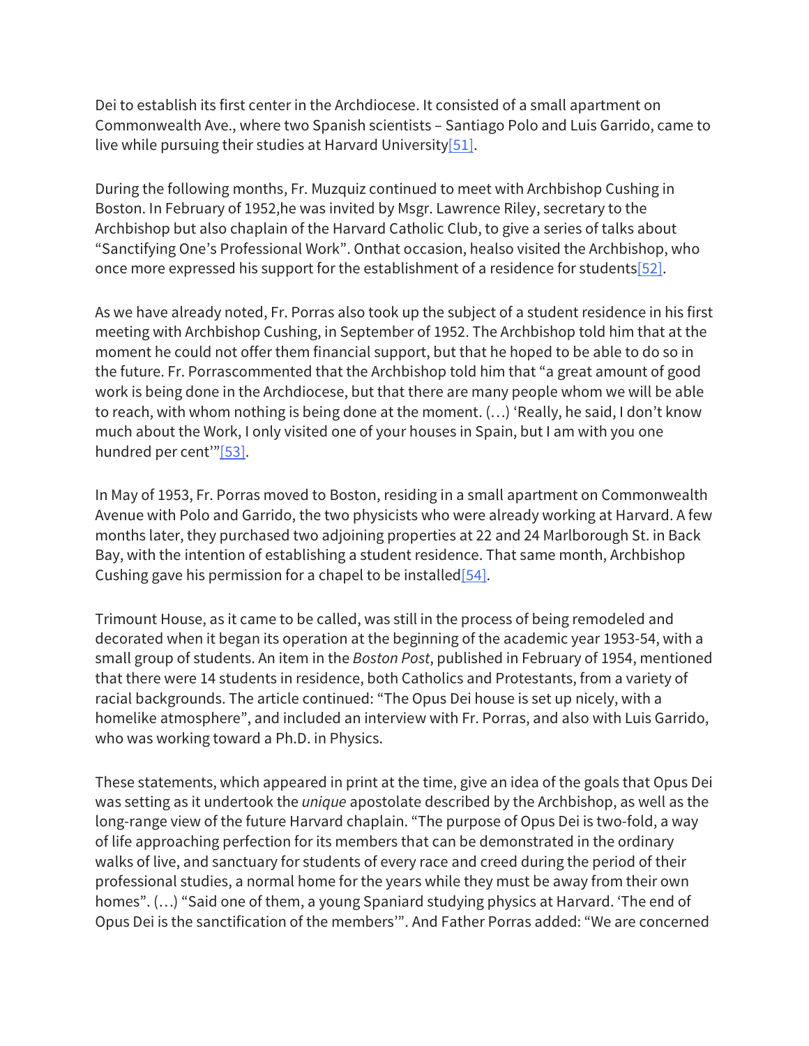Dei to establish its first center in the Archdiocese. It consisted of a small apartment on Commonwealth Ave., where two Spanish scientists – Santiago Polo and Luis Garrido, came to live while pursuing their studies at Harvard University[51].

During the following months, Fr. Muzquiz continued to meet with Archbishop Cushing in Boston. In February of 1952,he was invited by Msgr. Lawrence Riley, secretary to the Archbishop but also chaplain of the Harvard Catholic Club, to give a series of talks about "Sanctifying One's Professional Work". Onthat occasion, healso visited the Archbishop, who once more expressed his support for the establishment of a residence for students[52].

As we have already noted, Fr. Porras also took up the subject of a student residence in his first meeting with Archbishop Cushing, in September of 1952. The Archbishop told him that at the moment he could not offer them financial support, but that he hoped to be able to do so in the future. Fr. Porrascommented that the Archbishop told him that "a great amount of good work is being done in the Archdiocese, but that there are many people whom we will be able to reach, with whom nothing is being done at the moment. (…) 'Really, he said, I don't know much about the Work, I only visited one of your houses in Spain, but I am with you one hundred per cent'"[53].

In May of 1953, Fr. Porras moved to Boston, residing in a small apartment on Commonwealth Avenue with Polo and Garrido, the two physicists who were already working at Harvard. A few months later, they purchased two adjoining properties at 22 and 24 Marlborough St. in Back Bay, with the intention of establishing a student residence. That same month, Archbishop Cushing gave his permission for a chapel to be installed[54].

Trimount House, as it came to be called, was still in the process of being remodeled and decorated when it began its operation at the beginning of the academic year 1953-54, with a small group of students. An item in the *Boston Post*, published in February of 1954, mentioned that there were 14 students in residence, both Catholics and Protestants, from a variety of racial backgrounds. The article continued: "The Opus Dei house is set up nicely, with a homelike atmosphere", and included an interview with Fr. Porras, and also with Luis Garrido, who was working toward a Ph.D. in Physics.

These statements, which appeared in print at the time, give an idea of the goals that Opus Dei was setting as it undertook the *unique* apostolate described by the Archbishop, as well as the long-range view of the future Harvard chaplain. "The purpose of Opus Dei is two-fold, a way of life approaching perfection for its members that can be demonstrated in the ordinary walks of live, and sanctuary for students of every race and creed during the period of their professional studies, a normal home for the years while they must be away from their own homes". (…) "Said one of them, a young Spaniard studying physics at Harvard. 'The end of Opus Dei is the sanctification of the members'". And Father Porras added: "We are concerned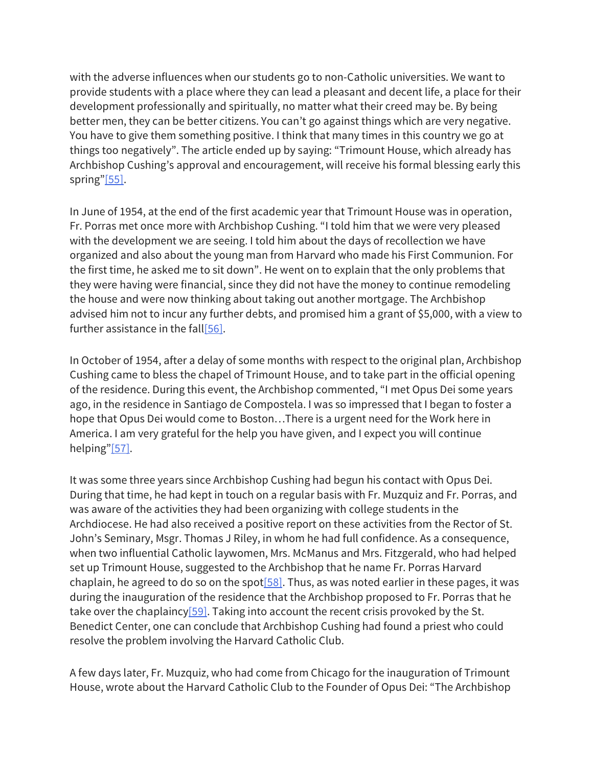with the adverse influences when our students go to non-Catholic universities. We want to provide students with a place where they can lead a pleasant and decent life, a place for their development professionally and spiritually, no matter what their creed may be. By being better men, they can be better citizens. You can't go against things which are very negative. You have to give them something positive. I think that many times in this country we go at things too negatively". The article ended up by saying: "Trimount House, which already has Archbishop Cushing's approval and encouragement, will receive his formal blessing early this spring"[55].

In June of 1954, at the end of the first academic year that Trimount House was in operation, Fr. Porras met once more with Archbishop Cushing. "I told him that we were very pleased with the development we are seeing. I told him about the days of recollection we have organized and also about the young man from Harvard who made his First Communion. For the first time, he asked me to sit down". He went on to explain that the only problems that they were having were financial, since they did not have the money to continue remodeling the house and were now thinking about taking out another mortgage. The Archbishop advised him not to incur any further debts, and promised him a grant of $5,000, with a view to further assistance in the fall[56].

In October of 1954, after a delay of some months with respect to the original plan, Archbishop Cushing came to bless the chapel of Trimount House, and to take part in the official opening of the residence. During this event, the Archbishop commented, "I met Opus Dei some years ago, in the residence in Santiago de Compostela. I was so impressed that I began to foster a hope that Opus Dei would come to Boston…There is a urgent need for the Work here in America. I am very grateful for the help you have given, and I expect you will continue helping"[57].

It was some three years since Archbishop Cushing had begun his contact with Opus Dei. During that time, he had kept in touch on a regular basis with Fr. Muzquiz and Fr. Porras, and was aware of the activities they had been organizing with college students in the Archdiocese. He had also received a positive report on these activities from the Rector of St. John's Seminary, Msgr. Thomas J Riley, in whom he had full confidence. As a consequence, when two influential Catholic laywomen, Mrs. McManus and Mrs. Fitzgerald, who had helped set up Trimount House, suggested to the Archbishop that he name Fr. Porras Harvard chaplain, he agreed to do so on the spot[58]. Thus, as was noted earlier in these pages, it was during the inauguration of the residence that the Archbishop proposed to Fr. Porras that he take over the chaplaincy[59]. Taking into account the recent crisis provoked by the St. Benedict Center, one can conclude that Archbishop Cushing had found a priest who could resolve the problem involving the Harvard Catholic Club.

A few days later, Fr. Muzquiz, who had come from Chicago for the inauguration of Trimount House, wrote about the Harvard Catholic Club to the Founder of Opus Dei: "The Archbishop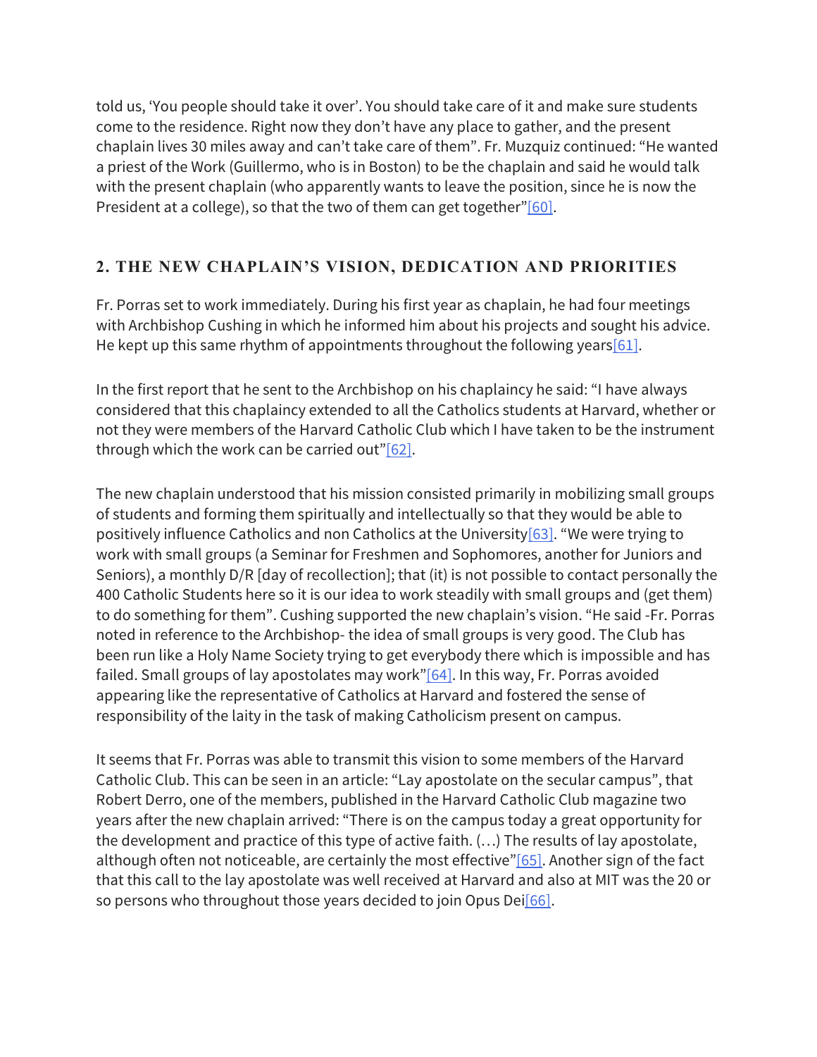told us, 'You people should take it over'. You should take care of it and make sure students come to the residence. Right now they don't have any place to gather, and the present chaplain lives 30 miles away and can't take care of them". Fr. Muzquiz continued: "He wanted a priest of the Work (Guillermo, who is in Boston) to be the chaplain and said he would talk with the present chaplain (who apparently wants to leave the position, since he is now the President at a college), so that the two of them can get together"[60].

## 2. THE NEW CHAPLAIN'S VISION, DEDICATION AND PRIORITIES

Fr. Porras set to work immediately. During his first year as chaplain, he had four meetings with Archbishop Cushing in which he informed him about his projects and sought his advice. He kept up this same rhythm of appointments throughout the following years[61].

In the first report that he sent to the Archbishop on his chaplaincy he said: "I have always considered that this chaplaincy extended to all the Catholics students at Harvard, whether or not they were members of the Harvard Catholic Club which I have taken to be the instrument through which the work can be carried out"[62].

The new chaplain understood that his mission consisted primarily in mobilizing small groups of students and forming them spiritually and intellectually so that they would be able to positively influence Catholics and non Catholics at the University[63]. "We were trying to work with small groups (a Seminar for Freshmen and Sophomores, another for Juniors and Seniors), a monthly D/R [day of recollection]; that (it) is not possible to contact personally the 400 Catholic Students here so it is our idea to work steadily with small groups and (get them) to do something for them". Cushing supported the new chaplain's vision. "He said -Fr. Porras noted in reference to the Archbishop- the idea of small groups is very good. The Club has been run like a Holy Name Society trying to get everybody there which is impossible and has failed. Small groups of lay apostolates may work"[64]. In this way, Fr. Porras avoided appearing like the representative of Catholics at Harvard and fostered the sense of responsibility of the laity in the task of making Catholicism present on campus.

It seems that Fr. Porras was able to transmit this vision to some members of the Harvard Catholic Club. This can be seen in an article: "Lay apostolate on the secular campus", that Robert Derro, one of the members, published in the Harvard Catholic Club magazine two years after the new chaplain arrived: "There is on the campus today a great opportunity for the development and practice of this type of active faith. (…) The results of lay apostolate, although often not noticeable, are certainly the most effective"[65]. Another sign of the fact that this call to the lay apostolate was well received at Harvard and also at MIT was the 20 or so persons who throughout those years decided to join Opus Dei[66].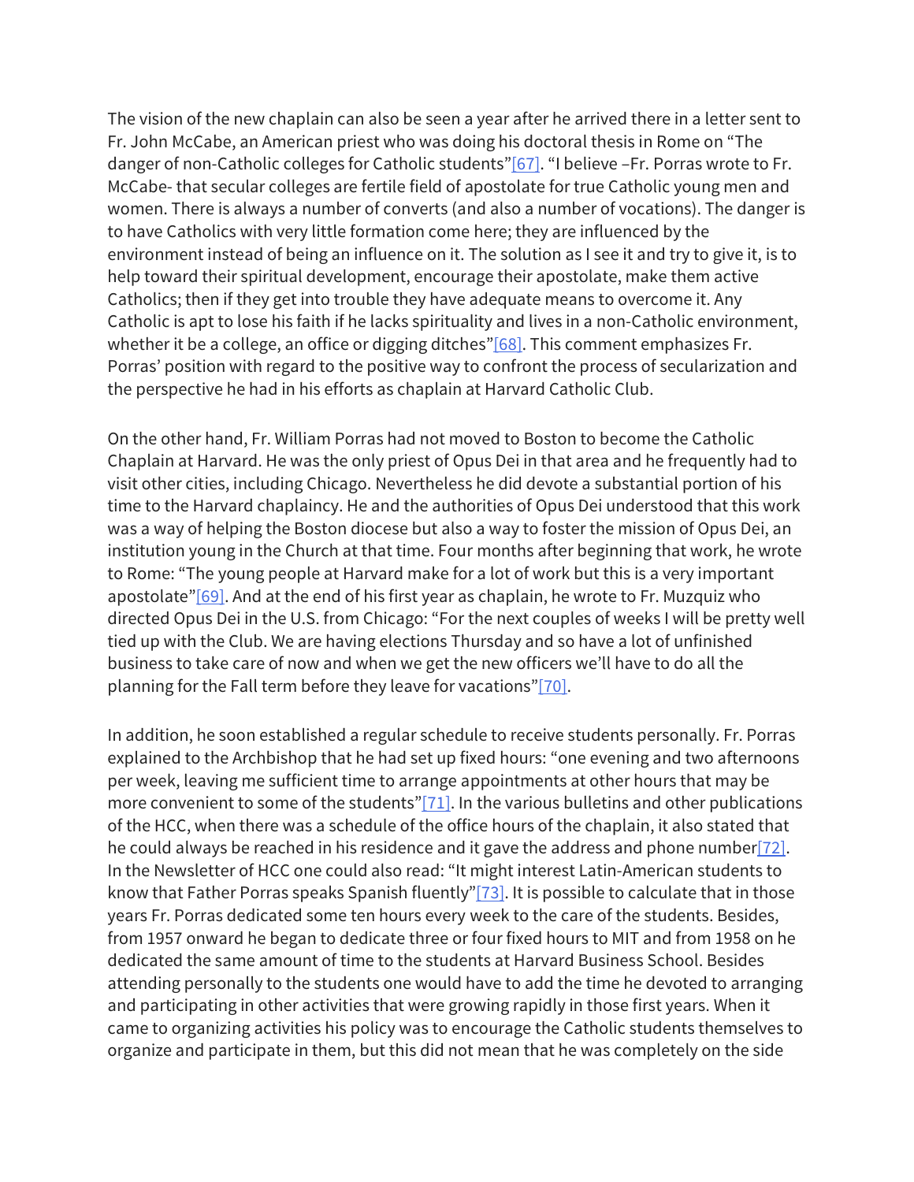The vision of the new chaplain can also be seen a year after he arrived there in a letter sent to Fr. John McCabe, an American priest who was doing his doctoral thesis in Rome on "The danger of non-Catholic colleges for Catholic students"[67]. "I believe –Fr. Porras wrote to Fr. McCabe- that secular colleges are fertile field of apostolate for true Catholic young men and women. There is always a number of converts (and also a number of vocations). The danger is to have Catholics with very little formation come here; they are influenced by the environment instead of being an influence on it. The solution as I see it and try to give it, is to help toward their spiritual development, encourage their apostolate, make them active Catholics; then if they get into trouble they have adequate means to overcome it. Any Catholic is apt to lose his faith if he lacks spirituality and lives in a non-Catholic environment, whether it be a college, an office or digging ditches"[68]. This comment emphasizes Fr. Porras' position with regard to the positive way to confront the process of secularization and the perspective he had in his efforts as chaplain at Harvard Catholic Club.

On the other hand, Fr. William Porras had not moved to Boston to become the Catholic Chaplain at Harvard. He was the only priest of Opus Dei in that area and he frequently had to visit other cities, including Chicago. Nevertheless he did devote a substantial portion of his time to the Harvard chaplaincy. He and the authorities of Opus Dei understood that this work was a way of helping the Boston diocese but also a way to foster the mission of Opus Dei, an institution young in the Church at that time. Four months after beginning that work, he wrote to Rome: "The young people at Harvard make for a lot of work but this is a very important apostolate"[69]. And at the end of his first year as chaplain, he wrote to Fr. Muzquiz who directed Opus Dei in the U.S. from Chicago: "For the next couples of weeks I will be pretty well tied up with the Club. We are having elections Thursday and so have a lot of unfinished business to take care of now and when we get the new officers we'll have to do all the planning for the Fall term before they leave for vacations"[70].

In addition, he soon established a regular schedule to receive students personally. Fr. Porras explained to the Archbishop that he had set up fixed hours: "one evening and two afternoons per week, leaving me sufficient time to arrange appointments at other hours that may be more convenient to some of the students"[71]. In the various bulletins and other publications of the HCC, when there was a schedule of the office hours of the chaplain, it also stated that he could always be reached in his residence and it gave the address and phone number[72]. In the Newsletter of HCC one could also read: "It might interest Latin-American students to know that Father Porras speaks Spanish fluently"[73]. It is possible to calculate that in those years Fr. Porras dedicated some ten hours every week to the care of the students. Besides, from 1957 onward he began to dedicate three or four fixed hours to MIT and from 1958 on he dedicated the same amount of time to the students at Harvard Business School. Besides attending personally to the students one would have to add the time he devoted to arranging and participating in other activities that were growing rapidly in those first years. When it came to organizing activities his policy was to encourage the Catholic students themselves to organize and participate in them, but this did not mean that he was completely on the side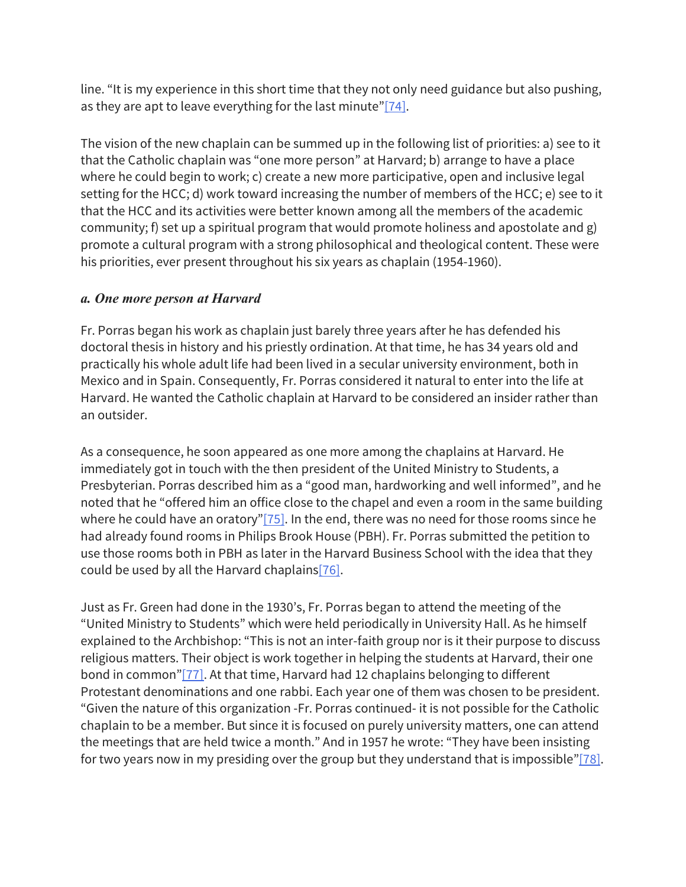line. “It is my experience in this short time that they not only need guidance but also pushing, as they are apt to leave everything for the last minute”[74].

The vision of the new chaplain can be summed up in the following list of priorities: a) see to it that the Catholic chaplain was “one more person” at Harvard; b) arrange to have a place where he could begin to work; c) create a new more participative, open and inclusive legal setting for the HCC; d) work toward increasing the number of members of the HCC; e) see to it that the HCC and its activities were better known among all the members of the academic community; f) set up a spiritual program that would promote holiness and apostolate and g) promote a cultural program with a strong philosophical and theological content. These were his priorities, ever present throughout his six years as chaplain (1954-1960).

### *a. One more person at Harvard*

Fr. Porras began his work as chaplain just barely three years after he has defended his doctoral thesis in history and his priestly ordination. At that time, he has 34 years old and practically his whole adult life had been lived in a secular university environment, both in Mexico and in Spain. Consequently, Fr. Porras considered it natural to enter into the life at Harvard. He wanted the Catholic chaplain at Harvard to be considered an insider rather than an outsider.

As a consequence, he soon appeared as one more among the chaplains at Harvard. He immediately got in touch with the then president of the United Ministry to Students, a Presbyterian. Porras described him as a “good man, hardworking and well informed”, and he noted that he “offered him an office close to the chapel and even a room in the same building where he could have an oratory”[75]. In the end, there was no need for those rooms since he had already found rooms in Philips Brook House (PBH). Fr. Porras submitted the petition to use those rooms both in PBH as later in the Harvard Business School with the idea that they could be used by all the Harvard chaplains[76].

Just as Fr. Green had done in the 1930’s, Fr. Porras began to attend the meeting of the “United Ministry to Students” which were held periodically in University Hall. As he himself explained to the Archbishop: “This is not an inter-faith group nor is it their purpose to discuss religious matters. Their object is work together in helping the students at Harvard, their one bond in common”[77]. At that time, Harvard had 12 chaplains belonging to different Protestant denominations and one rabbi. Each year one of them was chosen to be president. “Given the nature of this organization -Fr. Porras continued- it is not possible for the Catholic chaplain to be a member. But since it is focused on purely university matters, one can attend the meetings that are held twice a month.” And in 1957 he wrote: “They have been insisting for two years now in my presiding over the group but they understand that is impossible”[78].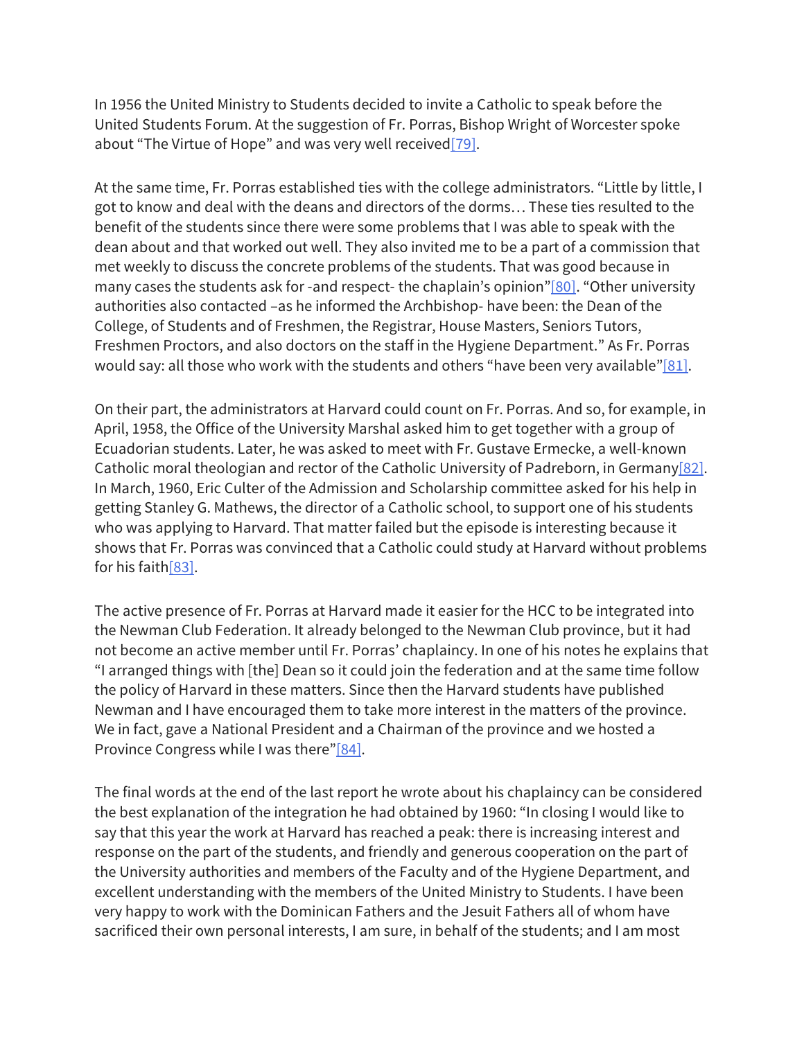In 1956 the United Ministry to Students decided to invite a Catholic to speak before the United Students Forum. At the suggestion of Fr. Porras, Bishop Wright of Worcester spoke about "The Virtue of Hope" and was very well received[79].

At the same time, Fr. Porras established ties with the college administrators. "Little by little, I got to know and deal with the deans and directors of the dorms… These ties resulted to the benefit of the students since there were some problems that I was able to speak with the dean about and that worked out well. They also invited me to be a part of a commission that met weekly to discuss the concrete problems of the students. That was good because in many cases the students ask for -and respect- the chaplain's opinion"[80]. "Other university authorities also contacted –as he informed the Archbishop- have been: the Dean of the College, of Students and of Freshmen, the Registrar, House Masters, Seniors Tutors, Freshmen Proctors, and also doctors on the staff in the Hygiene Department." As Fr. Porras would say: all those who work with the students and others "have been very available"[81].

On their part, the administrators at Harvard could count on Fr. Porras. And so, for example, in April, 1958, the Office of the University Marshal asked him to get together with a group of Ecuadorian students. Later, he was asked to meet with Fr. Gustave Ermecke, a well-known Catholic moral theologian and rector of the Catholic University of Padreborn, in Germany[82]. In March, 1960, Eric Culter of the Admission and Scholarship committee asked for his help in getting Stanley G. Mathews, the director of a Catholic school, to support one of his students who was applying to Harvard. That matter failed but the episode is interesting because it shows that Fr. Porras was convinced that a Catholic could study at Harvard without problems for his faith[83].

The active presence of Fr. Porras at Harvard made it easier for the HCC to be integrated into the Newman Club Federation. It already belonged to the Newman Club province, but it had not become an active member until Fr. Porras' chaplaincy. In one of his notes he explains that "I arranged things with [the] Dean so it could join the federation and at the same time follow the policy of Harvard in these matters. Since then the Harvard students have published Newman and I have encouraged them to take more interest in the matters of the province. We in fact, gave a National President and a Chairman of the province and we hosted a Province Congress while I was there"[84].

The final words at the end of the last report he wrote about his chaplaincy can be considered the best explanation of the integration he had obtained by 1960: "In closing I would like to say that this year the work at Harvard has reached a peak: there is increasing interest and response on the part of the students, and friendly and generous cooperation on the part of the University authorities and members of the Faculty and of the Hygiene Department, and excellent understanding with the members of the United Ministry to Students. I have been very happy to work with the Dominican Fathers and the Jesuit Fathers all of whom have sacrificed their own personal interests, I am sure, in behalf of the students; and I am most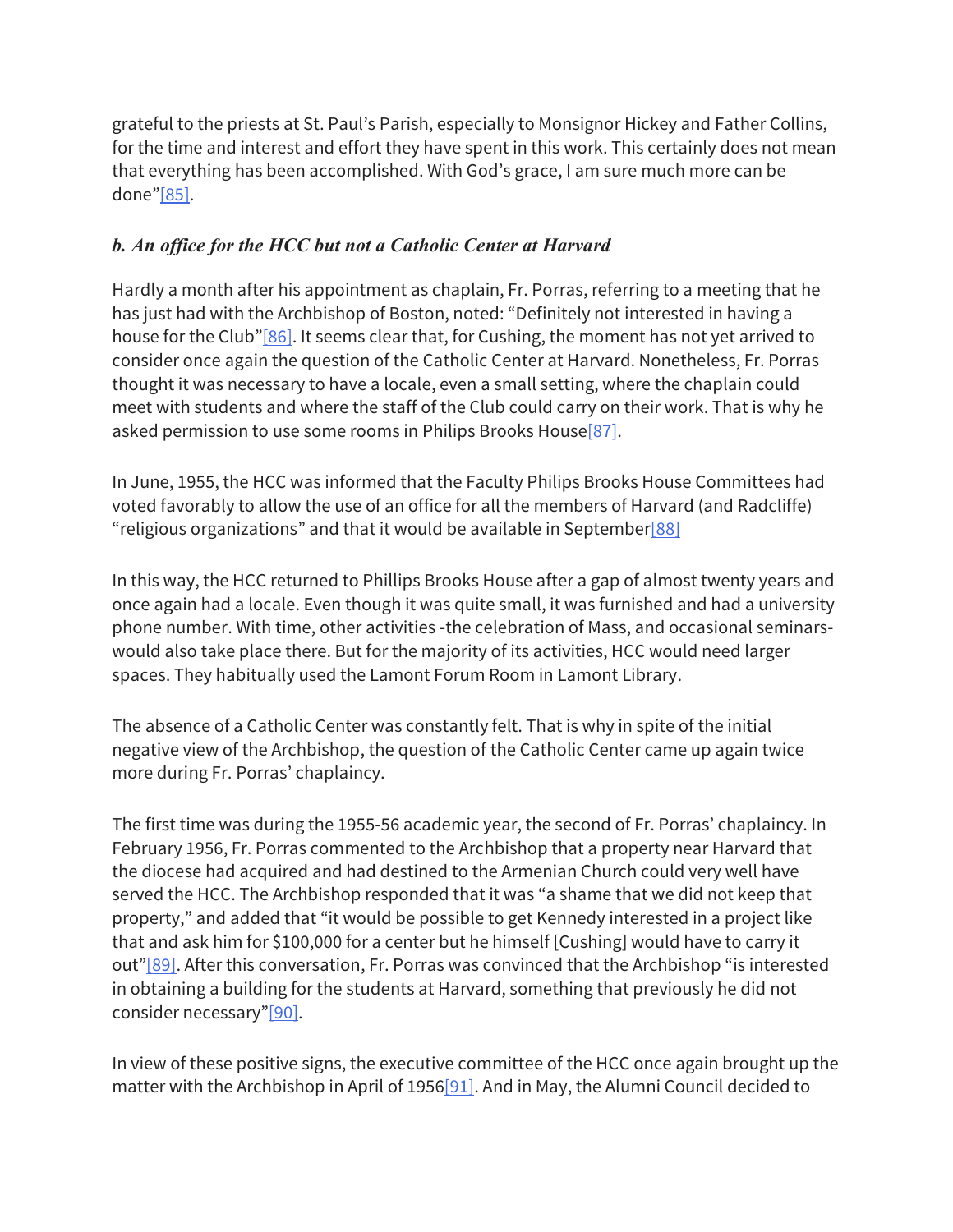grateful to the priests at St. Paul's Parish, especially to Monsignor Hickey and Father Collins, for the time and interest and effort they have spent in this work. This certainly does not mean that everything has been accomplished. With God's grace, I am sure much more can be done"[85].

### *b. An office for the HCC but not a Catholic Center at Harvard*

Hardly a month after his appointment as chaplain, Fr. Porras, referring to a meeting that he has just had with the Archbishop of Boston, noted: "Definitely not interested in having a house for the Club"[86]. It seems clear that, for Cushing, the moment has not yet arrived to consider once again the question of the Catholic Center at Harvard. Nonetheless, Fr. Porras thought it was necessary to have a locale, even a small setting, where the chaplain could meet with students and where the staff of the Club could carry on their work. That is why he asked permission to use some rooms in Philips Brooks House[87].

In June, 1955, the HCC was informed that the Faculty Philips Brooks House Committees had voted favorably to allow the use of an office for all the members of Harvard (and Radcliffe) "religious organizations" and that it would be available in September[88]

In this way, the HCC returned to Phillips Brooks House after a gap of almost twenty years and once again had a locale. Even though it was quite small, it was furnished and had a university phone number. With time, other activities -the celebration of Mass, and occasional seminars- would also take place there. But for the majority of its activities, HCC would need larger spaces. They habitually used the Lamont Forum Room in Lamont Library.

The absence of a Catholic Center was constantly felt. That is why in spite of the initial negative view of the Archbishop, the question of the Catholic Center came up again twice more during Fr. Porras' chaplaincy.

The first time was during the 1955-56 academic year, the second of Fr. Porras' chaplaincy. In February 1956, Fr. Porras commented to the Archbishop that a property near Harvard that the diocese had acquired and had destined to the Armenian Church could very well have served the HCC. The Archbishop responded that it was "a shame that we did not keep that property," and added that "it would be possible to get Kennedy interested in a project like that and ask him for $100,000 for a center but he himself [Cushing] would have to carry it out"[89]. After this conversation, Fr. Porras was convinced that the Archbishop "is interested in obtaining a building for the students at Harvard, something that previously he did not consider necessary"[90].

In view of these positive signs, the executive committee of the HCC once again brought up the matter with the Archbishop in April of 1956[91]. And in May, the Alumni Council decided to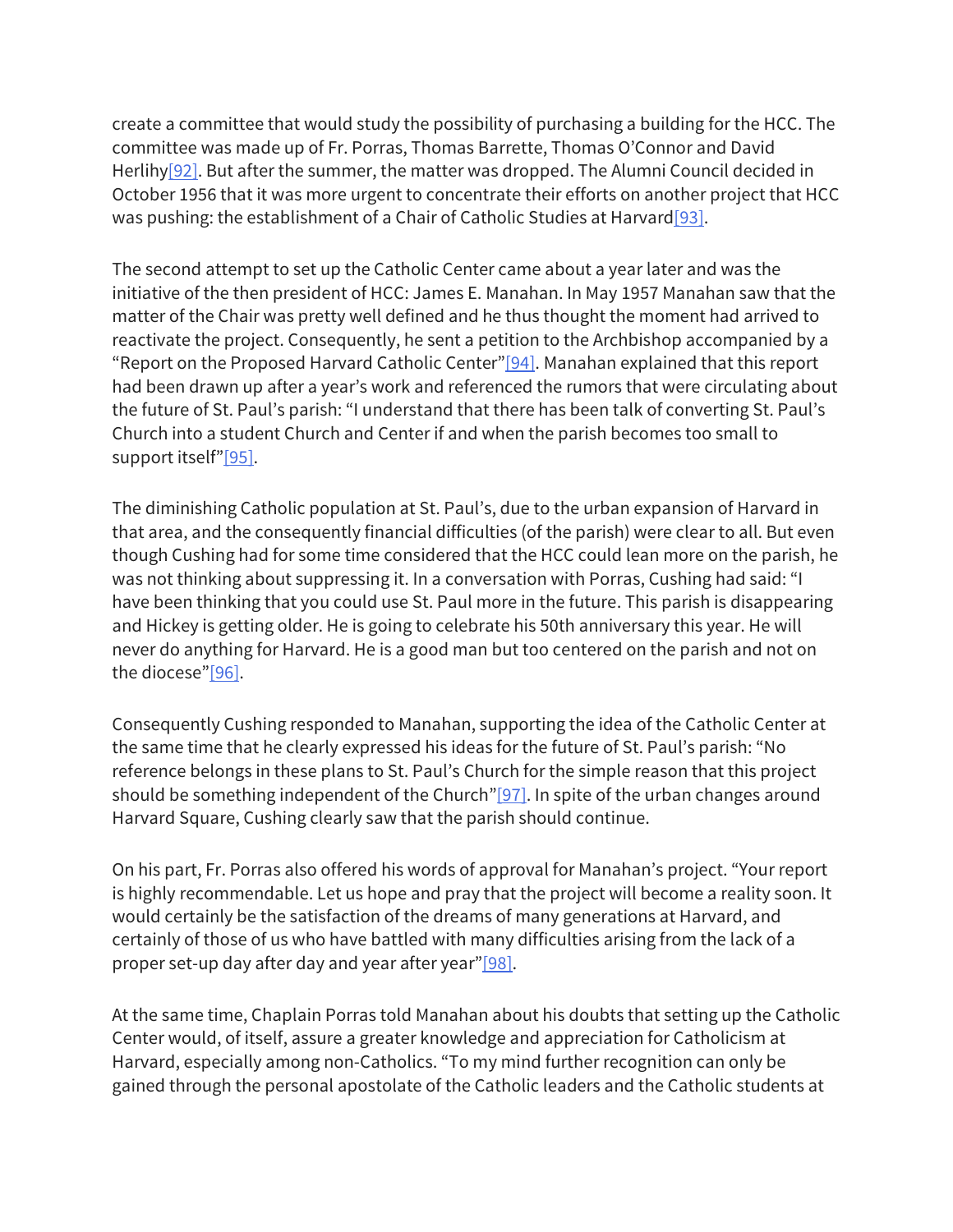create a committee that would study the possibility of purchasing a building for the HCC. The committee was made up of Fr. Porras, Thomas Barrette, Thomas O'Connor and David Herlihy[92]. But after the summer, the matter was dropped. The Alumni Council decided in October 1956 that it was more urgent to concentrate their efforts on another project that HCC was pushing: the establishment of a Chair of Catholic Studies at Harvard[93].

The second attempt to set up the Catholic Center came about a year later and was the initiative of the then president of HCC: James E. Manahan. In May 1957 Manahan saw that the matter of the Chair was pretty well defined and he thus thought the moment had arrived to reactivate the project. Consequently, he sent a petition to the Archbishop accompanied by a "Report on the Proposed Harvard Catholic Center"[94]. Manahan explained that this report had been drawn up after a year's work and referenced the rumors that were circulating about the future of St. Paul's parish: "I understand that there has been talk of converting St. Paul's Church into a student Church and Center if and when the parish becomes too small to support itself"[95].

The diminishing Catholic population at St. Paul's, due to the urban expansion of Harvard in that area, and the consequently financial difficulties (of the parish) were clear to all. But even though Cushing had for some time considered that the HCC could lean more on the parish, he was not thinking about suppressing it. In a conversation with Porras, Cushing had said: "I have been thinking that you could use St. Paul more in the future. This parish is disappearing and Hickey is getting older. He is going to celebrate his 50th anniversary this year. He will never do anything for Harvard. He is a good man but too centered on the parish and not on the diocese"[96].

Consequently Cushing responded to Manahan, supporting the idea of the Catholic Center at the same time that he clearly expressed his ideas for the future of St. Paul's parish: "No reference belongs in these plans to St. Paul's Church for the simple reason that this project should be something independent of the Church"[97]. In spite of the urban changes around Harvard Square, Cushing clearly saw that the parish should continue.

On his part, Fr. Porras also offered his words of approval for Manahan's project. "Your report is highly recommendable. Let us hope and pray that the project will become a reality soon. It would certainly be the satisfaction of the dreams of many generations at Harvard, and certainly of those of us who have battled with many difficulties arising from the lack of a proper set-up day after day and year after year"[98].

At the same time, Chaplain Porras told Manahan about his doubts that setting up the Catholic Center would, of itself, assure a greater knowledge and appreciation for Catholicism at Harvard, especially among non-Catholics. "To my mind further recognition can only be gained through the personal apostolate of the Catholic leaders and the Catholic students at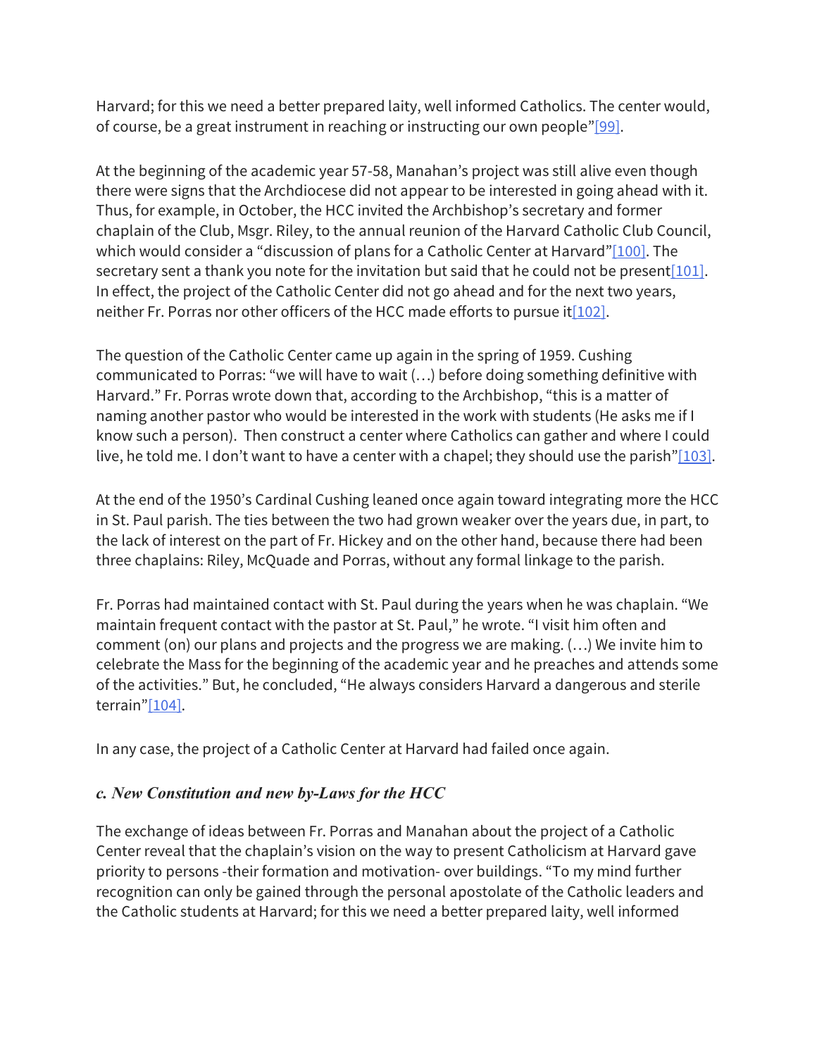Harvard; for this we need a better prepared laity, well informed Catholics. The center would, of course, be a great instrument in reaching or instructing our own people"[99].

At the beginning of the academic year 57-58, Manahan's project was still alive even though there were signs that the Archdiocese did not appear to be interested in going ahead with it. Thus, for example, in October, the HCC invited the Archbishop's secretary and former chaplain of the Club, Msgr. Riley, to the annual reunion of the Harvard Catholic Club Council, which would consider a "discussion of plans for a Catholic Center at Harvard"[100]. The secretary sent a thank you note for the invitation but said that he could not be present[101]. In effect, the project of the Catholic Center did not go ahead and for the next two years, neither Fr. Porras nor other officers of the HCC made efforts to pursue it[102].

The question of the Catholic Center came up again in the spring of 1959. Cushing communicated to Porras: "we will have to wait (…) before doing something definitive with Harvard." Fr. Porras wrote down that, according to the Archbishop, "this is a matter of naming another pastor who would be interested in the work with students (He asks me if I know such a person). Then construct a center where Catholics can gather and where I could live, he told me. I don't want to have a center with a chapel; they should use the parish"[103].

At the end of the 1950's Cardinal Cushing leaned once again toward integrating more the HCC in St. Paul parish. The ties between the two had grown weaker over the years due, in part, to the lack of interest on the part of Fr. Hickey and on the other hand, because there had been three chaplains: Riley, McQuade and Porras, without any formal linkage to the parish.

Fr. Porras had maintained contact with St. Paul during the years when he was chaplain. "We maintain frequent contact with the pastor at St. Paul," he wrote. "I visit him often and comment (on) our plans and projects and the progress we are making. (…) We invite him to celebrate the Mass for the beginning of the academic year and he preaches and attends some of the activities." But, he concluded, "He always considers Harvard a dangerous and sterile terrain"[104].

In any case, the project of a Catholic Center at Harvard had failed once again.

### *c. New Constitution and new by-Laws for the HCC*

The exchange of ideas between Fr. Porras and Manahan about the project of a Catholic Center reveal that the chaplain's vision on the way to present Catholicism at Harvard gave priority to persons -their formation and motivation- over buildings. "To my mind further recognition can only be gained through the personal apostolate of the Catholic leaders and the Catholic students at Harvard; for this we need a better prepared laity, well informed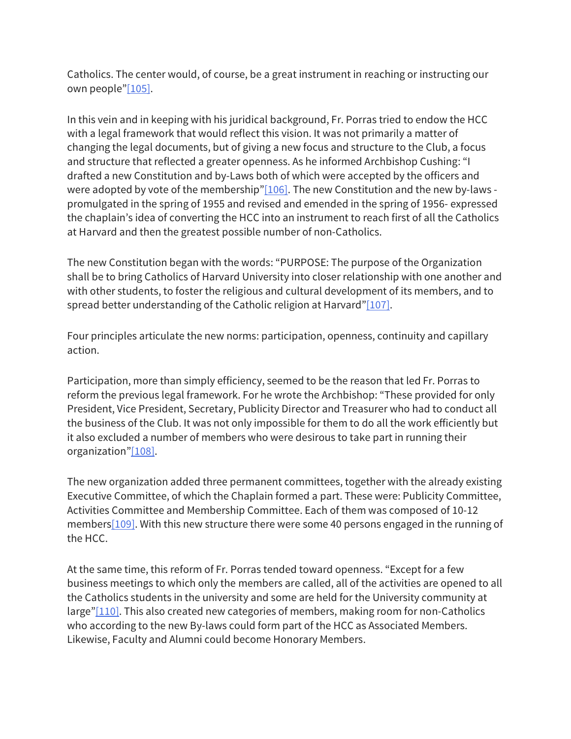Catholics. The center would, of course, be a great instrument in reaching or instructing our own people"[105].

In this vein and in keeping with his juridical background, Fr. Porras tried to endow the HCC with a legal framework that would reflect this vision. It was not primarily a matter of changing the legal documents, but of giving a new focus and structure to the Club, a focus and structure that reflected a greater openness. As he informed Archbishop Cushing: "I drafted a new Constitution and by-Laws both of which were accepted by the officers and were adopted by vote of the membership"[106]. The new Constitution and the new by-laws - promulgated in the spring of 1955 and revised and emended in the spring of 1956- expressed the chaplain's idea of converting the HCC into an instrument to reach first of all the Catholics at Harvard and then the greatest possible number of non-Catholics.

The new Constitution began with the words: "PURPOSE: The purpose of the Organization shall be to bring Catholics of Harvard University into closer relationship with one another and with other students, to foster the religious and cultural development of its members, and to spread better understanding of the Catholic religion at Harvard"[107].

Four principles articulate the new norms: participation, openness, continuity and capillary action.

Participation, more than simply efficiency, seemed to be the reason that led Fr. Porras to reform the previous legal framework. For he wrote the Archbishop: "These provided for only President, Vice President, Secretary, Publicity Director and Treasurer who had to conduct all the business of the Club. It was not only impossible for them to do all the work efficiently but it also excluded a number of members who were desirous to take part in running their organization"[108].

The new organization added three permanent committees, together with the already existing Executive Committee, of which the Chaplain formed a part. These were: Publicity Committee, Activities Committee and Membership Committee. Each of them was composed of 10-12 members[109]. With this new structure there were some 40 persons engaged in the running of the HCC.

At the same time, this reform of Fr. Porras tended toward openness. "Except for a few business meetings to which only the members are called, all of the activities are opened to all the Catholics students in the university and some are held for the University community at large"[110]. This also created new categories of members, making room for non-Catholics who according to the new By-laws could form part of the HCC as Associated Members. Likewise, Faculty and Alumni could become Honorary Members.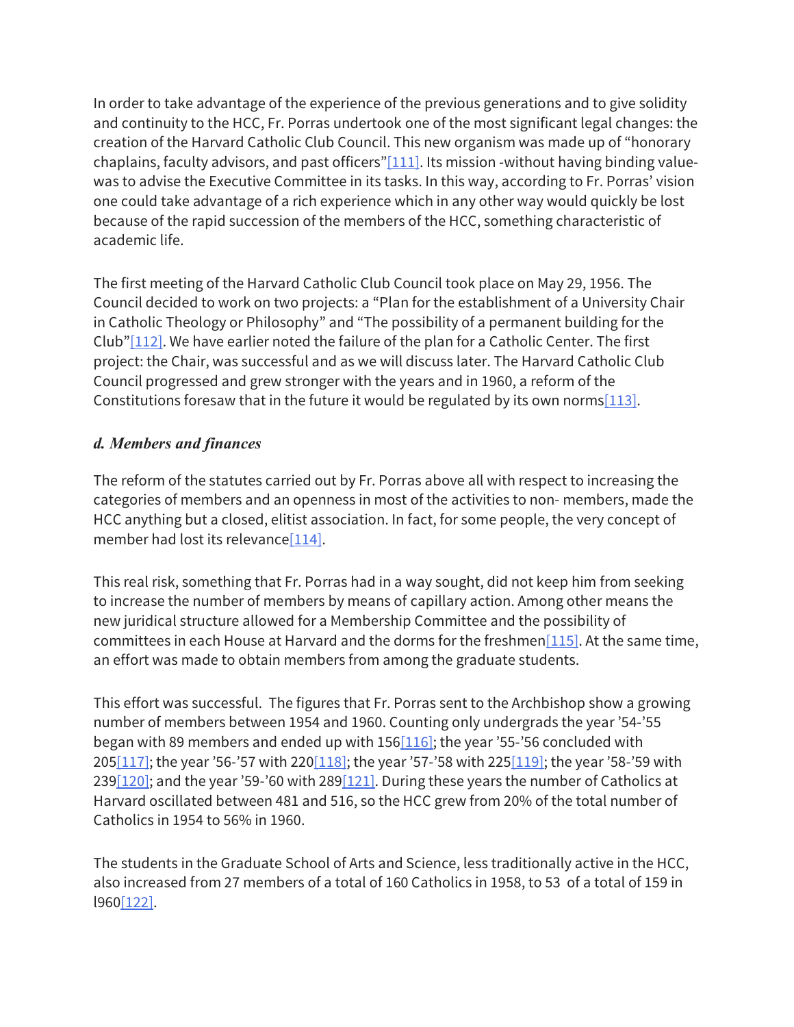In order to take advantage of the experience of the previous generations and to give solidity and continuity to the HCC, Fr. Porras undertook one of the most significant legal changes: the creation of the Harvard Catholic Club Council. This new organism was made up of "honorary chaplains, faculty advisors, and past officers"[111]. Its mission -without having binding value- was to advise the Executive Committee in its tasks. In this way, according to Fr. Porras' vision one could take advantage of a rich experience which in any other way would quickly be lost because of the rapid succession of the members of the HCC, something characteristic of academic life.

The first meeting of the Harvard Catholic Club Council took place on May 29, 1956. The Council decided to work on two projects: a "Plan for the establishment of a University Chair in Catholic Theology or Philosophy" and "The possibility of a permanent building for the Club"[112]. We have earlier noted the failure of the plan for a Catholic Center. The first project: the Chair, was successful and as we will discuss later. The Harvard Catholic Club Council progressed and grew stronger with the years and in 1960, a reform of the Constitutions foresaw that in the future it would be regulated by its own norms[113].

### *d. Members and finances*

The reform of the statutes carried out by Fr. Porras above all with respect to increasing the categories of members and an openness in most of the activities to non- members, made the HCC anything but a closed, elitist association. In fact, for some people, the very concept of member had lost its relevance[114].

This real risk, something that Fr. Porras had in a way sought, did not keep him from seeking to increase the number of members by means of capillary action. Among other means the new juridical structure allowed for a Membership Committee and the possibility of committees in each House at Harvard and the dorms for the freshmen[115]. At the same time, an effort was made to obtain members from among the graduate students.

This effort was successful. The figures that Fr. Porras sent to the Archbishop show a growing number of members between 1954 and 1960. Counting only undergrads the year '54-'55 began with 89 members and ended up with 156[116]; the year '55-'56 concluded with 205[117]; the year '56-'57 with 220[118]; the year '57-'58 with 225[119]; the year '58-'59 with 239[120]; and the year '59-'60 with 289[121]. During these years the number of Catholics at Harvard oscillated between 481 and 516, so the HCC grew from 20% of the total number of Catholics in 1954 to 56% in 1960.

The students in the Graduate School of Arts and Science, less traditionally active in the HCC, also increased from 27 members of a total of 160 Catholics in 1958, to 53 of a total of 159 in l960[122].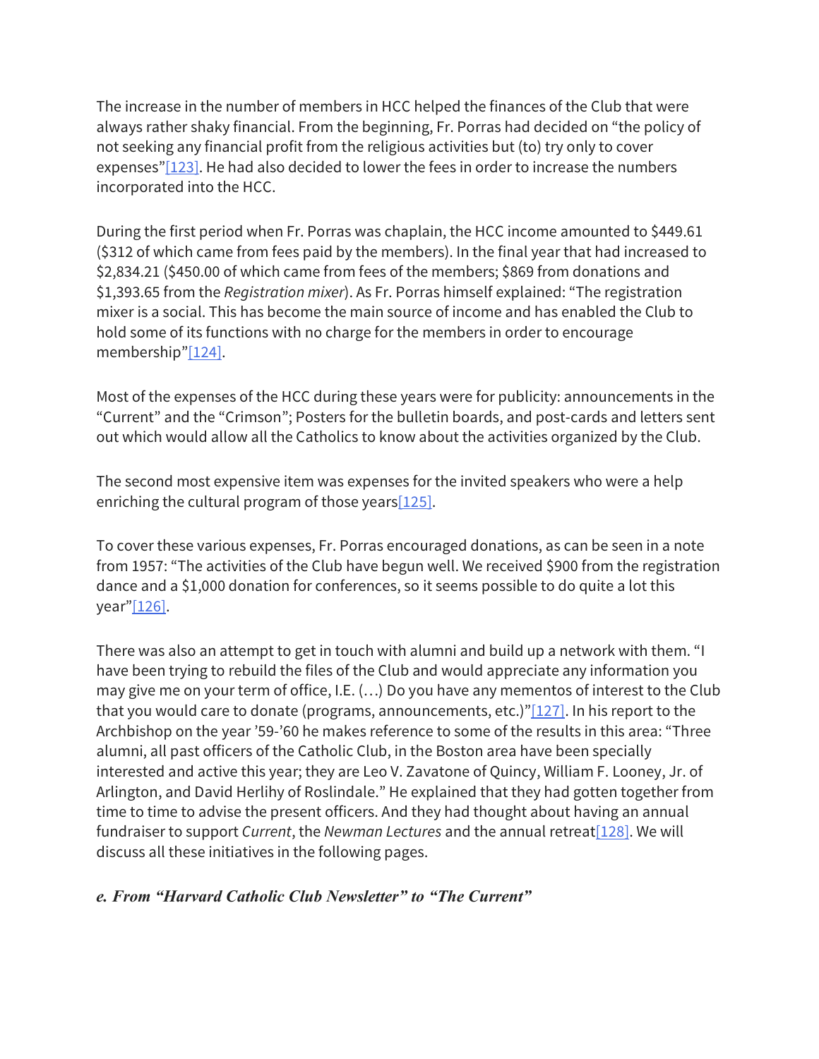The increase in the number of members in HCC helped the finances of the Club that were always rather shaky financial. From the beginning, Fr. Porras had decided on “the policy of not seeking any financial profit from the religious activities but (to) try only to cover expenses”[123]. He had also decided to lower the fees in order to increase the numbers incorporated into the HCC.

During the first period when Fr. Porras was chaplain, the HCC income amounted to $449.61 ($312 of which came from fees paid by the members). In the final year that had increased to $2,834.21 ($450.00 of which came from fees of the members; $869 from donations and $1,393.65 from the *Registration mixer*). As Fr. Porras himself explained: “The registration mixer is a social. This has become the main source of income and has enabled the Club to hold some of its functions with no charge for the members in order to encourage membership”[124].

Most of the expenses of the HCC during these years were for publicity: announcements in the “Current” and the “Crimson”; Posters for the bulletin boards, and post-cards and letters sent out which would allow all the Catholics to know about the activities organized by the Club.

The second most expensive item was expenses for the invited speakers who were a help enriching the cultural program of those years[125].

To cover these various expenses, Fr. Porras encouraged donations, as can be seen in a note from 1957: “The activities of the Club have begun well. We received $900 from the registration dance and a $1,000 donation for conferences, so it seems possible to do quite a lot this year”[126].

There was also an attempt to get in touch with alumni and build up a network with them. “I have been trying to rebuild the files of the Club and would appreciate any information you may give me on your term of office, I.E. (…) Do you have any mementos of interest to the Club that you would care to donate (programs, announcements, etc.)”[127]. In his report to the Archbishop on the year ’59-’60 he makes reference to some of the results in this area: “Three alumni, all past officers of the Catholic Club, in the Boston area have been specially interested and active this year; they are Leo V. Zavatone of Quincy, William F. Looney, Jr. of Arlington, and David Herlihy of Roslindale.” He explained that they had gotten together from time to time to advise the present officers. And they had thought about having an annual fundraiser to support *Current*, the *Newman Lectures* and the annual retreat[128]. We will discuss all these initiatives in the following pages.

### *e. From “Harvard Catholic Club Newsletter” to “The Current”*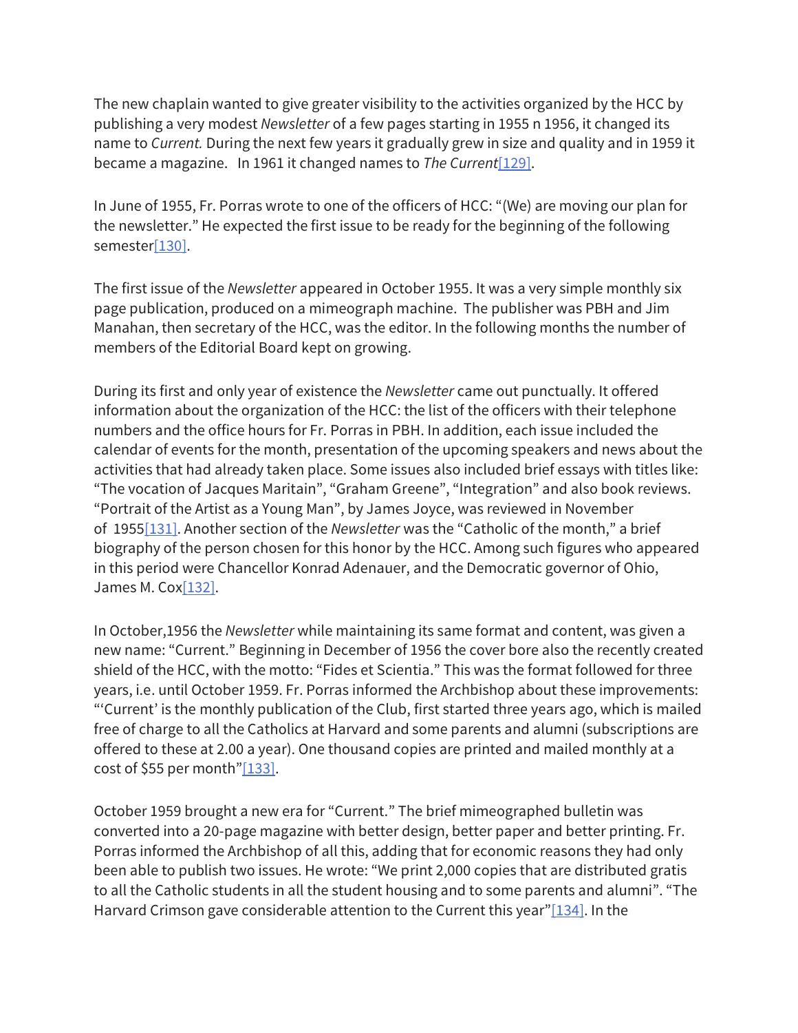The new chaplain wanted to give greater visibility to the activities organized by the HCC by publishing a very modest *Newsletter* of a few pages starting in 1955 n 1956, it changed its name to *Current.* During the next few years it gradually grew in size and quality and in 1959 it became a magazine.   In 1961 it changed names to *The Current*[129].

In June of 1955, Fr. Porras wrote to one of the officers of HCC: "(We) are moving our plan for the newsletter." He expected the first issue to be ready for the beginning of the following semester[130].

The first issue of the *Newsletter* appeared in October 1955. It was a very simple monthly six page publication, produced on a mimeograph machine.  The publisher was PBH and Jim Manahan, then secretary of the HCC, was the editor. In the following months the number of members of the Editorial Board kept on growing.

During its first and only year of existence the *Newsletter* came out punctually. It offered information about the organization of the HCC: the list of the officers with their telephone numbers and the office hours for Fr. Porras in PBH. In addition, each issue included the calendar of events for the month, presentation of the upcoming speakers and news about the activities that had already taken place. Some issues also included brief essays with titles like: "The vocation of Jacques Maritain", "Graham Greene", "Integration" and also book reviews. "Portrait of the Artist as a Young Man", by James Joyce, was reviewed in November of  1955[131]. Another section of the *Newsletter* was the "Catholic of the month," a brief biography of the person chosen for this honor by the HCC. Among such figures who appeared in this period were Chancellor Konrad Adenauer, and the Democratic governor of Ohio, James M. Cox[132].

In October,1956 the *Newsletter* while maintaining its same format and content, was given a new name: "Current." Beginning in December of 1956 the cover bore also the recently created shield of the HCC, with the motto: "Fides et Scientia." This was the format followed for three years, i.e. until October 1959. Fr. Porras informed the Archbishop about these improvements: "'Current' is the monthly publication of the Club, first started three years ago, which is mailed free of charge to all the Catholics at Harvard and some parents and alumni (subscriptions are offered to these at 2.00 a year). One thousand copies are printed and mailed monthly at a cost of $55 per month"[133].

October 1959 brought a new era for "Current." The brief mimeographed bulletin was converted into a 20-page magazine with better design, better paper and better printing. Fr. Porras informed the Archbishop of all this, adding that for economic reasons they had only been able to publish two issues. He wrote: "We print 2,000 copies that are distributed gratis to all the Catholic students in all the student housing and to some parents and alumni". "The Harvard Crimson gave considerable attention to the Current this year"[134]. In the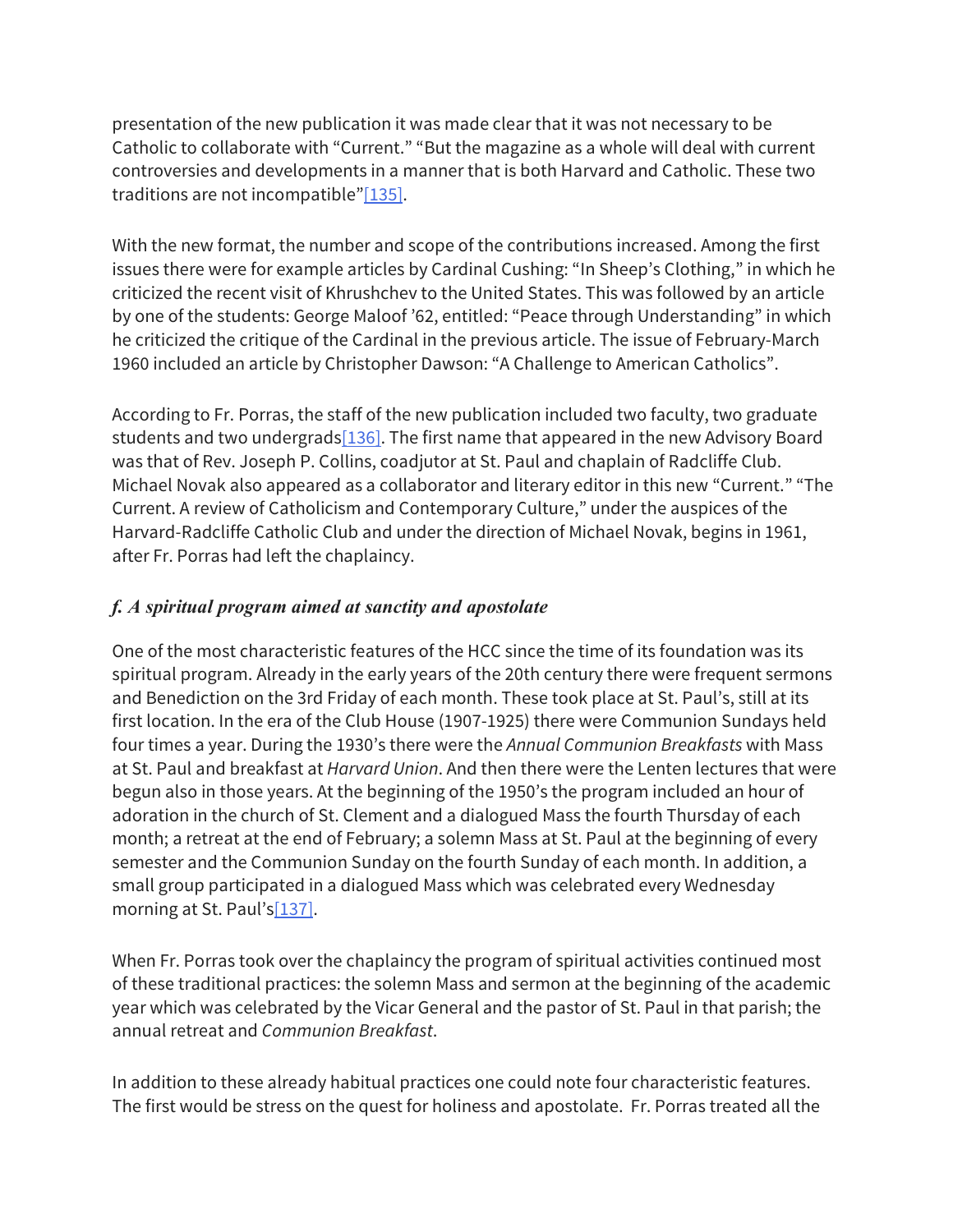presentation of the new publication it was made clear that it was not necessary to be Catholic to collaborate with "Current." "But the magazine as a whole will deal with current controversies and developments in a manner that is both Harvard and Catholic. These two traditions are not incompatible"[135].

With the new format, the number and scope of the contributions increased. Among the first issues there were for example articles by Cardinal Cushing: "In Sheep's Clothing," in which he criticized the recent visit of Khrushchev to the United States. This was followed by an article by one of the students: George Maloof '62, entitled: "Peace through Understanding" in which he criticized the critique of the Cardinal in the previous article. The issue of February-March 1960 included an article by Christopher Dawson: "A Challenge to American Catholics".

According to Fr. Porras, the staff of the new publication included two faculty, two graduate students and two undergrads[136]. The first name that appeared in the new Advisory Board was that of Rev. Joseph P. Collins, coadjutor at St. Paul and chaplain of Radcliffe Club. Michael Novak also appeared as a collaborator and literary editor in this new "Current." "The Current. A review of Catholicism and Contemporary Culture," under the auspices of the Harvard-Radcliffe Catholic Club and under the direction of Michael Novak, begins in 1961, after Fr. Porras had left the chaplaincy.

### *f. A spiritual program aimed at sanctity and apostolate*

One of the most characteristic features of the HCC since the time of its foundation was its spiritual program. Already in the early years of the 20th century there were frequent sermons and Benediction on the 3rd Friday of each month. These took place at St. Paul's, still at its first location. In the era of the Club House (1907-1925) there were Communion Sundays held four times a year. During the 1930's there were the *Annual Communion Breakfasts* with Mass at St. Paul and breakfast at *Harvard Union*. And then there were the Lenten lectures that were begun also in those years. At the beginning of the 1950's the program included an hour of adoration in the church of St. Clement and a dialogued Mass the fourth Thursday of each month; a retreat at the end of February; a solemn Mass at St. Paul at the beginning of every semester and the Communion Sunday on the fourth Sunday of each month. In addition, a small group participated in a dialogued Mass which was celebrated every Wednesday morning at St. Paul's[137].

When Fr. Porras took over the chaplaincy the program of spiritual activities continued most of these traditional practices: the solemn Mass and sermon at the beginning of the academic year which was celebrated by the Vicar General and the pastor of St. Paul in that parish; the annual retreat and *Communion Breakfast*.

In addition to these already habitual practices one could note four characteristic features. The first would be stress on the quest for holiness and apostolate. Fr. Porras treated all the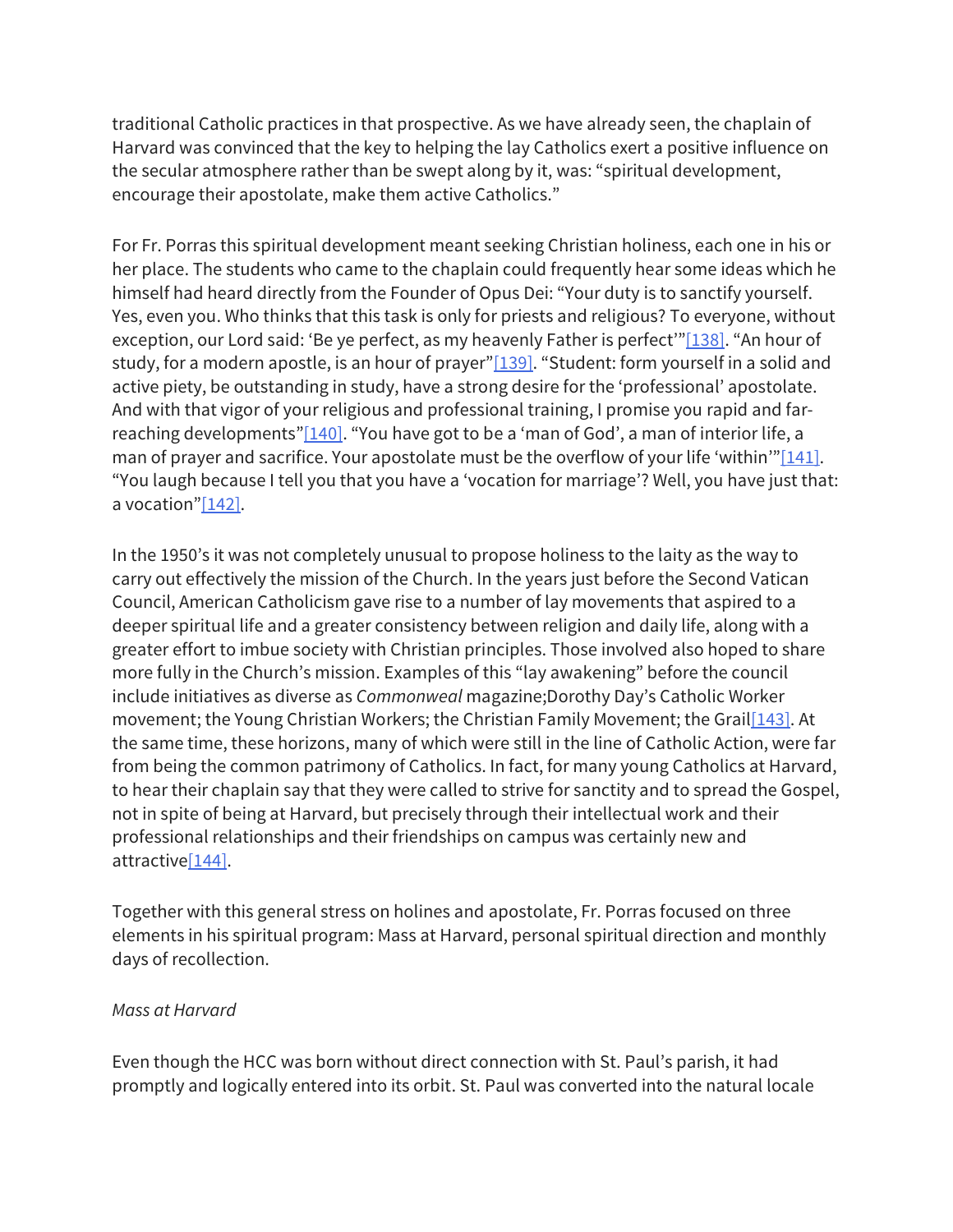traditional Catholic practices in that prospective. As we have already seen, the chaplain of Harvard was convinced that the key to helping the lay Catholics exert a positive influence on the secular atmosphere rather than be swept along by it, was: "spiritual development, encourage their apostolate, make them active Catholics."

For Fr. Porras this spiritual development meant seeking Christian holiness, each one in his or her place. The students who came to the chaplain could frequently hear some ideas which he himself had heard directly from the Founder of Opus Dei: "Your duty is to sanctify yourself. Yes, even you. Who thinks that this task is only for priests and religious? To everyone, without exception, our Lord said: 'Be ye perfect, as my heavenly Father is perfect'"[138]. "An hour of study, for a modern apostle, is an hour of prayer"[139]. "Student: form yourself in a solid and active piety, be outstanding in study, have a strong desire for the 'professional' apostolate. And with that vigor of your religious and professional training, I promise you rapid and far-reaching developments"[140]. "You have got to be a 'man of God', a man of interior life, a man of prayer and sacrifice. Your apostolate must be the overflow of your life 'within'"[141]. "You laugh because I tell you that you have a 'vocation for marriage'? Well, you have just that: a vocation"[142].

In the 1950's it was not completely unusual to propose holiness to the laity as the way to carry out effectively the mission of the Church. In the years just before the Second Vatican Council, American Catholicism gave rise to a number of lay movements that aspired to a deeper spiritual life and a greater consistency between religion and daily life, along with a greater effort to imbue society with Christian principles. Those involved also hoped to share more fully in the Church's mission. Examples of this "lay awakening" before the council include initiatives as diverse as *Commonweal* magazine;Dorothy Day's Catholic Worker movement; the Young Christian Workers; the Christian Family Movement; the Grail[143]. At the same time, these horizons, many of which were still in the line of Catholic Action, were far from being the common patrimony of Catholics. In fact, for many young Catholics at Harvard, to hear their chaplain say that they were called to strive for sanctity and to spread the Gospel, not in spite of being at Harvard, but precisely through their intellectual work and their professional relationships and their friendships on campus was certainly new and attractive[144].

Together with this general stress on holines and apostolate, Fr. Porras focused on three elements in his spiritual program: Mass at Harvard, personal spiritual direction and monthly days of recollection.

*Mass at Harvard*

Even though the HCC was born without direct connection with St. Paul's parish, it had promptly and logically entered into its orbit. St. Paul was converted into the natural locale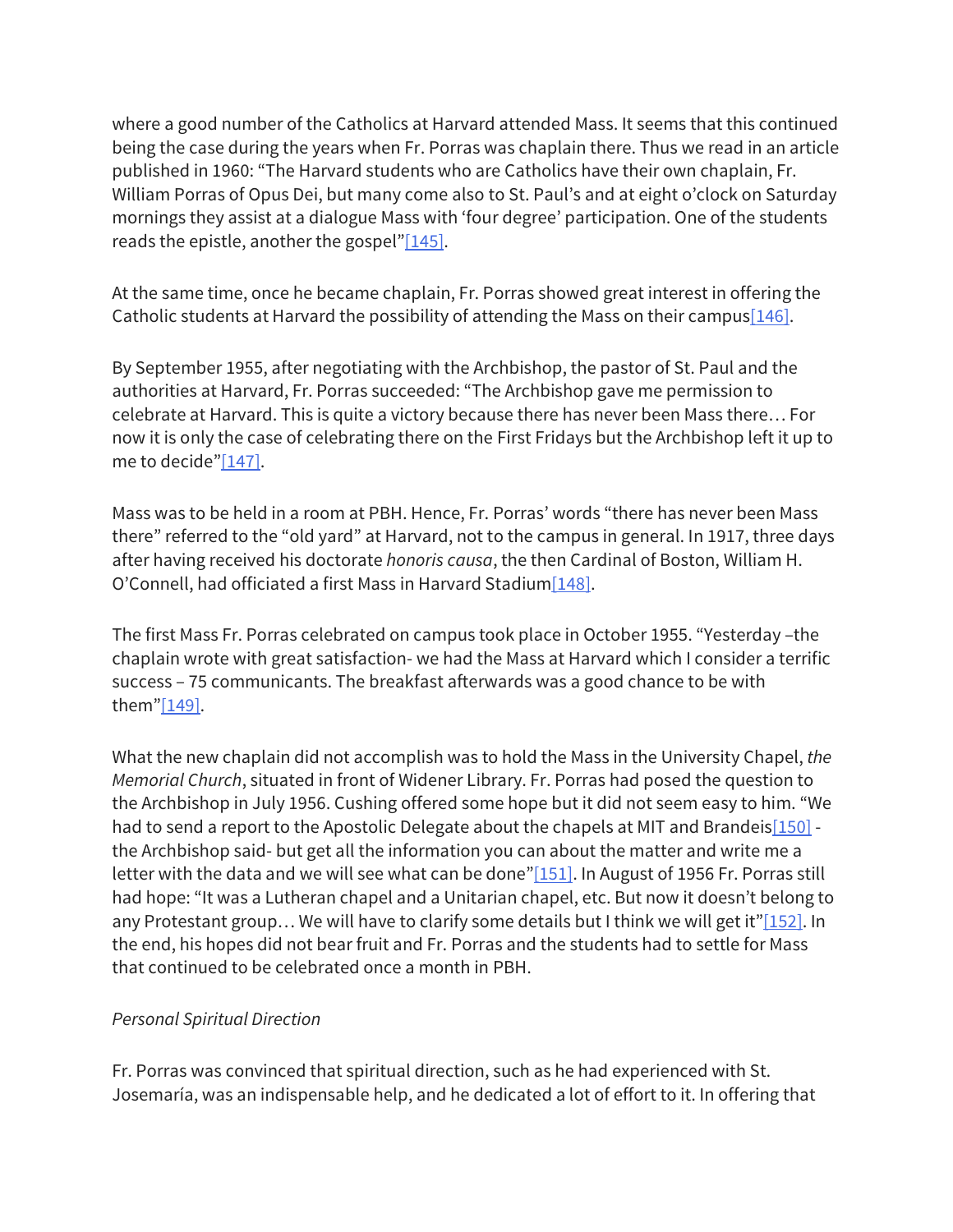where a good number of the Catholics at Harvard attended Mass. It seems that this continued being the case during the years when Fr. Porras was chaplain there. Thus we read in an article published in 1960: "The Harvard students who are Catholics have their own chaplain, Fr. William Porras of Opus Dei, but many come also to St. Paul's and at eight o'clock on Saturday mornings they assist at a dialogue Mass with 'four degree' participation. One of the students reads the epistle, another the gospel"[145].

At the same time, once he became chaplain, Fr. Porras showed great interest in offering the Catholic students at Harvard the possibility of attending the Mass on their campus[146].

By September 1955, after negotiating with the Archbishop, the pastor of St. Paul and the authorities at Harvard, Fr. Porras succeeded: "The Archbishop gave me permission to celebrate at Harvard. This is quite a victory because there has never been Mass there… For now it is only the case of celebrating there on the First Fridays but the Archbishop left it up to me to decide"[147].

Mass was to be held in a room at PBH. Hence, Fr. Porras' words "there has never been Mass there" referred to the "old yard" at Harvard, not to the campus in general. In 1917, three days after having received his doctorate *honoris causa*, the then Cardinal of Boston, William H. O'Connell, had officiated a first Mass in Harvard Stadium[148].

The first Mass Fr. Porras celebrated on campus took place in October 1955. "Yesterday –the chaplain wrote with great satisfaction- we had the Mass at Harvard which I consider a terrific success – 75 communicants. The breakfast afterwards was a good chance to be with them"[149].

What the new chaplain did not accomplish was to hold the Mass in the University Chapel, *the Memorial Church*, situated in front of Widener Library. Fr. Porras had posed the question to the Archbishop in July 1956. Cushing offered some hope but it did not seem easy to him. "We had to send a report to the Apostolic Delegate about the chapels at MIT and Brandeis[150] -the Archbishop said- but get all the information you can about the matter and write me a letter with the data and we will see what can be done"[151]. In August of 1956 Fr. Porras still had hope: "It was a Lutheran chapel and a Unitarian chapel, etc. But now it doesn't belong to any Protestant group… We will have to clarify some details but I think we will get it"[152]. In the end, his hopes did not bear fruit and Fr. Porras and the students had to settle for Mass that continued to be celebrated once a month in PBH.

*Personal Spiritual Direction*

Fr. Porras was convinced that spiritual direction, such as he had experienced with St. Josemaría, was an indispensable help, and he dedicated a lot of effort to it. In offering that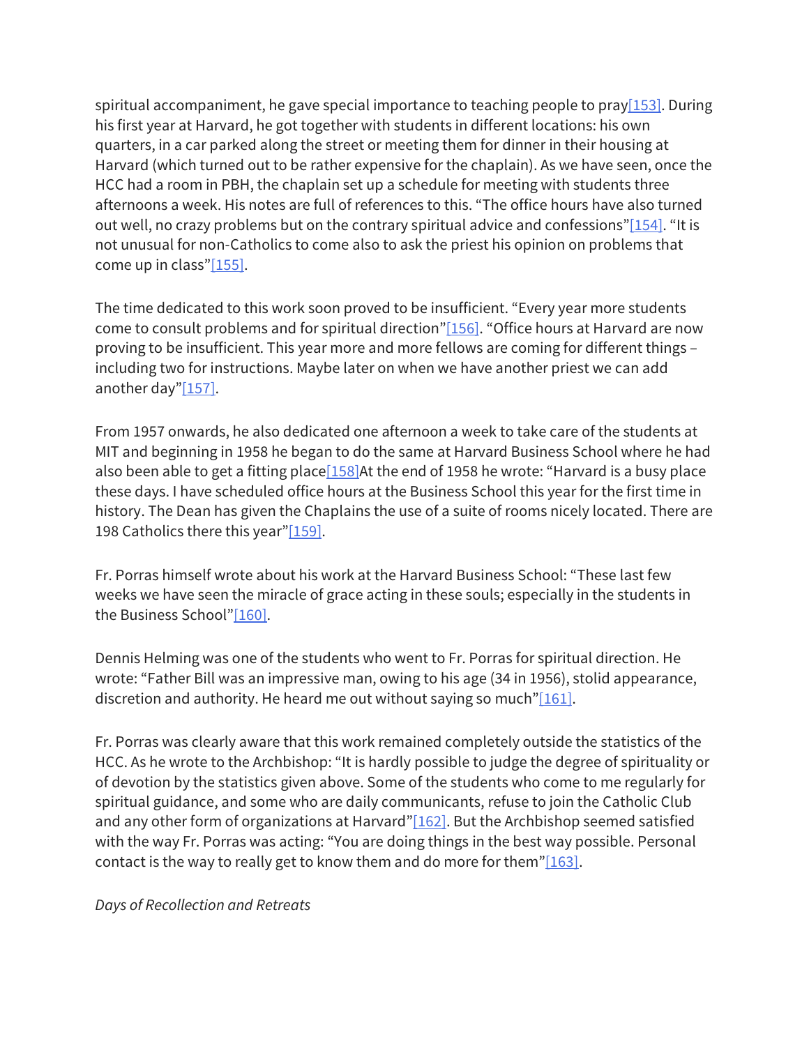spiritual accompaniment, he gave special importance to teaching people to pray[153]. During his first year at Harvard, he got together with students in different locations: his own quarters, in a car parked along the street or meeting them for dinner in their housing at Harvard (which turned out to be rather expensive for the chaplain). As we have seen, once the HCC had a room in PBH, the chaplain set up a schedule for meeting with students three afternoons a week. His notes are full of references to this. “The office hours have also turned out well, no crazy problems but on the contrary spiritual advice and confessions”[154]. “It is not unusual for non-Catholics to come also to ask the priest his opinion on problems that come up in class”[155].

The time dedicated to this work soon proved to be insufficient. “Every year more students come to consult problems and for spiritual direction”[156]. “Office hours at Harvard are now proving to be insufficient. This year more and more fellows are coming for different things – including two for instructions. Maybe later on when we have another priest we can add another day”[157].

From 1957 onwards, he also dedicated one afternoon a week to take care of the students at MIT and beginning in 1958 he began to do the same at Harvard Business School where he had also been able to get a fitting place[158]At the end of 1958 he wrote: “Harvard is a busy place these days. I have scheduled office hours at the Business School this year for the first time in history. The Dean has given the Chaplains the use of a suite of rooms nicely located. There are 198 Catholics there this year”[159].

Fr. Porras himself wrote about his work at the Harvard Business School: “These last few weeks we have seen the miracle of grace acting in these souls; especially in the students in the Business School”[160].

Dennis Helming was one of the students who went to Fr. Porras for spiritual direction. He wrote: “Father Bill was an impressive man, owing to his age (34 in 1956), stolid appearance, discretion and authority. He heard me out without saying so much”[161].

Fr. Porras was clearly aware that this work remained completely outside the statistics of the HCC. As he wrote to the Archbishop: “It is hardly possible to judge the degree of spirituality or of devotion by the statistics given above. Some of the students who come to me regularly for spiritual guidance, and some who are daily communicants, refuse to join the Catholic Club and any other form of organizations at Harvard”[162]. But the Archbishop seemed satisfied with the way Fr. Porras was acting: “You are doing things in the best way possible. Personal contact is the way to really get to know them and do more for them”[163].

*Days of Recollection and Retreats*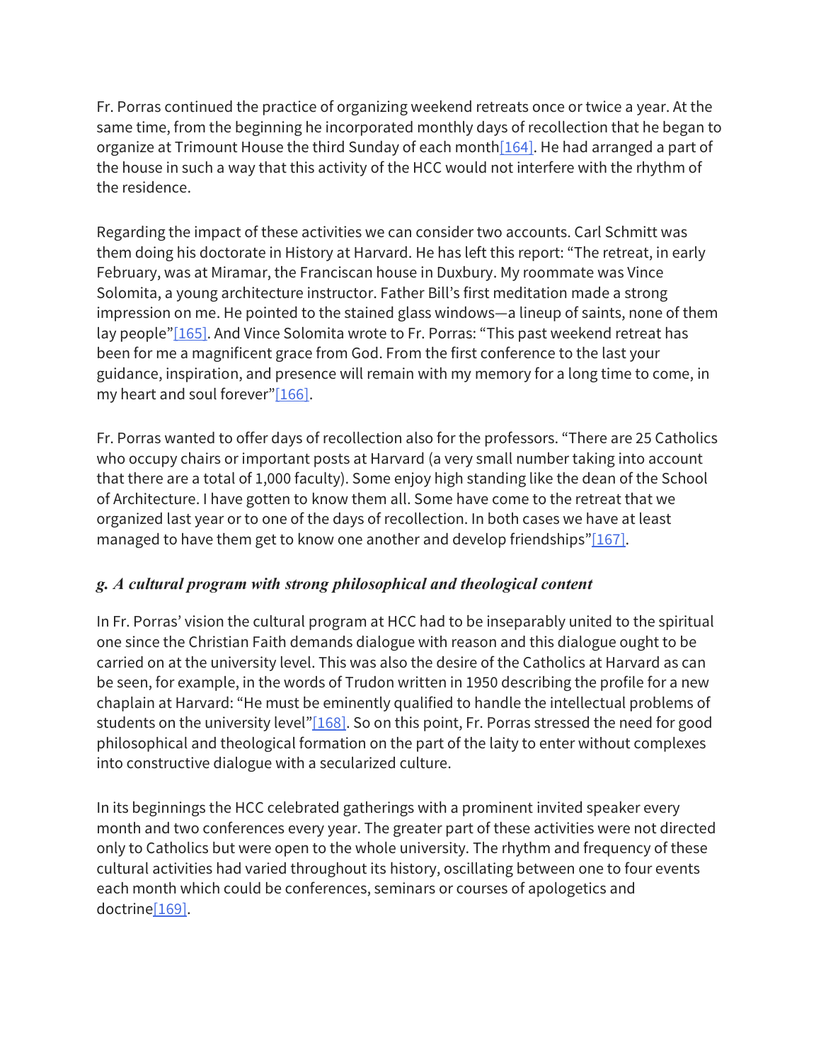Fr. Porras continued the practice of organizing weekend retreats once or twice a year. At the same time, from the beginning he incorporated monthly days of recollection that he began to organize at Trimount House the third Sunday of each month[164]. He had arranged a part of the house in such a way that this activity of the HCC would not interfere with the rhythm of the residence.

Regarding the impact of these activities we can consider two accounts. Carl Schmitt was them doing his doctorate in History at Harvard. He has left this report: "The retreat, in early February, was at Miramar, the Franciscan house in Duxbury. My roommate was Vince Solomita, a young architecture instructor. Father Bill's first meditation made a strong impression on me. He pointed to the stained glass windows—a lineup of saints, none of them lay people"[165]. And Vince Solomita wrote to Fr. Porras: "This past weekend retreat has been for me a magnificent grace from God. From the first conference to the last your guidance, inspiration, and presence will remain with my memory for a long time to come, in my heart and soul forever"[166].

Fr. Porras wanted to offer days of recollection also for the professors. "There are 25 Catholics who occupy chairs or important posts at Harvard (a very small number taking into account that there are a total of 1,000 faculty). Some enjoy high standing like the dean of the School of Architecture. I have gotten to know them all. Some have come to the retreat that we organized last year or to one of the days of recollection. In both cases we have at least managed to have them get to know one another and develop friendships"[167].

### *g. A cultural program with strong philosophical and theological content*

In Fr. Porras' vision the cultural program at HCC had to be inseparably united to the spiritual one since the Christian Faith demands dialogue with reason and this dialogue ought to be carried on at the university level. This was also the desire of the Catholics at Harvard as can be seen, for example, in the words of Trudon written in 1950 describing the profile for a new chaplain at Harvard: "He must be eminently qualified to handle the intellectual problems of students on the university level"[168]. So on this point, Fr. Porras stressed the need for good philosophical and theological formation on the part of the laity to enter without complexes into constructive dialogue with a secularized culture.

In its beginnings the HCC celebrated gatherings with a prominent invited speaker every month and two conferences every year. The greater part of these activities were not directed only to Catholics but were open to the whole university. The rhythm and frequency of these cultural activities had varied throughout its history, oscillating between one to four events each month which could be conferences, seminars or courses of apologetics and doctrine[169].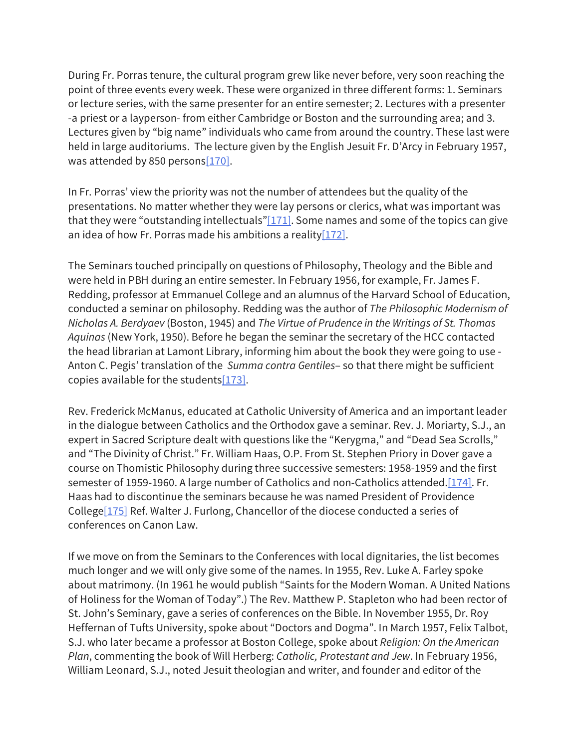During Fr. Porras tenure, the cultural program grew like never before, very soon reaching the point of three events every week. These were organized in three different forms: 1. Seminars or lecture series, with the same presenter for an entire semester; 2. Lectures with a presenter -a priest or a layperson- from either Cambridge or Boston and the surrounding area; and 3. Lectures given by "big name" individuals who came from around the country. These last were held in large auditoriums. The lecture given by the English Jesuit Fr. D'Arcy in February 1957, was attended by 850 persons[170].

In Fr. Porras' view the priority was not the number of attendees but the quality of the presentations. No matter whether they were lay persons or clerics, what was important was that they were "outstanding intellectuals"[171]. Some names and some of the topics can give an idea of how Fr. Porras made his ambitions a reality[172].

The Seminars touched principally on questions of Philosophy, Theology and the Bible and were held in PBH during an entire semester. In February 1956, for example, Fr. James F. Redding, professor at Emmanuel College and an alumnus of the Harvard School of Education, conducted a seminar on philosophy. Redding was the author of *The Philosophic Modernism of Nicholas A. Berdyaev* (Boston, 1945) and *The Virtue of Prudence in the Writings of St. Thomas Aquinas* (New York, 1950). Before he began the seminar the secretary of the HCC contacted the head librarian at Lamont Library, informing him about the book they were going to use - Anton C. Pegis' translation of the *Summa contra Gentiles*– so that there might be sufficient copies available for the students[173].

Rev. Frederick McManus, educated at Catholic University of America and an important leader in the dialogue between Catholics and the Orthodox gave a seminar. Rev. J. Moriarty, S.J., an expert in Sacred Scripture dealt with questions like the "Kerygma," and "Dead Sea Scrolls," and "The Divinity of Christ." Fr. William Haas, O.P. From St. Stephen Priory in Dover gave a course on Thomistic Philosophy during three successive semesters: 1958-1959 and the first semester of 1959-1960. A large number of Catholics and non-Catholics attended.[174]. Fr. Haas had to discontinue the seminars because he was named President of Providence College[175] Ref. Walter J. Furlong, Chancellor of the diocese conducted a series of conferences on Canon Law.

If we move on from the Seminars to the Conferences with local dignitaries, the list becomes much longer and we will only give some of the names. In 1955, Rev. Luke A. Farley spoke about matrimony. (In 1961 he would publish "Saints for the Modern Woman. A United Nations of Holiness for the Woman of Today".) The Rev. Matthew P. Stapleton who had been rector of St. John's Seminary, gave a series of conferences on the Bible. In November 1955, Dr. Roy Heffernan of Tufts University, spoke about "Doctors and Dogma". In March 1957, Felix Talbot, S.J. who later became a professor at Boston College, spoke about *Religion: On the American Plan*, commenting the book of Will Herberg: *Catholic, Protestant and Jew*. In February 1956, William Leonard, S.J., noted Jesuit theologian and writer, and founder and editor of the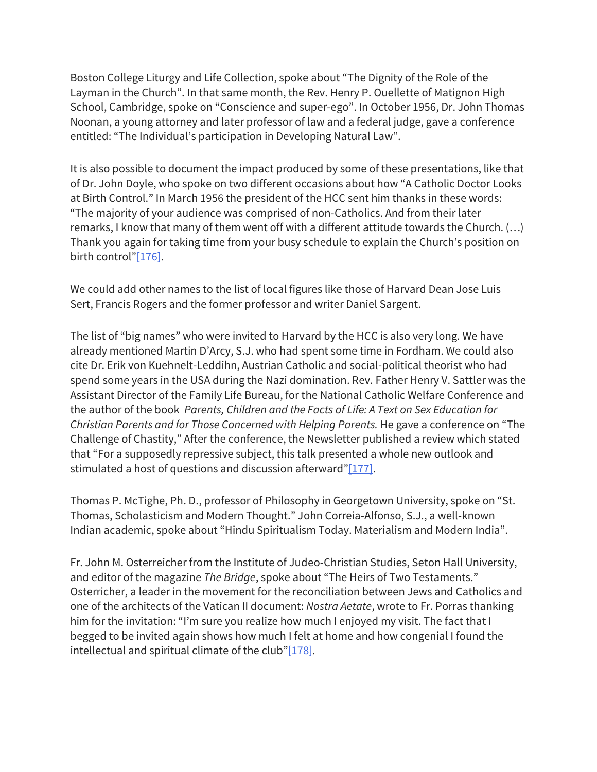Boston College Liturgy and Life Collection, spoke about "The Dignity of the Role of the Layman in the Church". In that same month, the Rev. Henry P. Ouellette of Matignon High School, Cambridge, spoke on "Conscience and super-ego". In October 1956, Dr. John Thomas Noonan, a young attorney and later professor of law and a federal judge, gave a conference entitled: "The Individual's participation in Developing Natural Law".

It is also possible to document the impact produced by some of these presentations, like that of Dr. John Doyle, who spoke on two different occasions about how "A Catholic Doctor Looks at Birth Control." In March 1956 the president of the HCC sent him thanks in these words: "The majority of your audience was comprised of non-Catholics. And from their later remarks, I know that many of them went off with a different attitude towards the Church. (…) Thank you again for taking time from your busy schedule to explain the Church's position on birth control"[176].

We could add other names to the list of local figures like those of Harvard Dean Jose Luis Sert, Francis Rogers and the former professor and writer Daniel Sargent.

The list of "big names" who were invited to Harvard by the HCC is also very long. We have already mentioned Martin D'Arcy, S.J. who had spent some time in Fordham. We could also cite Dr. Erik von Kuehnelt-Leddihn, Austrian Catholic and social-political theorist who had spend some years in the USA during the Nazi domination. Rev. Father Henry V. Sattler was the Assistant Director of the Family Life Bureau, for the National Catholic Welfare Conference and the author of the book *Parents, Children and the Facts of Life: A Text on Sex Education for Christian Parents and for Those Concerned with Helping Parents.* He gave a conference on "The Challenge of Chastity," After the conference, the Newsletter published a review which stated that "For a supposedly repressive subject, this talk presented a whole new outlook and stimulated a host of questions and discussion afterward"[177].

Thomas P. McTighe, Ph. D., professor of Philosophy in Georgetown University, spoke on "St. Thomas, Scholasticism and Modern Thought." John Correia-Alfonso, S.J., a well-known Indian academic, spoke about "Hindu Spiritualism Today. Materialism and Modern India".

Fr. John M. Osterreicher from the Institute of Judeo-Christian Studies, Seton Hall University, and editor of the magazine *The Bridge*, spoke about "The Heirs of Two Testaments." Ostericher, a leader in the movement for the reconciliation between Jews and Catholics and one of the architects of the Vatican II document: *Nostra Aetate*, wrote to Fr. Porras thanking him for the invitation: "I'm sure you realize how much I enjoyed my visit. The fact that I begged to be invited again shows how much I felt at home and how congenial I found the intellectual and spiritual climate of the club"[178].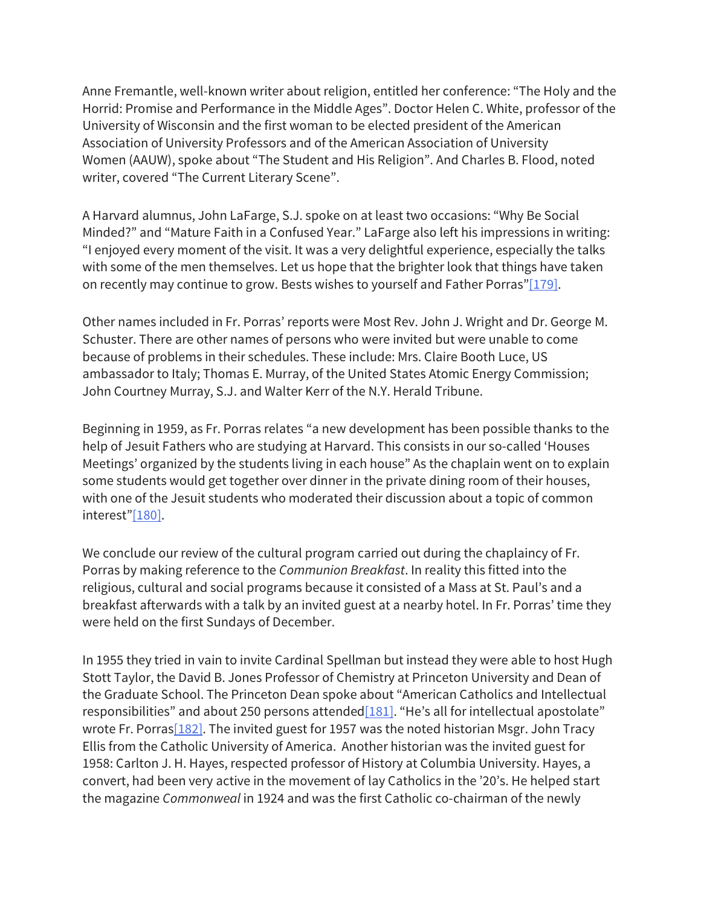Anne Fremantle, well-known writer about religion, entitled her conference: "The Holy and the Horrid: Promise and Performance in the Middle Ages". Doctor Helen C. White, professor of the University of Wisconsin and the first woman to be elected president of the American Association of University Professors and of the American Association of University Women (AAUW), spoke about "The Student and His Religion". And Charles B. Flood, noted writer, covered "The Current Literary Scene".

A Harvard alumnus, John LaFarge, S.J. spoke on at least two occasions: "Why Be Social Minded?" and "Mature Faith in a Confused Year." LaFarge also left his impressions in writing: "I enjoyed every moment of the visit. It was a very delightful experience, especially the talks with some of the men themselves. Let us hope that the brighter look that things have taken on recently may continue to grow. Bests wishes to yourself and Father Porras"[179].

Other names included in Fr. Porras' reports were Most Rev. John J. Wright and Dr. George M. Schuster. There are other names of persons who were invited but were unable to come because of problems in their schedules. These include: Mrs. Claire Booth Luce, US ambassador to Italy; Thomas E. Murray, of the United States Atomic Energy Commission; John Courtney Murray, S.J. and Walter Kerr of the N.Y. Herald Tribune.

Beginning in 1959, as Fr. Porras relates "a new development has been possible thanks to the help of Jesuit Fathers who are studying at Harvard. This consists in our so-called 'Houses Meetings' organized by the students living in each house" As the chaplain went on to explain some students would get together over dinner in the private dining room of their houses, with one of the Jesuit students who moderated their discussion about a topic of common interest"[180].

We conclude our review of the cultural program carried out during the chaplaincy of Fr. Porras by making reference to the *Communion Breakfast*. In reality this fitted into the religious, cultural and social programs because it consisted of a Mass at St. Paul's and a breakfast afterwards with a talk by an invited guest at a nearby hotel. In Fr. Porras' time they were held on the first Sundays of December.

In 1955 they tried in vain to invite Cardinal Spellman but instead they were able to host Hugh Stott Taylor, the David B. Jones Professor of Chemistry at Princeton University and Dean of the Graduate School. The Princeton Dean spoke about "American Catholics and Intellectual responsibilities" and about 250 persons attended[181]. "He's all for intellectual apostolate" wrote Fr. Porras[182]. The invited guest for 1957 was the noted historian Msgr. John Tracy Ellis from the Catholic University of America. Another historian was the invited guest for 1958: Carlton J. H. Hayes, respected professor of History at Columbia University. Hayes, a convert, had been very active in the movement of lay Catholics in the '20's. He helped start the magazine *Commonweal* in 1924 and was the first Catholic co-chairman of the newly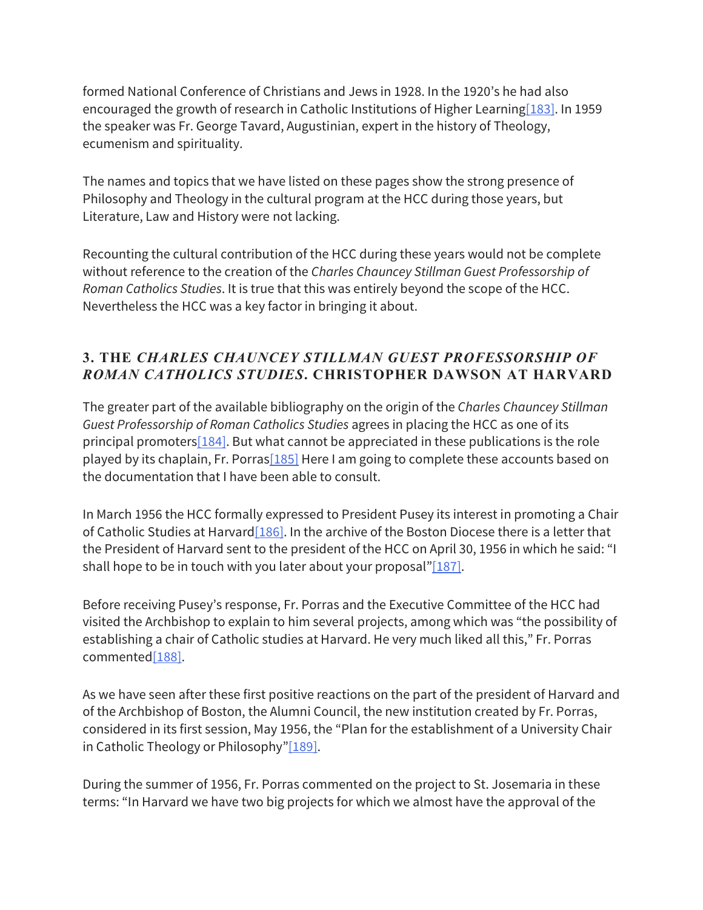formed National Conference of Christians and Jews in 1928. In the 1920's he had also encouraged the growth of research in Catholic Institutions of Higher Learning[183]. In 1959 the speaker was Fr. George Tavard, Augustinian, expert in the history of Theology, ecumenism and spirituality.

The names and topics that we have listed on these pages show the strong presence of Philosophy and Theology in the cultural program at the HCC during those years, but Literature, Law and History were not lacking.

Recounting the cultural contribution of the HCC during these years would not be complete without reference to the creation of the *Charles Chauncey Stillman Guest Professorship of Roman Catholics Studies*. It is true that this was entirely beyond the scope of the HCC. Nevertheless the HCC was a key factor in bringing it about.

### 3. THE *CHARLES CHAUNCEY STILLMAN GUEST PROFESSORSHIP OF ROMAN CATHOLICS STUDIES*. CHRISTOPHER DAWSON AT HARVARD

The greater part of the available bibliography on the origin of the *Charles Chauncey Stillman Guest Professorship of Roman Catholics Studies* agrees in placing the HCC as one of its principal promoters[184]. But what cannot be appreciated in these publications is the role played by its chaplain, Fr. Porras[185] Here I am going to complete these accounts based on the documentation that I have been able to consult.

In March 1956 the HCC formally expressed to President Pusey its interest in promoting a Chair of Catholic Studies at Harvard[186]. In the archive of the Boston Diocese there is a letter that the President of Harvard sent to the president of the HCC on April 30, 1956 in which he said: "I shall hope to be in touch with you later about your proposal"[187].

Before receiving Pusey's response, Fr. Porras and the Executive Committee of the HCC had visited the Archbishop to explain to him several projects, among which was "the possibility of establishing a chair of Catholic studies at Harvard. He very much liked all this," Fr. Porras commented[188].

As we have seen after these first positive reactions on the part of the president of Harvard and of the Archbishop of Boston, the Alumni Council, the new institution created by Fr. Porras, considered in its first session, May 1956, the "Plan for the establishment of a University Chair in Catholic Theology or Philosophy"[189].

During the summer of 1956, Fr. Porras commented on the project to St. Josemaria in these terms: "In Harvard we have two big projects for which we almost have the approval of the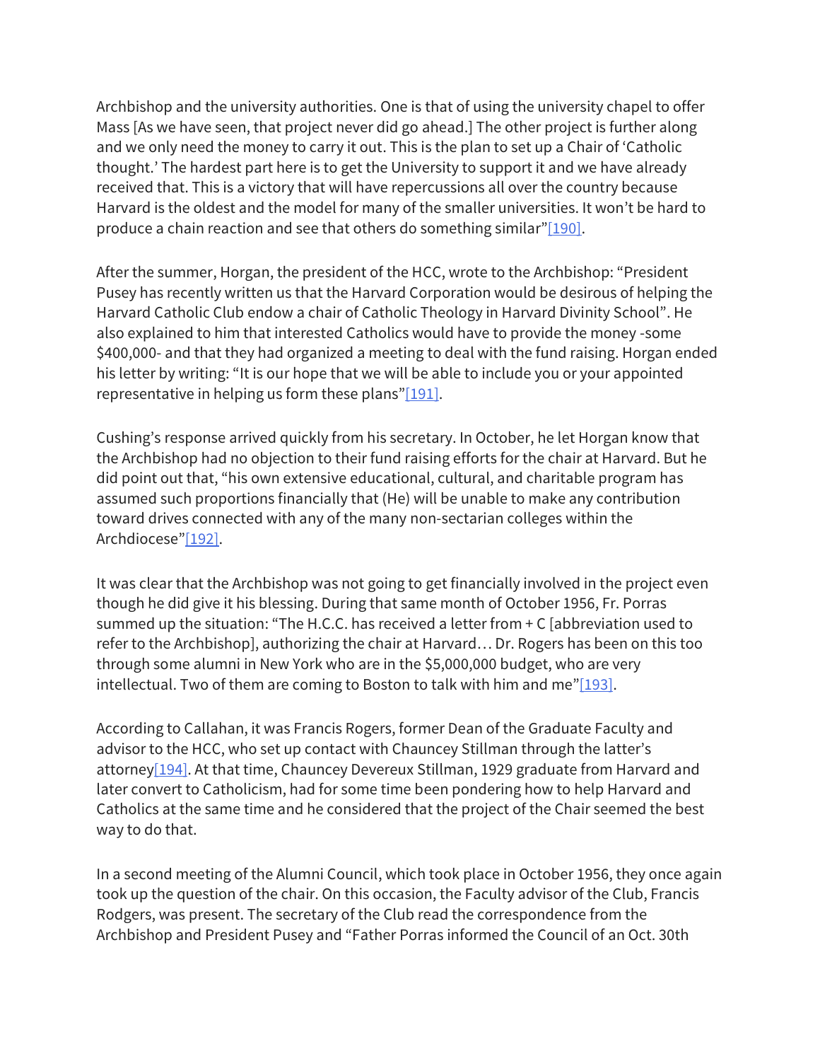Archbishop and the university authorities. One is that of using the university chapel to offer Mass [As we have seen, that project never did go ahead.] The other project is further along and we only need the money to carry it out. This is the plan to set up a Chair of 'Catholic thought.' The hardest part here is to get the University to support it and we have already received that. This is a victory that will have repercussions all over the country because Harvard is the oldest and the model for many of the smaller universities. It won't be hard to produce a chain reaction and see that others do something similar"[190].

After the summer, Horgan, the president of the HCC, wrote to the Archbishop: "President Pusey has recently written us that the Harvard Corporation would be desirous of helping the Harvard Catholic Club endow a chair of Catholic Theology in Harvard Divinity School". He also explained to him that interested Catholics would have to provide the money -some $400,000- and that they had organized a meeting to deal with the fund raising. Horgan ended his letter by writing: "It is our hope that we will be able to include you or your appointed representative in helping us form these plans"[191].

Cushing's response arrived quickly from his secretary. In October, he let Horgan know that the Archbishop had no objection to their fund raising efforts for the chair at Harvard. But he did point out that, "his own extensive educational, cultural, and charitable program has assumed such proportions financially that (He) will be unable to make any contribution toward drives connected with any of the many non-sectarian colleges within the Archdiocese"[192].

It was clear that the Archbishop was not going to get financially involved in the project even though he did give it his blessing. During that same month of October 1956, Fr. Porras summed up the situation: "The H.C.C. has received a letter from + C [abbreviation used to refer to the Archbishop], authorizing the chair at Harvard… Dr. Rogers has been on this too through some alumni in New York who are in the $5,000,000 budget, who are very intellectual. Two of them are coming to Boston to talk with him and me"[193].

According to Callahan, it was Francis Rogers, former Dean of the Graduate Faculty and advisor to the HCC, who set up contact with Chauncey Stillman through the latter's attorney[194]. At that time, Chauncey Devereux Stillman, 1929 graduate from Harvard and later convert to Catholicism, had for some time been pondering how to help Harvard and Catholics at the same time and he considered that the project of the Chair seemed the best way to do that.

In a second meeting of the Alumni Council, which took place in October 1956, they once again took up the question of the chair. On this occasion, the Faculty advisor of the Club, Francis Rodgers, was present. The secretary of the Club read the correspondence from the Archbishop and President Pusey and "Father Porras informed the Council of an Oct. 30th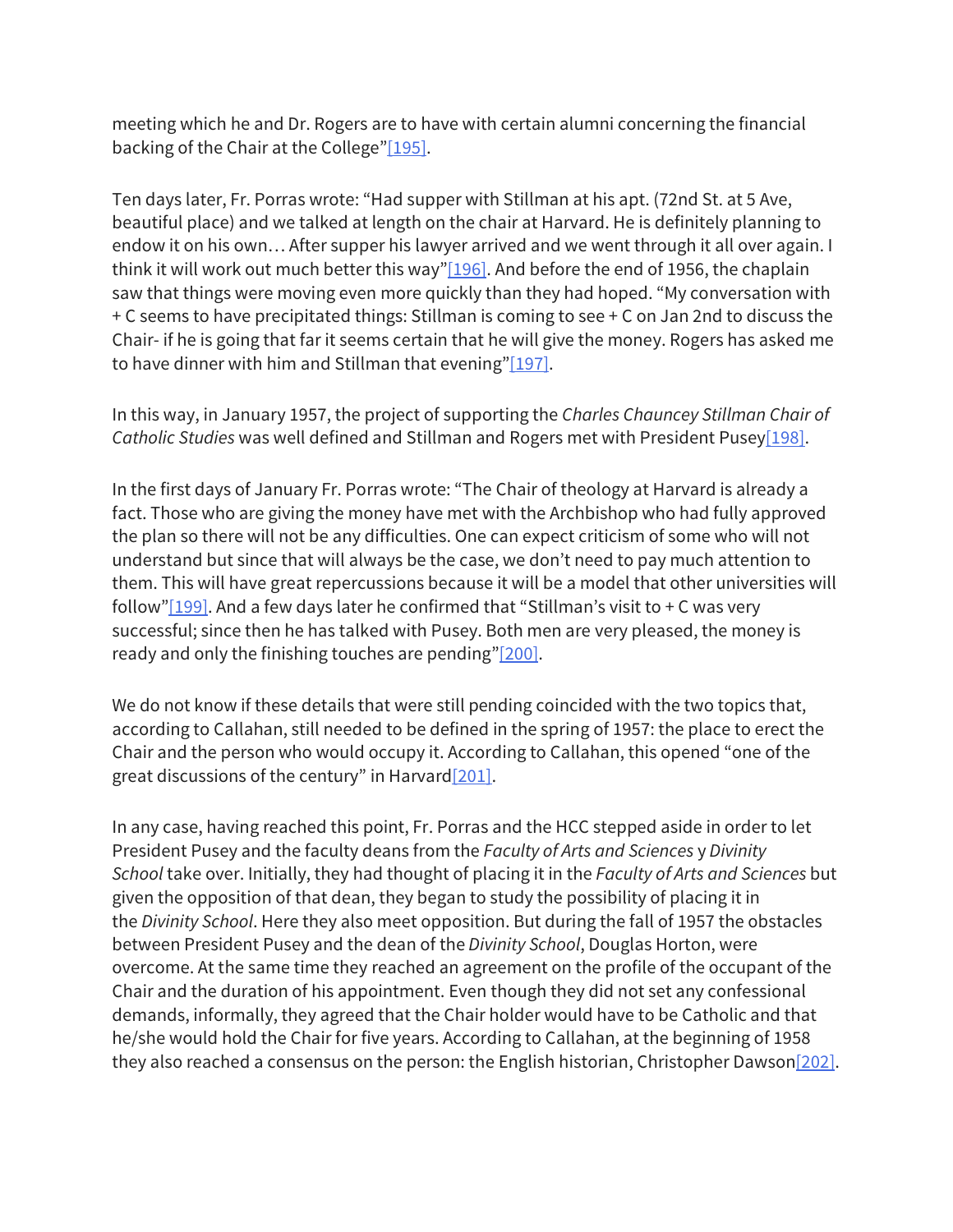meeting which he and Dr. Rogers are to have with certain alumni concerning the financial backing of the Chair at the College"[195].

Ten days later, Fr. Porras wrote: "Had supper with Stillman at his apt. (72nd St. at 5 Ave, beautiful place) and we talked at length on the chair at Harvard. He is definitely planning to endow it on his own… After supper his lawyer arrived and we went through it all over again. I think it will work out much better this way"[196]. And before the end of 1956, the chaplain saw that things were moving even more quickly than they had hoped. "My conversation with + C seems to have precipitated things: Stillman is coming to see + C on Jan 2nd to discuss the Chair- if he is going that far it seems certain that he will give the money. Rogers has asked me to have dinner with him and Stillman that evening"[197].

In this way, in January 1957, the project of supporting the *Charles Chauncey Stillman Chair of Catholic Studies* was well defined and Stillman and Rogers met with President Pusey[198].

In the first days of January Fr. Porras wrote: "The Chair of theology at Harvard is already a fact. Those who are giving the money have met with the Archbishop who had fully approved the plan so there will not be any difficulties. One can expect criticism of some who will not understand but since that will always be the case, we don't need to pay much attention to them. This will have great repercussions because it will be a model that other universities will follow"[199]. And a few days later he confirmed that "Stillman's visit to + C was very successful; since then he has talked with Pusey. Both men are very pleased, the money is ready and only the finishing touches are pending"[200].

We do not know if these details that were still pending coincided with the two topics that, according to Callahan, still needed to be defined in the spring of 1957: the place to erect the Chair and the person who would occupy it. According to Callahan, this opened "one of the great discussions of the century" in Harvard[201].

In any case, having reached this point, Fr. Porras and the HCC stepped aside in order to let President Pusey and the faculty deans from the *Faculty of Arts and Sciences* y *Divinity School* take over. Initially, they had thought of placing it in the *Faculty of Arts and Sciences* but given the opposition of that dean, they began to study the possibility of placing it in the *Divinity School*. Here they also meet opposition. But during the fall of 1957 the obstacles between President Pusey and the dean of the *Divinity School*, Douglas Horton, were overcome. At the same time they reached an agreement on the profile of the occupant of the Chair and the duration of his appointment. Even though they did not set any confessional demands, informally, they agreed that the Chair holder would have to be Catholic and that he/she would hold the Chair for five years. According to Callahan, at the beginning of 1958 they also reached a consensus on the person: the English historian, Christopher Dawson[202].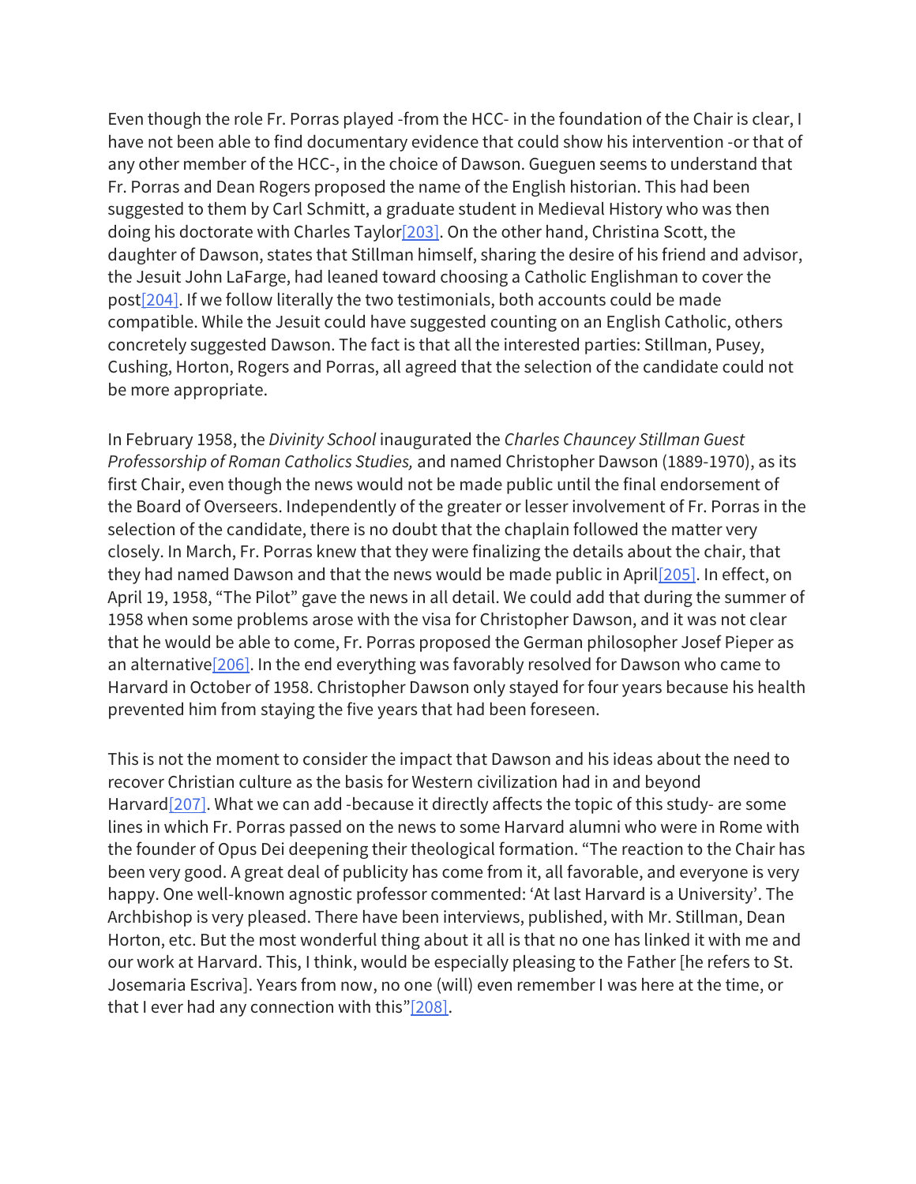Even though the role Fr. Porras played -from the HCC- in the foundation of the Chair is clear, I have not been able to find documentary evidence that could show his intervention -or that of any other member of the HCC-, in the choice of Dawson. Gueguen seems to understand that Fr. Porras and Dean Rogers proposed the name of the English historian. This had been suggested to them by Carl Schmitt, a graduate student in Medieval History who was then doing his doctorate with Charles Taylor[203]. On the other hand, Christina Scott, the daughter of Dawson, states that Stillman himself, sharing the desire of his friend and advisor, the Jesuit John LaFarge, had leaned toward choosing a Catholic Englishman to cover the post[204]. If we follow literally the two testimonials, both accounts could be made compatible. While the Jesuit could have suggested counting on an English Catholic, others concretely suggested Dawson. The fact is that all the interested parties: Stillman, Pusey, Cushing, Horton, Rogers and Porras, all agreed that the selection of the candidate could not be more appropriate.

In February 1958, the *Divinity School* inaugurated the *Charles Chauncey Stillman Guest Professorship of Roman Catholics Studies,* and named Christopher Dawson (1889-1970), as its first Chair, even though the news would not be made public until the final endorsement of the Board of Overseers. Independently of the greater or lesser involvement of Fr. Porras in the selection of the candidate, there is no doubt that the chaplain followed the matter very closely. In March, Fr. Porras knew that they were finalizing the details about the chair, that they had named Dawson and that the news would be made public in April[205]. In effect, on April 19, 1958, “The Pilot” gave the news in all detail. We could add that during the summer of 1958 when some problems arose with the visa for Christopher Dawson, and it was not clear that he would be able to come, Fr. Porras proposed the German philosopher Josef Pieper as an alternative[206]. In the end everything was favorably resolved for Dawson who came to Harvard in October of 1958. Christopher Dawson only stayed for four years because his health prevented him from staying the five years that had been foreseen.

This is not the moment to consider the impact that Dawson and his ideas about the need to recover Christian culture as the basis for Western civilization had in and beyond Harvard[207]. What we can add -because it directly affects the topic of this study- are some lines in which Fr. Porras passed on the news to some Harvard alumni who were in Rome with the founder of Opus Dei deepening their theological formation. “The reaction to the Chair has been very good. A great deal of publicity has come from it, all favorable, and everyone is very happy. One well-known agnostic professor commented: ‘At last Harvard is a University’. The Archbishop is very pleased. There have been interviews, published, with Mr. Stillman, Dean Horton, etc. But the most wonderful thing about it all is that no one has linked it with me and our work at Harvard. This, I think, would be especially pleasing to the Father [he refers to St. Josemaria Escriva]. Years from now, no one (will) even remember I was here at the time, or that I ever had any connection with this”[208].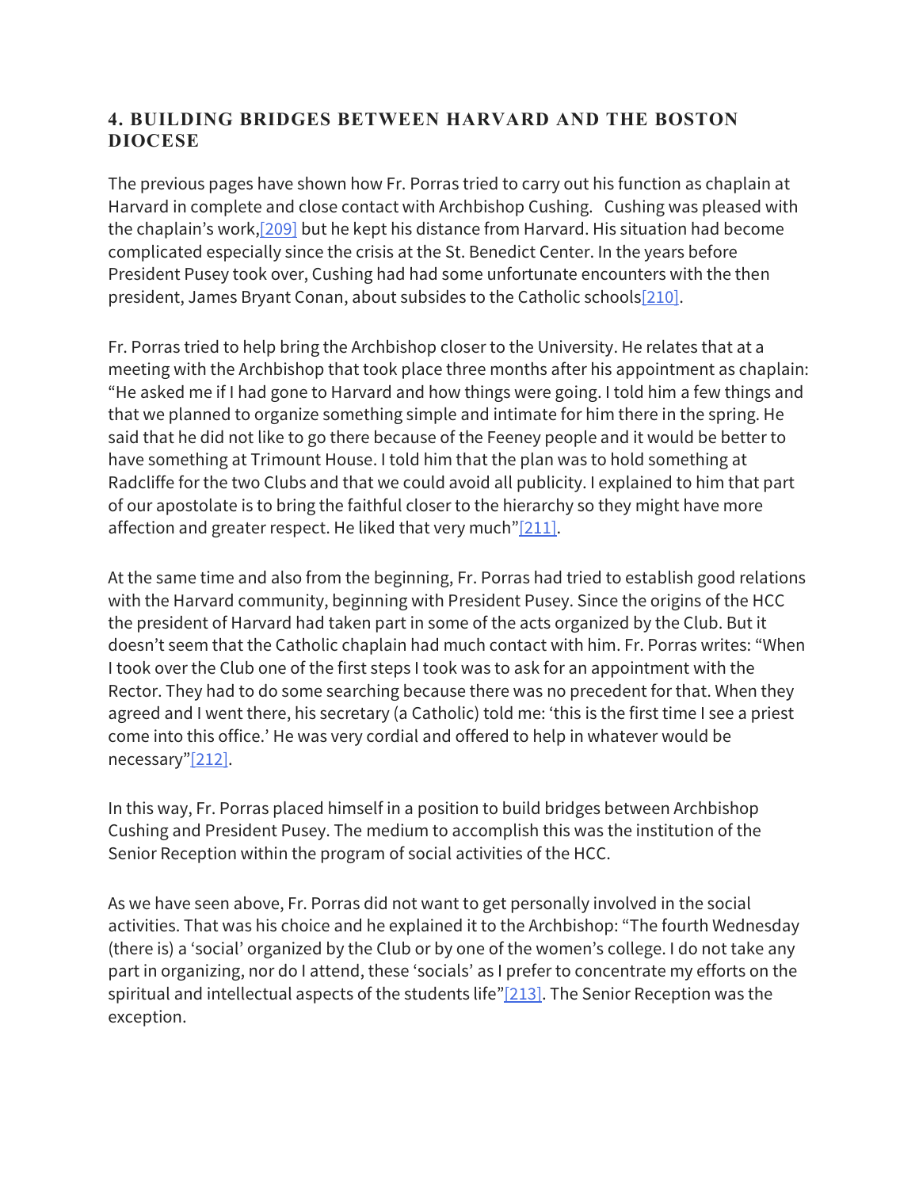## 4. BUILDING BRIDGES BETWEEN HARVARD AND THE BOSTON DIOCESE

The previous pages have shown how Fr. Porras tried to carry out his function as chaplain at Harvard in complete and close contact with Archbishop Cushing. Cushing was pleased with the chaplain's work,[209] but he kept his distance from Harvard. His situation had become complicated especially since the crisis at the St. Benedict Center. In the years before President Pusey took over, Cushing had had some unfortunate encounters with the then president, James Bryant Conan, about subsides to the Catholic schools[210].

Fr. Porras tried to help bring the Archbishop closer to the University. He relates that at a meeting with the Archbishop that took place three months after his appointment as chaplain: "He asked me if I had gone to Harvard and how things were going. I told him a few things and that we planned to organize something simple and intimate for him there in the spring. He said that he did not like to go there because of the Feeney people and it would be better to have something at Trimount House. I told him that the plan was to hold something at Radcliffe for the two Clubs and that we could avoid all publicity. I explained to him that part of our apostolate is to bring the faithful closer to the hierarchy so they might have more affection and greater respect. He liked that very much"[211].

At the same time and also from the beginning, Fr. Porras had tried to establish good relations with the Harvard community, beginning with President Pusey. Since the origins of the HCC the president of Harvard had taken part in some of the acts organized by the Club. But it doesn't seem that the Catholic chaplain had much contact with him. Fr. Porras writes: "When I took over the Club one of the first steps I took was to ask for an appointment with the Rector. They had to do some searching because there was no precedent for that. When they agreed and I went there, his secretary (a Catholic) told me: 'this is the first time I see a priest come into this office.' He was very cordial and offered to help in whatever would be necessary"[212].

In this way, Fr. Porras placed himself in a position to build bridges between Archbishop Cushing and President Pusey. The medium to accomplish this was the institution of the Senior Reception within the program of social activities of the HCC.

As we have seen above, Fr. Porras did not want to get personally involved in the social activities. That was his choice and he explained it to the Archbishop: "The fourth Wednesday (there is) a 'social' organized by the Club or by one of the women's college. I do not take any part in organizing, nor do I attend, these 'socials' as I prefer to concentrate my efforts on the spiritual and intellectual aspects of the students life"[213]. The Senior Reception was the exception.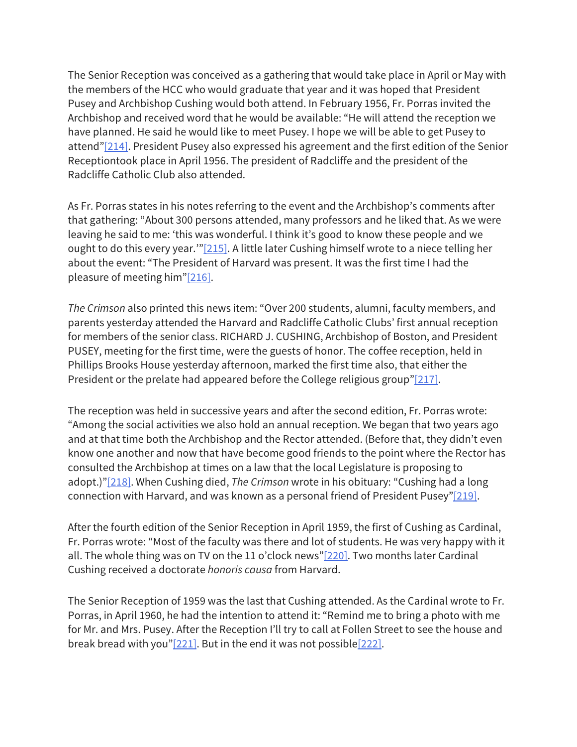The Senior Reception was conceived as a gathering that would take place in April or May with the members of the HCC who would graduate that year and it was hoped that President Pusey and Archbishop Cushing would both attend. In February 1956, Fr. Porras invited the Archbishop and received word that he would be available: "He will attend the reception we have planned. He said he would like to meet Pusey. I hope we will be able to get Pusey to attend"[214]. President Pusey also expressed his agreement and the first edition of the Senior Receptiontook place in April 1956. The president of Radcliffe and the president of the Radcliffe Catholic Club also attended.

As Fr. Porras states in his notes referring to the event and the Archbishop's comments after that gathering: "About 300 persons attended, many professors and he liked that. As we were leaving he said to me: 'this was wonderful. I think it's good to know these people and we ought to do this every year.'"[215]. A little later Cushing himself wrote to a niece telling her about the event: "The President of Harvard was present. It was the first time I had the pleasure of meeting him"[216].

*The Crimson* also printed this news item: "Over 200 students, alumni, faculty members, and parents yesterday attended the Harvard and Radcliffe Catholic Clubs' first annual reception for members of the senior class. RICHARD J. CUSHING, Archbishop of Boston, and President PUSEY, meeting for the first time, were the guests of honor. The coffee reception, held in Phillips Brooks House yesterday afternoon, marked the first time also, that either the President or the prelate had appeared before the College religious group"[217].

The reception was held in successive years and after the second edition, Fr. Porras wrote: "Among the social activities we also hold an annual reception. We began that two years ago and at that time both the Archbishop and the Rector attended. (Before that, they didn't even know one another and now that have become good friends to the point where the Rector has consulted the Archbishop at times on a law that the local Legislature is proposing to adopt.)"[218]. When Cushing died, *The Crimson* wrote in his obituary: "Cushing had a long connection with Harvard, and was known as a personal friend of President Pusey"[219].

After the fourth edition of the Senior Reception in April 1959, the first of Cushing as Cardinal, Fr. Porras wrote: "Most of the faculty was there and lot of students. He was very happy with it all. The whole thing was on TV on the 11 o'clock news"[220]. Two months later Cardinal Cushing received a doctorate *honoris causa* from Harvard.

The Senior Reception of 1959 was the last that Cushing attended. As the Cardinal wrote to Fr. Porras, in April 1960, he had the intention to attend it: "Remind me to bring a photo with me for Mr. and Mrs. Pusey. After the Reception I'll try to call at Follen Street to see the house and break bread with you"[221]. But in the end it was not possible[222].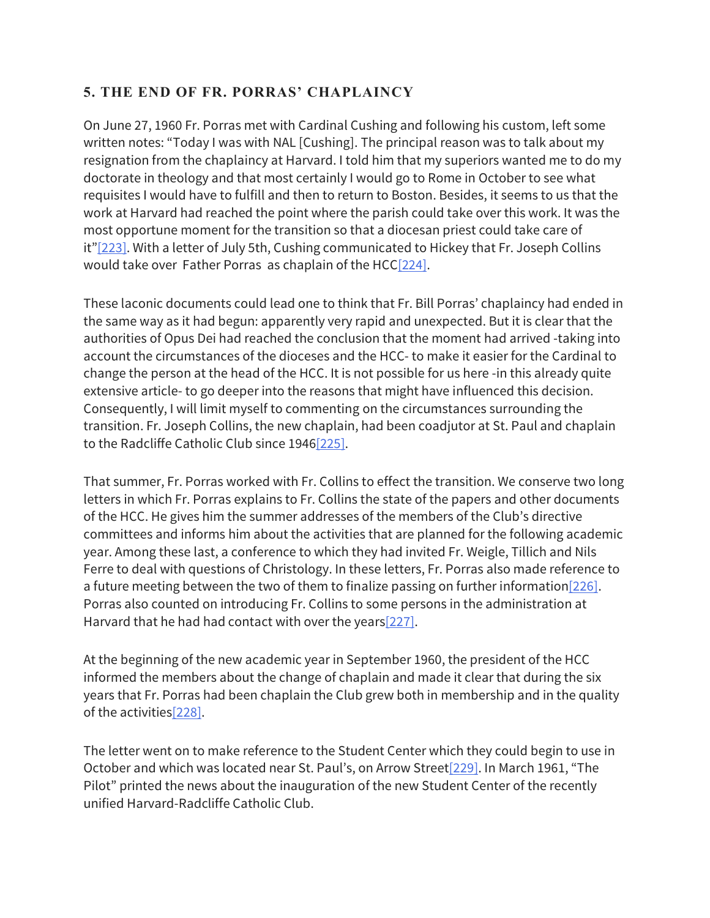## 5. THE END OF FR. PORRAS' CHAPLAINCY

On June 27, 1960 Fr. Porras met with Cardinal Cushing and following his custom, left some written notes: "Today I was with NAL [Cushing]. The principal reason was to talk about my resignation from the chaplaincy at Harvard. I told him that my superiors wanted me to do my doctorate in theology and that most certainly I would go to Rome in October to see what requisites I would have to fulfill and then to return to Boston. Besides, it seems to us that the work at Harvard had reached the point where the parish could take over this work. It was the most opportune moment for the transition so that a diocesan priest could take care of it"[223]. With a letter of July 5th, Cushing communicated to Hickey that Fr. Joseph Collins would take over Father Porras as chaplain of the HCC[224].

These laconic documents could lead one to think that Fr. Bill Porras' chaplaincy had ended in the same way as it had begun: apparently very rapid and unexpected. But it is clear that the authorities of Opus Dei had reached the conclusion that the moment had arrived -taking into account the circumstances of the dioceses and the HCC- to make it easier for the Cardinal to change the person at the head of the HCC. It is not possible for us here -in this already quite extensive article- to go deeper into the reasons that might have influenced this decision. Consequently, I will limit myself to commenting on the circumstances surrounding the transition. Fr. Joseph Collins, the new chaplain, had been coadjutor at St. Paul and chaplain to the Radcliffe Catholic Club since 1946[225].

That summer, Fr. Porras worked with Fr. Collins to effect the transition. We conserve two long letters in which Fr. Porras explains to Fr. Collins the state of the papers and other documents of the HCC. He gives him the summer addresses of the members of the Club's directive committees and informs him about the activities that are planned for the following academic year. Among these last, a conference to which they had invited Fr. Weigle, Tillich and Nils Ferre to deal with questions of Christology. In these letters, Fr. Porras also made reference to a future meeting between the two of them to finalize passing on further information[226]. Porras also counted on introducing Fr. Collins to some persons in the administration at Harvard that he had had contact with over the years[227].

At the beginning of the new academic year in September 1960, the president of the HCC informed the members about the change of chaplain and made it clear that during the six years that Fr. Porras had been chaplain the Club grew both in membership and in the quality of the activities[228].

The letter went on to make reference to the Student Center which they could begin to use in October and which was located near St. Paul's, on Arrow Street[229]. In March 1961, "The Pilot" printed the news about the inauguration of the new Student Center of the recently unified Harvard-Radcliffe Catholic Club.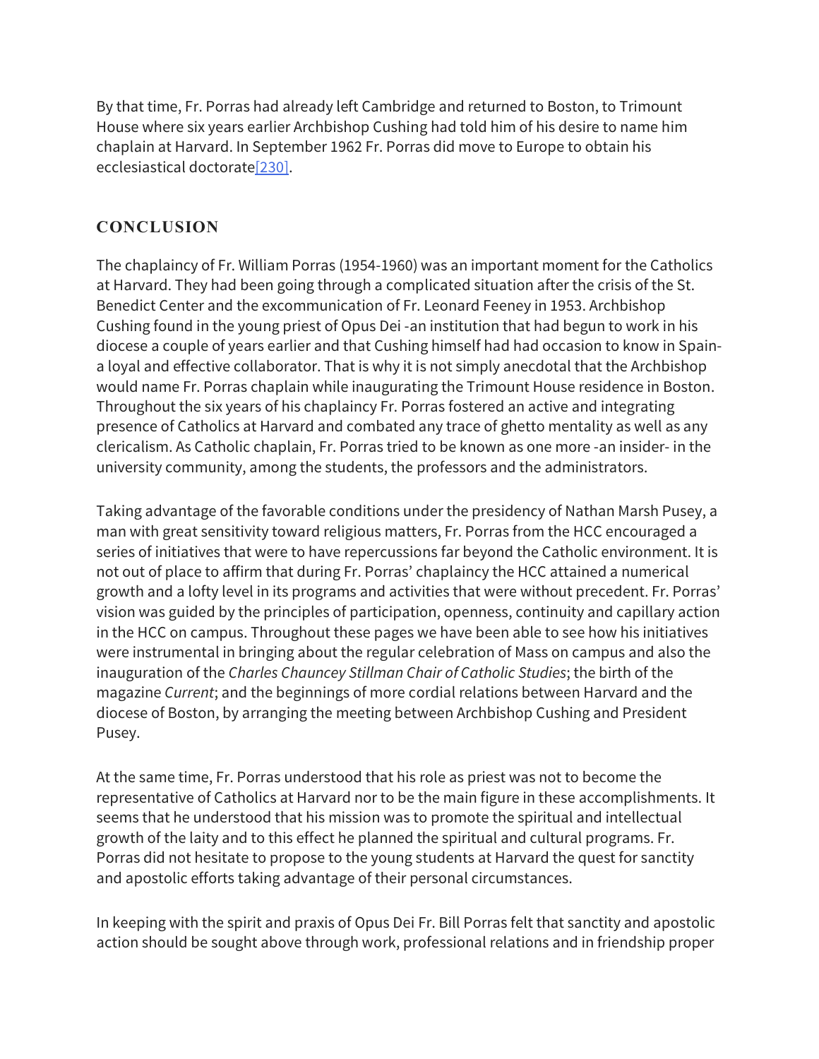By that time, Fr. Porras had already left Cambridge and returned to Boston, to Trimount House where six years earlier Archbishop Cushing had told him of his desire to name him chaplain at Harvard. In September 1962 Fr. Porras did move to Europe to obtain his ecclesiastical doctorate[230].

## CONCLUSION

The chaplaincy of Fr. William Porras (1954-1960) was an important moment for the Catholics at Harvard. They had been going through a complicated situation after the crisis of the St. Benedict Center and the excommunication of Fr. Leonard Feeney in 1953. Archbishop Cushing found in the young priest of Opus Dei -an institution that had begun to work in his diocese a couple of years earlier and that Cushing himself had had occasion to know in Spain- a loyal and effective collaborator. That is why it is not simply anecdotal that the Archbishop would name Fr. Porras chaplain while inaugurating the Trimount House residence in Boston. Throughout the six years of his chaplaincy Fr. Porras fostered an active and integrating presence of Catholics at Harvard and combated any trace of ghetto mentality as well as any clericalism. As Catholic chaplain, Fr. Porras tried to be known as one more -an insider- in the university community, among the students, the professors and the administrators.

Taking advantage of the favorable conditions under the presidency of Nathan Marsh Pusey, a man with great sensitivity toward religious matters, Fr. Porras from the HCC encouraged a series of initiatives that were to have repercussions far beyond the Catholic environment. It is not out of place to affirm that during Fr. Porras' chaplaincy the HCC attained a numerical growth and a lofty level in its programs and activities that were without precedent. Fr. Porras' vision was guided by the principles of participation, openness, continuity and capillary action in the HCC on campus. Throughout these pages we have been able to see how his initiatives were instrumental in bringing about the regular celebration of Mass on campus and also the inauguration of the *Charles Chauncey Stillman Chair of Catholic Studies*; the birth of the magazine *Current*; and the beginnings of more cordial relations between Harvard and the diocese of Boston, by arranging the meeting between Archbishop Cushing and President Pusey.

At the same time, Fr. Porras understood that his role as priest was not to become the representative of Catholics at Harvard nor to be the main figure in these accomplishments. It seems that he understood that his mission was to promote the spiritual and intellectual growth of the laity and to this effect he planned the spiritual and cultural programs. Fr. Porras did not hesitate to propose to the young students at Harvard the quest for sanctity and apostolic efforts taking advantage of their personal circumstances.

In keeping with the spirit and praxis of Opus Dei Fr. Bill Porras felt that sanctity and apostolic action should be sought above through work, professional relations and in friendship proper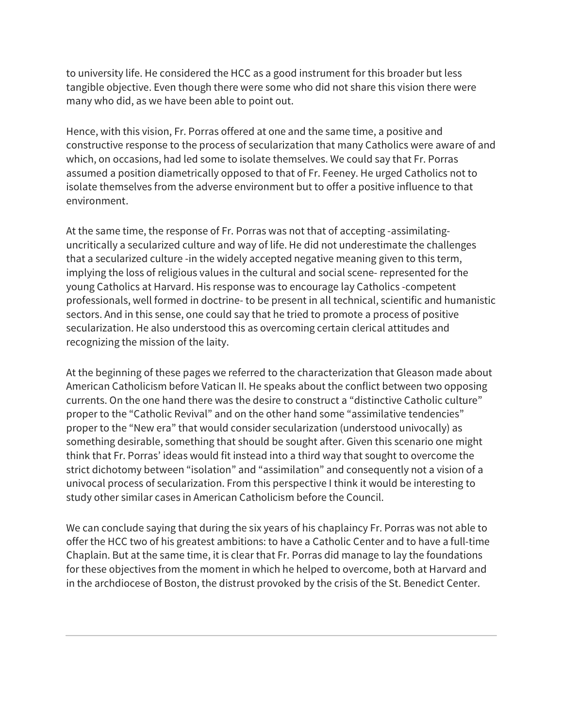to university life. He considered the HCC as a good instrument for this broader but less tangible objective. Even though there were some who did not share this vision there were many who did, as we have been able to point out.

Hence, with this vision, Fr. Porras offered at one and the same time, a positive and constructive response to the process of secularization that many Catholics were aware of and which, on occasions, had led some to isolate themselves. We could say that Fr. Porras assumed a position diametrically opposed to that of Fr. Feeney. He urged Catholics not to isolate themselves from the adverse environment but to offer a positive influence to that environment.

At the same time, the response of Fr. Porras was not that of accepting -assimilating- uncritically a secularized culture and way of life. He did not underestimate the challenges that a secularized culture -in the widely accepted negative meaning given to this term, implying the loss of religious values in the cultural and social scene- represented for the young Catholics at Harvard. His response was to encourage lay Catholics -competent professionals, well formed in doctrine- to be present in all technical, scientific and humanistic sectors. And in this sense, one could say that he tried to promote a process of positive secularization. He also understood this as overcoming certain clerical attitudes and recognizing the mission of the laity.

At the beginning of these pages we referred to the characterization that Gleason made about American Catholicism before Vatican II. He speaks about the conflict between two opposing currents. On the one hand there was the desire to construct a “distinctive Catholic culture” proper to the “Catholic Revival” and on the other hand some “assimilative tendencies” proper to the “New era” that would consider secularization (understood univocally) as something desirable, something that should be sought after. Given this scenario one might think that Fr. Porras’ ideas would fit instead into a third way that sought to overcome the strict dichotomy between “isolation” and “assimilation” and consequently not a vision of a univocal process of secularization. From this perspective I think it would be interesting to study other similar cases in American Catholicism before the Council.

We can conclude saying that during the six years of his chaplaincy Fr. Porras was not able to offer the HCC two of his greatest ambitions: to have a Catholic Center and to have a full-time Chaplain. But at the same time, it is clear that Fr. Porras did manage to lay the foundations for these objectives from the moment in which he helped to overcome, both at Harvard and in the archdiocese of Boston, the distrust provoked by the crisis of the St. Benedict Center.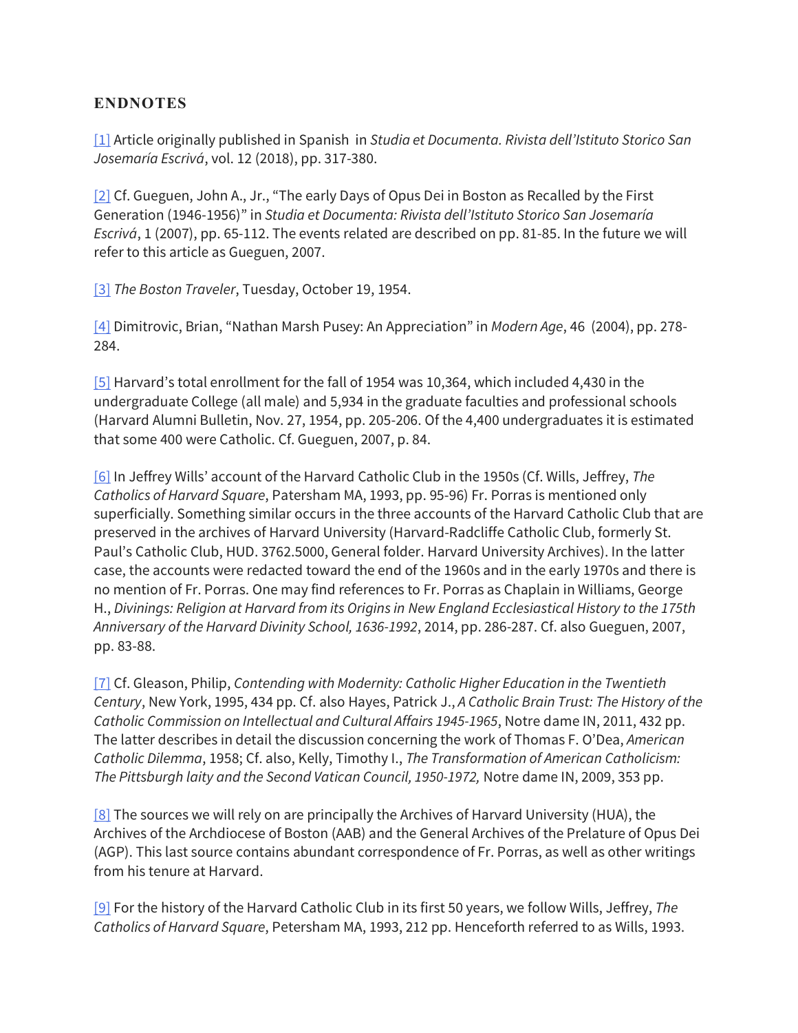## ENDNOTES

[1] Article originally published in Spanish in *Studia et Documenta. Rivista dell'Istituto Storico San Josemaría Escrivá*, vol. 12 (2018), pp. 317-380.

[2] Cf. Gueguen, John A., Jr., "The early Days of Opus Dei in Boston as Recalled by the First Generation (1946-1956)" in *Studia et Documenta: Rivista dell'Istituto Storico San Josemaría Escrivá*, 1 (2007), pp. 65-112. The events related are described on pp. 81-85. In the future we will refer to this article as Gueguen, 2007.

[3] *The Boston Traveler*, Tuesday, October 19, 1954.

[4] Dimitrovic, Brian, "Nathan Marsh Pusey: An Appreciation" in *Modern Age*, 46 (2004), pp. 278-284.

[5] Harvard's total enrollment for the fall of 1954 was 10,364, which included 4,430 in the undergraduate College (all male) and 5,934 in the graduate faculties and professional schools (Harvard Alumni Bulletin, Nov. 27, 1954, pp. 205-206. Of the 4,400 undergraduates it is estimated that some 400 were Catholic. Cf. Gueguen, 2007, p. 84.

[6] In Jeffrey Wills' account of the Harvard Catholic Club in the 1950s (Cf. Wills, Jeffrey, *The Catholics of Harvard Square*, Patersham MA, 1993, pp. 95-96) Fr. Porras is mentioned only superficially. Something similar occurs in the three accounts of the Harvard Catholic Club that are preserved in the archives of Harvard University (Harvard-Radcliffe Catholic Club, formerly St. Paul's Catholic Club, HUD. 3762.5000, General folder. Harvard University Archives). In the latter case, the accounts were redacted toward the end of the 1960s and in the early 1970s and there is no mention of Fr. Porras. One may find references to Fr. Porras as Chaplain in Williams, George H., *Divinings: Religion at Harvard from its Origins in New England Ecclesiastical History to the 175th Anniversary of the Harvard Divinity School, 1636-1992*, 2014, pp. 286-287. Cf. also Gueguen, 2007, pp. 83-88.

[7] Cf. Gleason, Philip, *Contending with Modernity: Catholic Higher Education in the Twentieth Century*, New York, 1995, 434 pp. Cf. also Hayes, Patrick J., *A Catholic Brain Trust: The History of the Catholic Commission on Intellectual and Cultural Affairs 1945-1965*, Notre dame IN, 2011, 432 pp. The latter describes in detail the discussion concerning the work of Thomas F. O'Dea, *American Catholic Dilemma*, 1958; Cf. also, Kelly, Timothy I., *The Transformation of American Catholicism: The Pittsburgh laity and the Second Vatican Council, 1950-1972,* Notre dame IN, 2009, 353 pp.

[8] The sources we will rely on are principally the Archives of Harvard University (HUA), the Archives of the Archdiocese of Boston (AAB) and the General Archives of the Prelature of Opus Dei (AGP). This last source contains abundant correspondence of Fr. Porras, as well as other writings from his tenure at Harvard.

[9] For the history of the Harvard Catholic Club in its first 50 years, we follow Wills, Jeffrey, *The Catholics of Harvard Square*, Petersham MA, 1993, 212 pp. Henceforth referred to as Wills, 1993.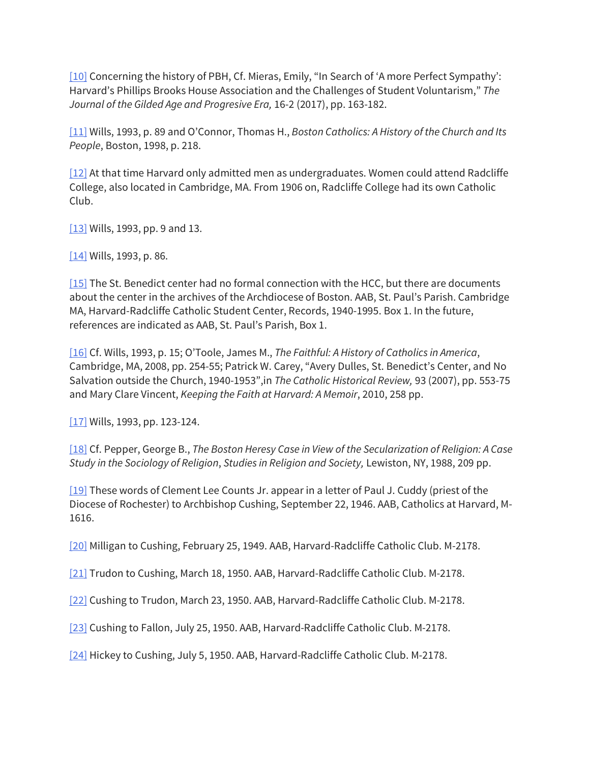[10] Concerning the history of PBH, Cf. Mieras, Emily, “In Search of ‘A more Perfect Sympathy’: Harvard’s Phillips Brooks House Association and the Challenges of Student Voluntarism,” *The Journal of the Gilded Age and Progresive Era,* 16-2 (2017), pp. 163-182.

[11] Wills, 1993, p. 89 and O’Connor, Thomas H., *Boston Catholics: A History of the Church and Its People*, Boston, 1998, p. 218.

[12] At that time Harvard only admitted men as undergraduates. Women could attend Radcliffe College, also located in Cambridge, MA. From 1906 on, Radcliffe College had its own Catholic Club.

[13] Wills, 1993, pp. 9 and 13.

[14] Wills, 1993, p. 86.

[15] The St. Benedict center had no formal connection with the HCC, but there are documents about the center in the archives of the Archdiocese of Boston. AAB, St. Paul’s Parish. Cambridge MA, Harvard-Radcliffe Catholic Student Center, Records, 1940-1995. Box 1. In the future, references are indicated as AAB, St. Paul’s Parish, Box 1.

[16] Cf. Wills, 1993, p. 15; O’Toole, James M., *The Faithful: A History of Catholics in America*, Cambridge, MA, 2008, pp. 254-55; Patrick W. Carey, “Avery Dulles, St. Benedict’s Center, and No Salvation outside the Church, 1940-1953”,in *The Catholic Historical Review,* 93 (2007), pp. 553-75 and Mary Clare Vincent, *Keeping the Faith at Harvard: A Memoir*, 2010, 258 pp.

[17] Wills, 1993, pp. 123-124.

[18] Cf. Pepper, George B., *The Boston Heresy Case in View of the Secularization of Religion: A Case Study in the Sociology of Religion*, *Studies in Religion and Society,* Lewiston, NY, 1988, 209 pp.

[19] These words of Clement Lee Counts Jr. appear in a letter of Paul J. Cuddy (priest of the Diocese of Rochester) to Archbishop Cushing, September 22, 1946. AAB, Catholics at Harvard, M-1616.

[20] Milligan to Cushing, February 25, 1949. AAB, Harvard-Radcliffe Catholic Club. M-2178.

[21] Trudon to Cushing, March 18, 1950. AAB, Harvard-Radcliffe Catholic Club. M-2178.

[22] Cushing to Trudon, March 23, 1950. AAB, Harvard-Radcliffe Catholic Club. M-2178.

[23] Cushing to Fallon, July 25, 1950. AAB, Harvard-Radcliffe Catholic Club. M-2178.

[24] Hickey to Cushing, July 5, 1950. AAB, Harvard-Radcliffe Catholic Club. M-2178.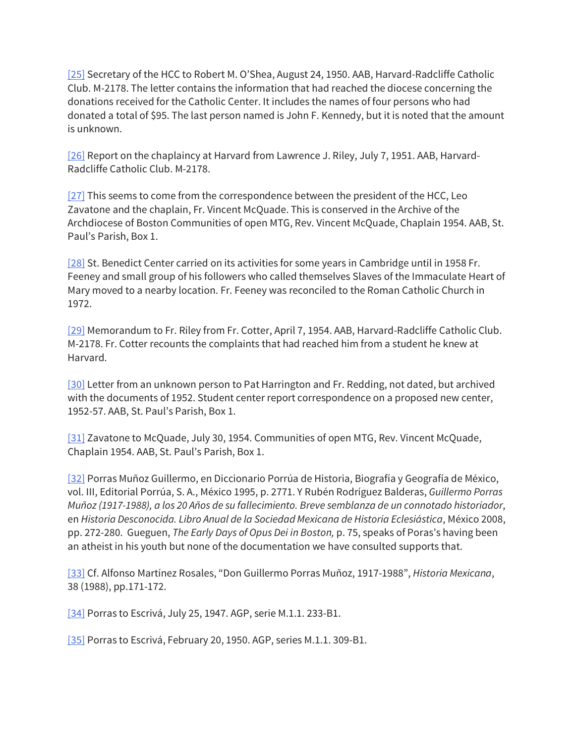[25] Secretary of the HCC to Robert M. O'Shea, August 24, 1950. AAB, Harvard-Radcliffe Catholic Club. M-2178. The letter contains the information that had reached the diocese concerning the donations received for the Catholic Center. It includes the names of four persons who had donated a total of $95. The last person named is John F. Kennedy, but it is noted that the amount is unknown.

[26] Report on the chaplaincy at Harvard from Lawrence J. Riley, July 7, 1951. AAB, Harvard-Radcliffe Catholic Club. M-2178.

[27] This seems to come from the correspondence between the president of the HCC, Leo Zavatone and the chaplain, Fr. Vincent McQuade. This is conserved in the Archive of the Archdiocese of Boston Communities of open MTG, Rev. Vincent McQuade, Chaplain 1954. AAB, St. Paul's Parish, Box 1.

[28] St. Benedict Center carried on its activities for some years in Cambridge until in 1958 Fr. Feeney and small group of his followers who called themselves Slaves of the Immaculate Heart of Mary moved to a nearby location. Fr. Feeney was reconciled to the Roman Catholic Church in 1972.

[29] Memorandum to Fr. Riley from Fr. Cotter, April 7, 1954. AAB, Harvard-Radcliffe Catholic Club. M-2178. Fr. Cotter recounts the complaints that had reached him from a student he knew at Harvard.

[30] Letter from an unknown person to Pat Harrington and Fr. Redding, not dated, but archived with the documents of 1952. Student center report correspondence on a proposed new center, 1952-57. AAB, St. Paul's Parish, Box 1.

[31] Zavatone to McQuade, July 30, 1954. Communities of open MTG, Rev. Vincent McQuade, Chaplain 1954. AAB, St. Paul's Parish, Box 1.

[32] Porras Muñoz Guillermo, en Diccionario Porrúa de Historia, Biografía y Geografía de México, vol. III, Editorial Porrúa, S. A., México 1995, p. 2771. Y Rubén Rodríguez Balderas, *Guillermo Porras Muñoz (1917-1988), a los 20 Años de su fallecimiento. Breve semblanza de un connotado historiador*, en *Historia Desconocida. Libro Anual de la Sociedad Mexicana de Historia Eclesiástica*, México 2008, pp. 272-280. Gueguen, *The Early Days of Opus Dei in Boston,* p. 75, speaks of Poras's having been an atheist in his youth but none of the documentation we have consulted supports that.

[33] Cf. Alfonso Martínez Rosales, "Don Guillermo Porras Muñoz, 1917-1988", *Historia Mexicana*, 38 (1988), pp.171-172.

[34] Porras to Escrivá, July 25, 1947. AGP, serie M.1.1. 233-B1.

[35] Porras to Escrivá, February 20, 1950. AGP, series M.1.1. 309-B1.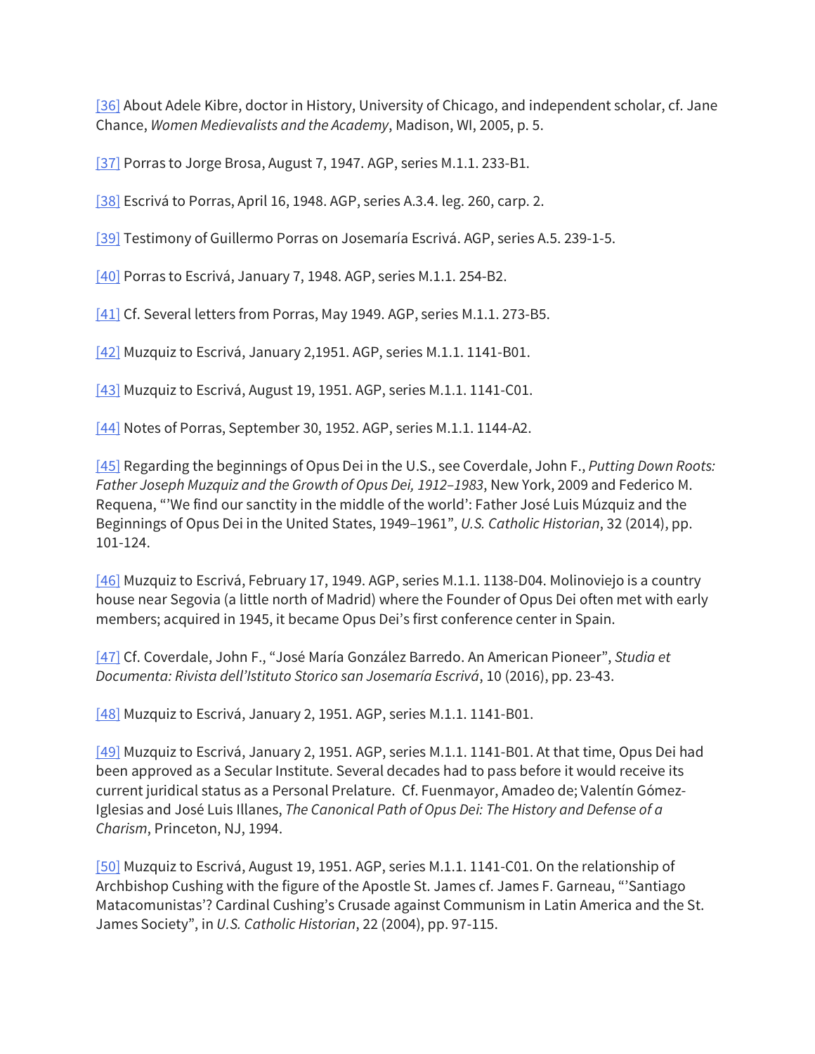[36] About Adele Kibre, doctor in History, University of Chicago, and independent scholar, cf. Jane Chance, *Women Medievalists and the Academy*, Madison, WI, 2005, p. 5.

[37] Porras to Jorge Brosa, August 7, 1947. AGP, series M.1.1. 233-B1.

[38] Escrivá to Porras, April 16, 1948. AGP, series A.3.4. leg. 260, carp. 2.

[39] Testimony of Guillermo Porras on Josemaría Escrivá. AGP, series A.5. 239-1-5.

[40] Porras to Escrivá, January 7, 1948. AGP, series M.1.1. 254-B2.

[41] Cf. Several letters from Porras, May 1949. AGP, series M.1.1. 273-B5.

[42] Muzquiz to Escrivá, January 2,1951. AGP, series M.1.1. 1141-B01.

[43] Muzquiz to Escrivá, August 19, 1951. AGP, series M.1.1. 1141-C01.

[44] Notes of Porras, September 30, 1952. AGP, series M.1.1. 1144-A2.

[45] Regarding the beginnings of Opus Dei in the U.S., see Coverdale, John F., *Putting Down Roots: Father Joseph Muzquiz and the Growth of Opus Dei, 1912–1983*, New York, 2009 and Federico M. Requena, "'We find our sanctity in the middle of the world': Father José Luis Múzquiz and the Beginnings of Opus Dei in the United States, 1949–1961", *U.S. Catholic Historian*, 32 (2014), pp. 101-124.

[46] Muzquiz to Escrivá, February 17, 1949. AGP, series M.1.1. 1138-D04. Molinoviejo is a country house near Segovia (a little north of Madrid) where the Founder of Opus Dei often met with early members; acquired in 1945, it became Opus Dei's first conference center in Spain.

[47] Cf. Coverdale, John F., "José María González Barredo. An American Pioneer", *Studia et Documenta: Rivista dell'Istituto Storico san Josemaría Escrivá*, 10 (2016), pp. 23-43.

[48] Muzquiz to Escrivá, January 2, 1951. AGP, series M.1.1. 1141-B01.

[49] Muzquiz to Escrivá, January 2, 1951. AGP, series M.1.1. 1141-B01. At that time, Opus Dei had been approved as a Secular Institute. Several decades had to pass before it would receive its current juridical status as a Personal Prelature. Cf. Fuenmayor, Amadeo de; Valentín Gómez-Iglesias and José Luis Illanes, *The Canonical Path of Opus Dei: The History and Defense of a Charism*, Princeton, NJ, 1994.

[50] Muzquiz to Escrivá, August 19, 1951. AGP, series M.1.1. 1141-C01. On the relationship of Archbishop Cushing with the figure of the Apostle St. James cf. James F. Garneau, "'Santiago Matacomunistas'? Cardinal Cushing's Crusade against Communism in Latin America and the St. James Society", in *U.S. Catholic Historian*, 22 (2004), pp. 97-115.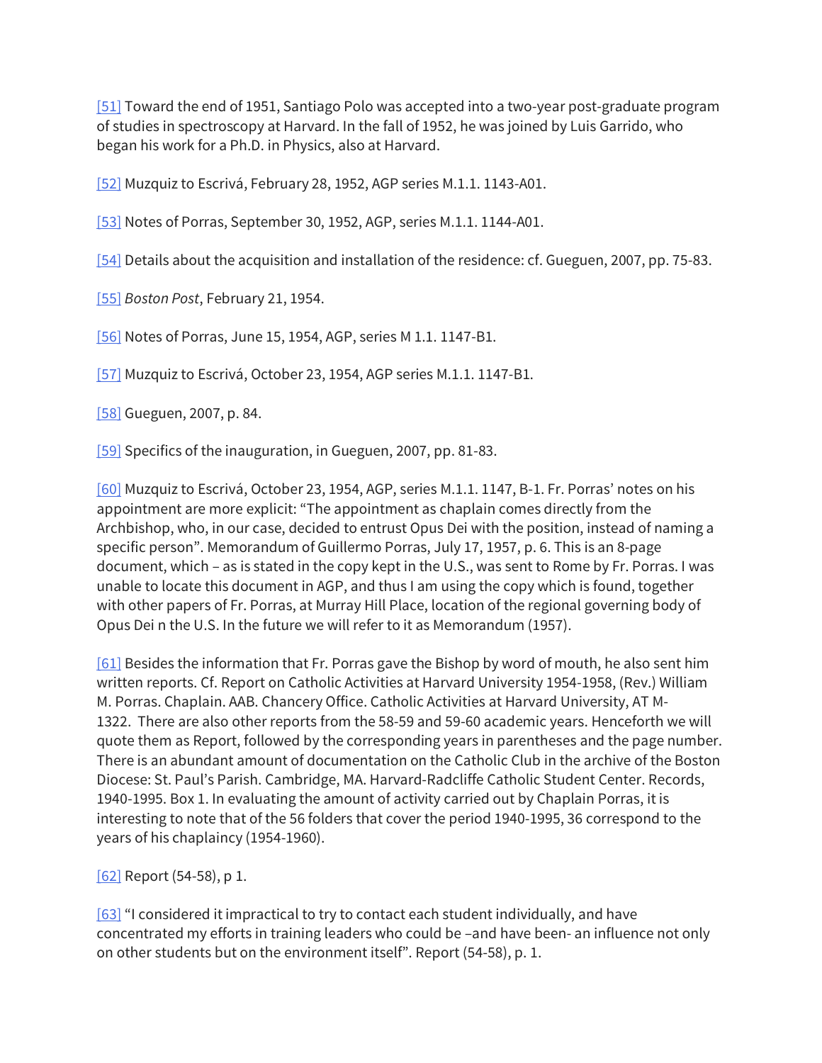[51] Toward the end of 1951, Santiago Polo was accepted into a two-year post-graduate program of studies in spectroscopy at Harvard. In the fall of 1952, he was joined by Luis Garrido, who began his work for a Ph.D. in Physics, also at Harvard.

[52] Muzquiz to Escrivá, February 28, 1952, AGP series M.1.1. 1143-A01.

[53] Notes of Porras, September 30, 1952, AGP, series M.1.1. 1144-A01.

[54] Details about the acquisition and installation of the residence: cf. Gueguen, 2007, pp. 75-83.

[55] *Boston Post*, February 21, 1954.

[56] Notes of Porras, June 15, 1954, AGP, series M 1.1. 1147-B1.

[57] Muzquiz to Escrivá, October 23, 1954, AGP series M.1.1. 1147-B1.

[58] Gueguen, 2007, p. 84.

[59] Specifics of the inauguration, in Gueguen, 2007, pp. 81-83.

[60] Muzquiz to Escrivá, October 23, 1954, AGP, series M.1.1. 1147, B-1. Fr. Porras' notes on his appointment are more explicit: "The appointment as chaplain comes directly from the Archbishop, who, in our case, decided to entrust Opus Dei with the position, instead of naming a specific person". Memorandum of Guillermo Porras, July 17, 1957, p. 6. This is an 8-page document, which – as is stated in the copy kept in the U.S., was sent to Rome by Fr. Porras. I was unable to locate this document in AGP, and thus I am using the copy which is found, together with other papers of Fr. Porras, at Murray Hill Place, location of the regional governing body of Opus Dei n the U.S. In the future we will refer to it as Memorandum (1957).

[61] Besides the information that Fr. Porras gave the Bishop by word of mouth, he also sent him written reports. Cf. Report on Catholic Activities at Harvard University 1954-1958, (Rev.) William M. Porras. Chaplain. AAB. Chancery Office. Catholic Activities at Harvard University, AT M-1322. There are also other reports from the 58-59 and 59-60 academic years. Henceforth we will quote them as Report, followed by the corresponding years in parentheses and the page number. There is an abundant amount of documentation on the Catholic Club in the archive of the Boston Diocese: St. Paul's Parish. Cambridge, MA. Harvard-Radcliffe Catholic Student Center. Records, 1940-1995. Box 1. In evaluating the amount of activity carried out by Chaplain Porras, it is interesting to note that of the 56 folders that cover the period 1940-1995, 36 correspond to the years of his chaplaincy (1954-1960).

[62] Report (54-58), p 1.

[63] "I considered it impractical to try to contact each student individually, and have concentrated my efforts in training leaders who could be –and have been- an influence not only on other students but on the environment itself". Report (54-58), p. 1.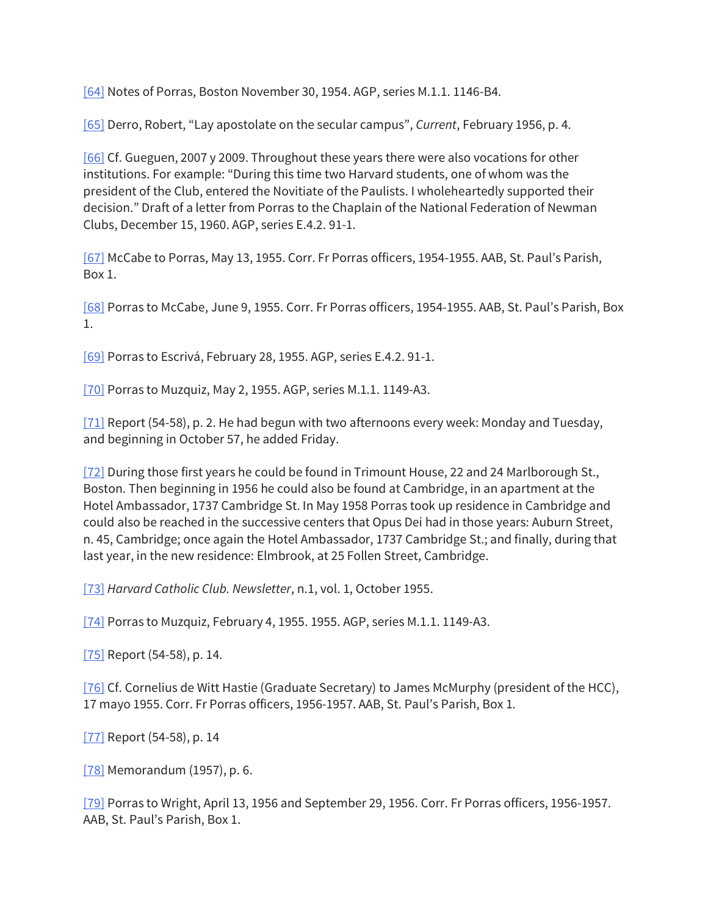[64] Notes of Porras, Boston November 30, 1954. AGP, series M.1.1. 1146-B4.

[65] Derro, Robert, "Lay apostolate on the secular campus", *Current*, February 1956, p. 4.

[66] Cf. Gueguen, 2007 y 2009. Throughout these years there were also vocations for other institutions. For example: "During this time two Harvard students, one of whom was the president of the Club, entered the Novitiate of the Paulists. I wholeheartedly supported their decision." Draft of a letter from Porras to the Chaplain of the National Federation of Newman Clubs, December 15, 1960. AGP, series E.4.2. 91-1.

[67] McCabe to Porras, May 13, 1955. Corr. Fr Porras officers, 1954-1955. AAB, St. Paul's Parish, Box 1.

[68] Porras to McCabe, June 9, 1955. Corr. Fr Porras officers, 1954-1955. AAB, St. Paul's Parish, Box 1.

[69] Porras to Escrivá, February 28, 1955. AGP, series E.4.2. 91-1.

[70] Porras to Muzquiz, May 2, 1955. AGP, series M.1.1. 1149-A3.

[71] Report (54-58), p. 2. He had begun with two afternoons every week: Monday and Tuesday, and beginning in October 57, he added Friday.

[72] During those first years he could be found in Trimount House, 22 and 24 Marlborough St., Boston. Then beginning in 1956 he could also be found at Cambridge, in an apartment at the Hotel Ambassador, 1737 Cambridge St. In May 1958 Porras took up residence in Cambridge and could also be reached in the successive centers that Opus Dei had in those years: Auburn Street, n. 45, Cambridge; once again the Hotel Ambassador, 1737 Cambridge St.; and finally, during that last year, in the new residence: Elmbrook, at 25 Follen Street, Cambridge.

[73] *Harvard Catholic Club. Newsletter*, n.1, vol. 1, October 1955.

[74] Porras to Muzquiz, February 4, 1955. 1955. AGP, series M.1.1. 1149-A3.

[75] Report (54-58), p. 14.

[76] Cf. Cornelius de Witt Hastie (Graduate Secretary) to James McMurphy (president of the HCC), 17 mayo 1955. Corr. Fr Porras officers, 1956-1957. AAB, St. Paul's Parish, Box 1.

[77] Report (54-58), p. 14

[78] Memorandum (1957), p. 6.

[79] Porras to Wright, April 13, 1956 and September 29, 1956. Corr. Fr Porras officers, 1956-1957. AAB, St. Paul's Parish, Box 1.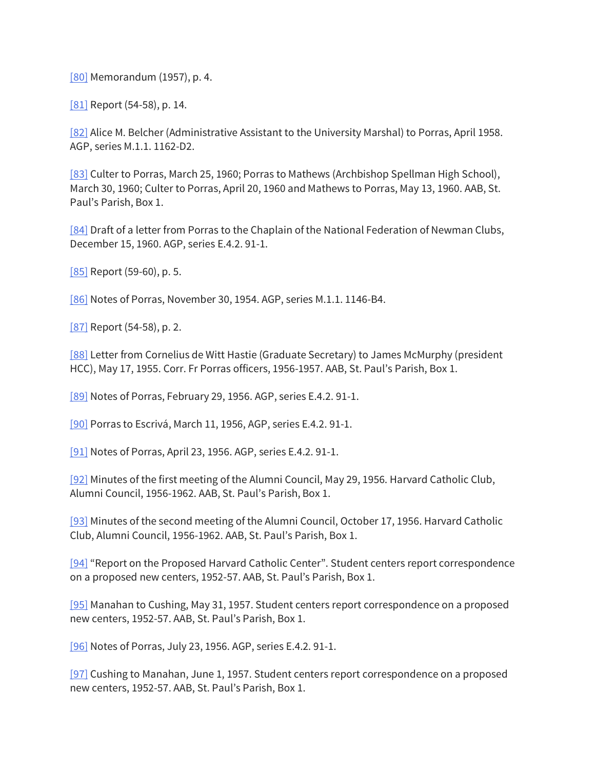[80] Memorandum (1957), p. 4.

[81] Report (54-58), p. 14.

[82] Alice M. Belcher (Administrative Assistant to the University Marshal) to Porras, April 1958. AGP, series M.1.1. 1162-D2.

[83] Culter to Porras, March 25, 1960; Porras to Mathews (Archbishop Spellman High School), March 30, 1960; Culter to Porras, April 20, 1960 and Mathews to Porras, May 13, 1960. AAB, St. Paul's Parish, Box 1.

[84] Draft of a letter from Porras to the Chaplain of the National Federation of Newman Clubs, December 15, 1960. AGP, series E.4.2. 91-1.

[85] Report (59-60), p. 5.

[86] Notes of Porras, November 30, 1954. AGP, series M.1.1. 1146-B4.

[87] Report (54-58), p. 2.

[88] Letter from Cornelius de Witt Hastie (Graduate Secretary) to James McMurphy (president HCC), May 17, 1955. Corr. Fr Porras officers, 1956-1957. AAB, St. Paul's Parish, Box 1.

[89] Notes of Porras, February 29, 1956. AGP, series E.4.2. 91-1.

[90] Porras to Escrivá, March 11, 1956, AGP, series E.4.2. 91-1.

[91] Notes of Porras, April 23, 1956. AGP, series E.4.2. 91-1.

[92] Minutes of the first meeting of the Alumni Council, May 29, 1956. Harvard Catholic Club, Alumni Council, 1956-1962. AAB, St. Paul's Parish, Box 1.

[93] Minutes of the second meeting of the Alumni Council, October 17, 1956. Harvard Catholic Club, Alumni Council, 1956-1962. AAB, St. Paul's Parish, Box 1.

[94] "Report on the Proposed Harvard Catholic Center". Student centers report correspondence on a proposed new centers, 1952-57. AAB, St. Paul's Parish, Box 1.

[95] Manahan to Cushing, May 31, 1957. Student centers report correspondence on a proposed new centers, 1952-57. AAB, St. Paul's Parish, Box 1.

[96] Notes of Porras, July 23, 1956. AGP, series E.4.2. 91-1.

[97] Cushing to Manahan, June 1, 1957. Student centers report correspondence on a proposed new centers, 1952-57. AAB, St. Paul's Parish, Box 1.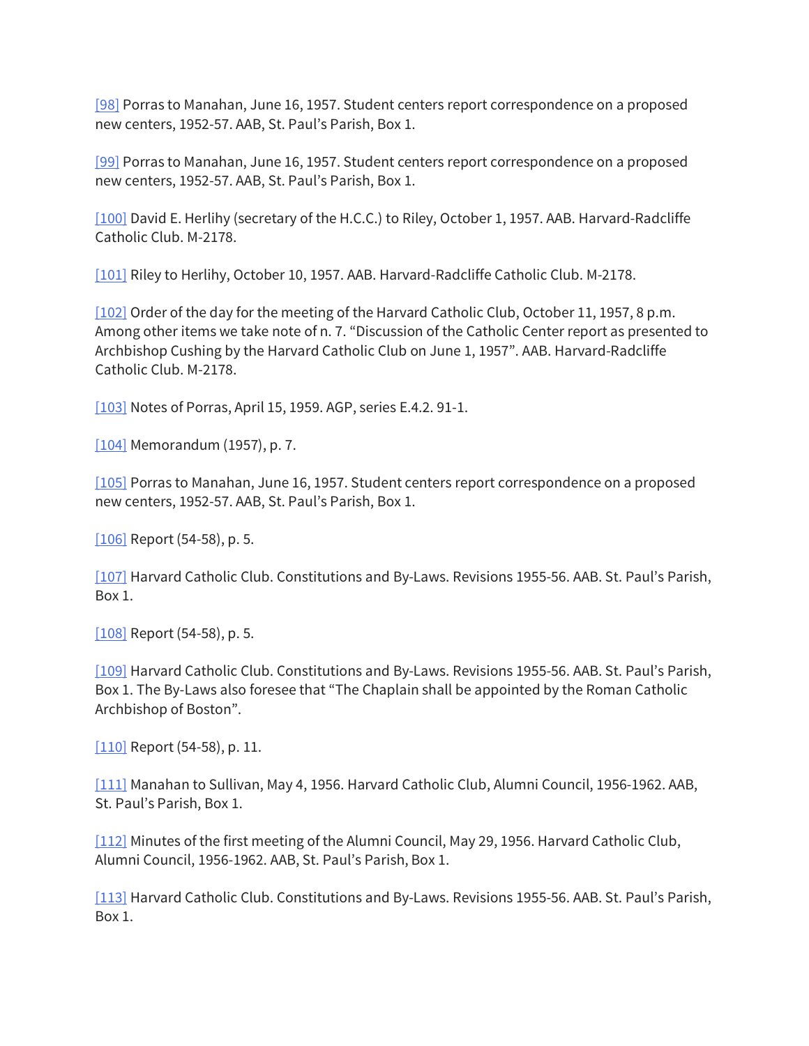[98] Porras to Manahan, June 16, 1957. Student centers report correspondence on a proposed new centers, 1952-57. AAB, St. Paul's Parish, Box 1.

[99] Porras to Manahan, June 16, 1957. Student centers report correspondence on a proposed new centers, 1952-57. AAB, St. Paul's Parish, Box 1.

[100] David E. Herlihy (secretary of the H.C.C.) to Riley, October 1, 1957. AAB. Harvard-Radcliffe Catholic Club. M-2178.

[101] Riley to Herlihy, October 10, 1957. AAB. Harvard-Radcliffe Catholic Club. M-2178.

[102] Order of the day for the meeting of the Harvard Catholic Club, October 11, 1957, 8 p.m. Among other items we take note of n. 7. "Discussion of the Catholic Center report as presented to Archbishop Cushing by the Harvard Catholic Club on June 1, 1957". AAB. Harvard-Radcliffe Catholic Club. M-2178.

[103] Notes of Porras, April 15, 1959. AGP, series E.4.2. 91-1.

[104] Memorandum (1957), p. 7.

[105] Porras to Manahan, June 16, 1957. Student centers report correspondence on a proposed new centers, 1952-57. AAB, St. Paul's Parish, Box 1.

[106] Report (54-58), p. 5.

[107] Harvard Catholic Club. Constitutions and By-Laws. Revisions 1955-56. AAB. St. Paul's Parish, Box 1.

[108] Report (54-58), p. 5.

[109] Harvard Catholic Club. Constitutions and By-Laws. Revisions 1955-56. AAB. St. Paul's Parish, Box 1. The By-Laws also foresee that "The Chaplain shall be appointed by the Roman Catholic Archbishop of Boston".

[110] Report (54-58), p. 11.

[111] Manahan to Sullivan, May 4, 1956. Harvard Catholic Club, Alumni Council, 1956-1962. AAB, St. Paul's Parish, Box 1.

[112] Minutes of the first meeting of the Alumni Council, May 29, 1956. Harvard Catholic Club, Alumni Council, 1956-1962. AAB, St. Paul's Parish, Box 1.

[113] Harvard Catholic Club. Constitutions and By-Laws. Revisions 1955-56. AAB. St. Paul's Parish, Box 1.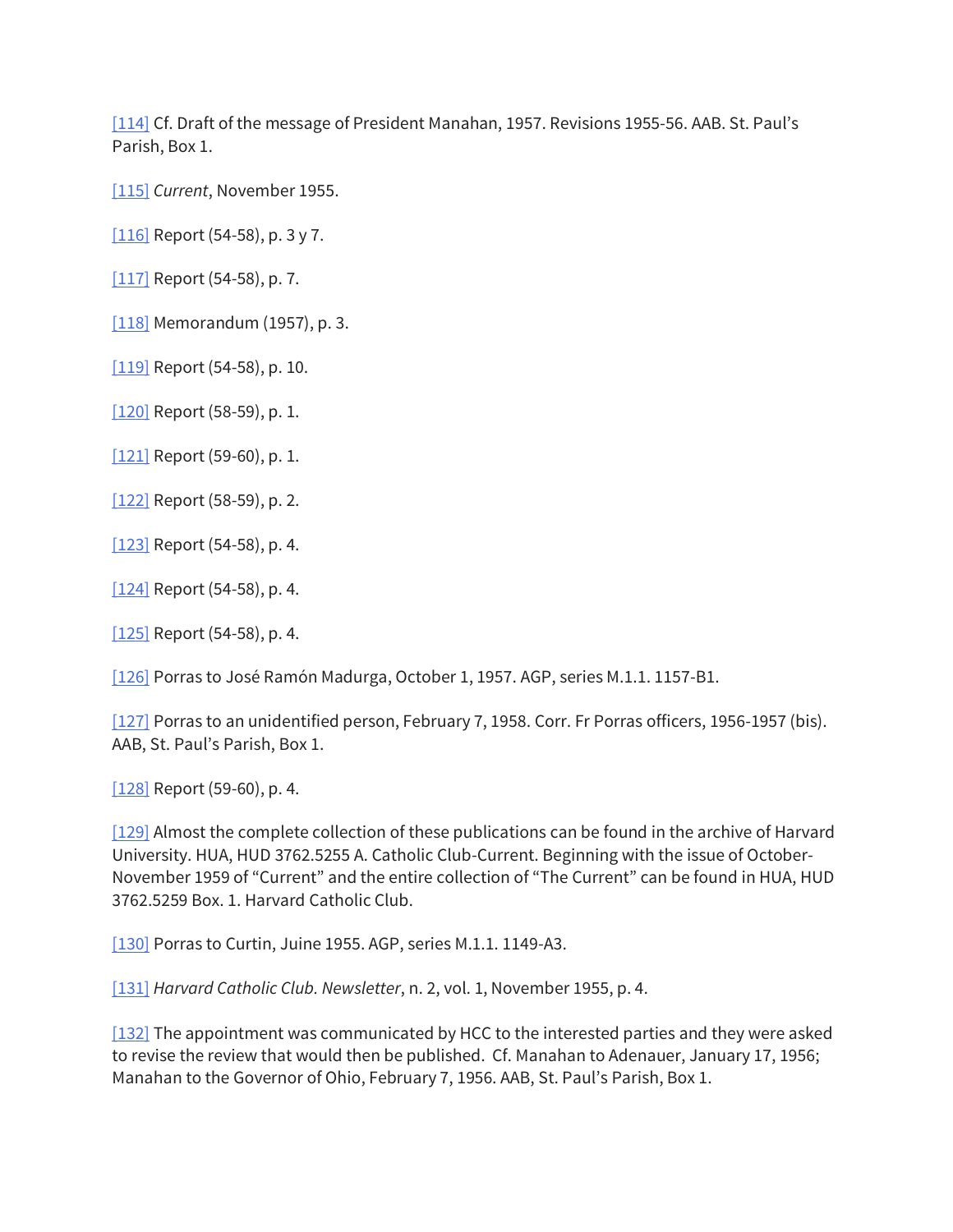[114] Cf. Draft of the message of President Manahan, 1957. Revisions 1955-56. AAB. St. Paul's Parish, Box 1.

[115] *Current*, November 1955.

[116] Report (54-58), p. 3 y 7.

[117] Report (54-58), p. 7.

[118] Memorandum (1957), p. 3.

[119] Report (54-58), p. 10.

[120] Report (58-59), p. 1.

[121] Report (59-60), p. 1.

[122] Report (58-59), p. 2.

[123] Report (54-58), p. 4.

[124] Report (54-58), p. 4.

[125] Report (54-58), p. 4.

[126] Porras to José Ramón Madurga, October 1, 1957. AGP, series M.1.1. 1157-B1.

[127] Porras to an unidentified person, February 7, 1958. Corr. Fr Porras officers, 1956-1957 (bis). AAB, St. Paul's Parish, Box 1.

[128] Report (59-60), p. 4.

[129] Almost the complete collection of these publications can be found in the archive of Harvard University. HUA, HUD 3762.5255 A. Catholic Club-Current. Beginning with the issue of October-November 1959 of "Current" and the entire collection of "The Current" can be found in HUA, HUD 3762.5259 Box. 1. Harvard Catholic Club.

[130] Porras to Curtin, Juine 1955. AGP, series M.1.1. 1149-A3.

[131] *Harvard Catholic Club. Newsletter*, n. 2, vol. 1, November 1955, p. 4.

[132] The appointment was communicated by HCC to the interested parties and they were asked to revise the review that would then be published. Cf. Manahan to Adenauer, January 17, 1956; Manahan to the Governor of Ohio, February 7, 1956. AAB, St. Paul's Parish, Box 1.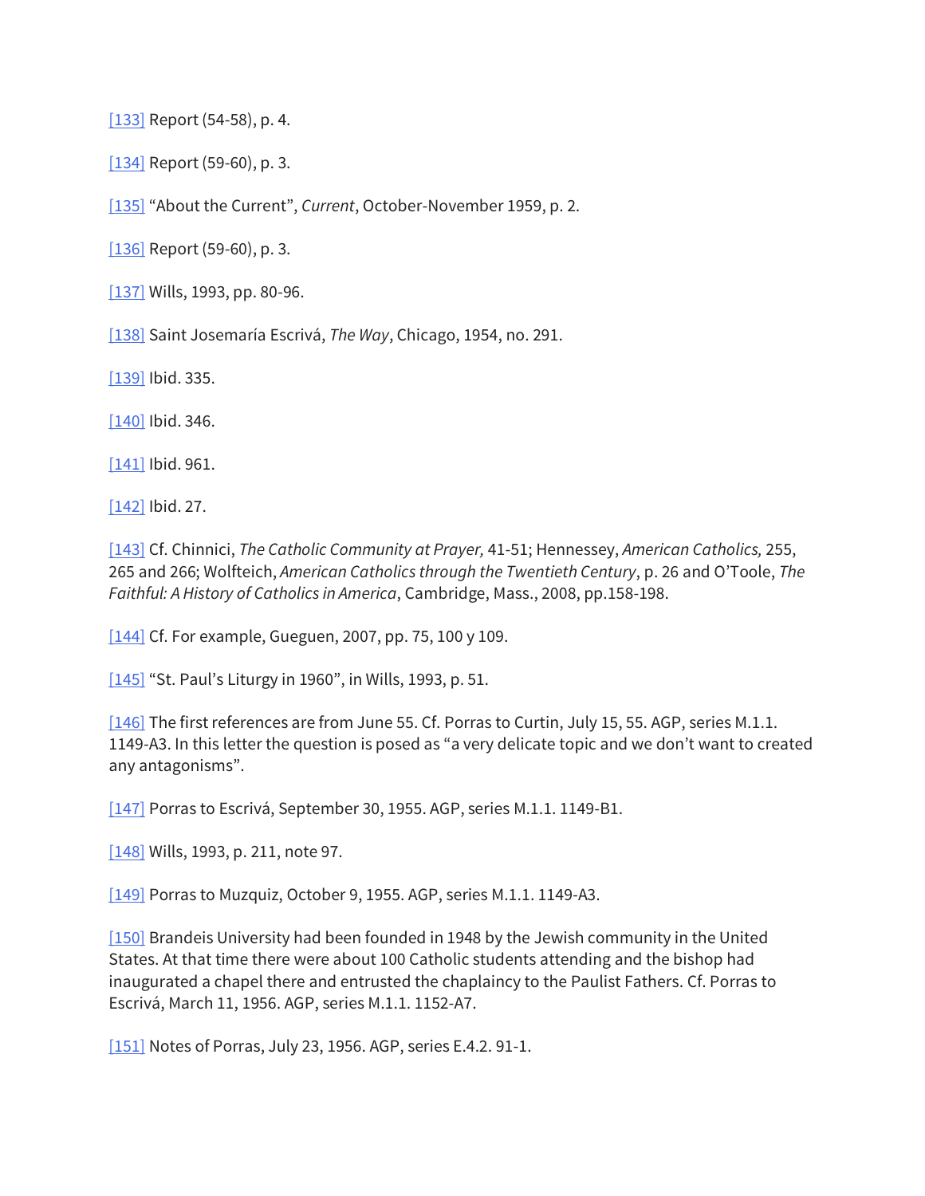[133] Report (54-58), p. 4.

[134] Report (59-60), p. 3.

[135] “About the Current”, *Current*, October-November 1959, p. 2.

[136] Report (59-60), p. 3.

[137] Wills, 1993, pp. 80-96.

[138] Saint Josemaría Escrivá, *The Way*, Chicago, 1954, no. 291.

[139] Ibid. 335.

[140] Ibid. 346.

[141] Ibid. 961.

[142] Ibid. 27.

[143] Cf. Chinnici, *The Catholic Community at Prayer,* 41-51; Hennessey, *American Catholics,* 255, 265 and 266; Wolfteich, *American Catholics through the Twentieth Century*, p. 26 and O’Toole, *The Faithful: A History of Catholics in America*, Cambridge, Mass., 2008, pp.158-198.

[144] Cf. For example, Gueguen, 2007, pp. 75, 100 y 109.

[145] “St. Paul’s Liturgy in 1960”, in Wills, 1993, p. 51.

[146] The first references are from June 55. Cf. Porras to Curtin, July 15, 55. AGP, series M.1.1. 1149-A3. In this letter the question is posed as “a very delicate topic and we don’t want to created any antagonisms”.

[147] Porras to Escrivá, September 30, 1955. AGP, series M.1.1. 1149-B1.

[148] Wills, 1993, p. 211, note 97.

[149] Porras to Muzquiz, October 9, 1955. AGP, series M.1.1. 1149-A3.

[150] Brandeis University had been founded in 1948 by the Jewish community in the United States. At that time there were about 100 Catholic students attending and the bishop had inaugurated a chapel there and entrusted the chaplaincy to the Paulist Fathers. Cf. Porras to Escrivá, March 11, 1956. AGP, series M.1.1. 1152-A7.

[151] Notes of Porras, July 23, 1956. AGP, series E.4.2. 91-1.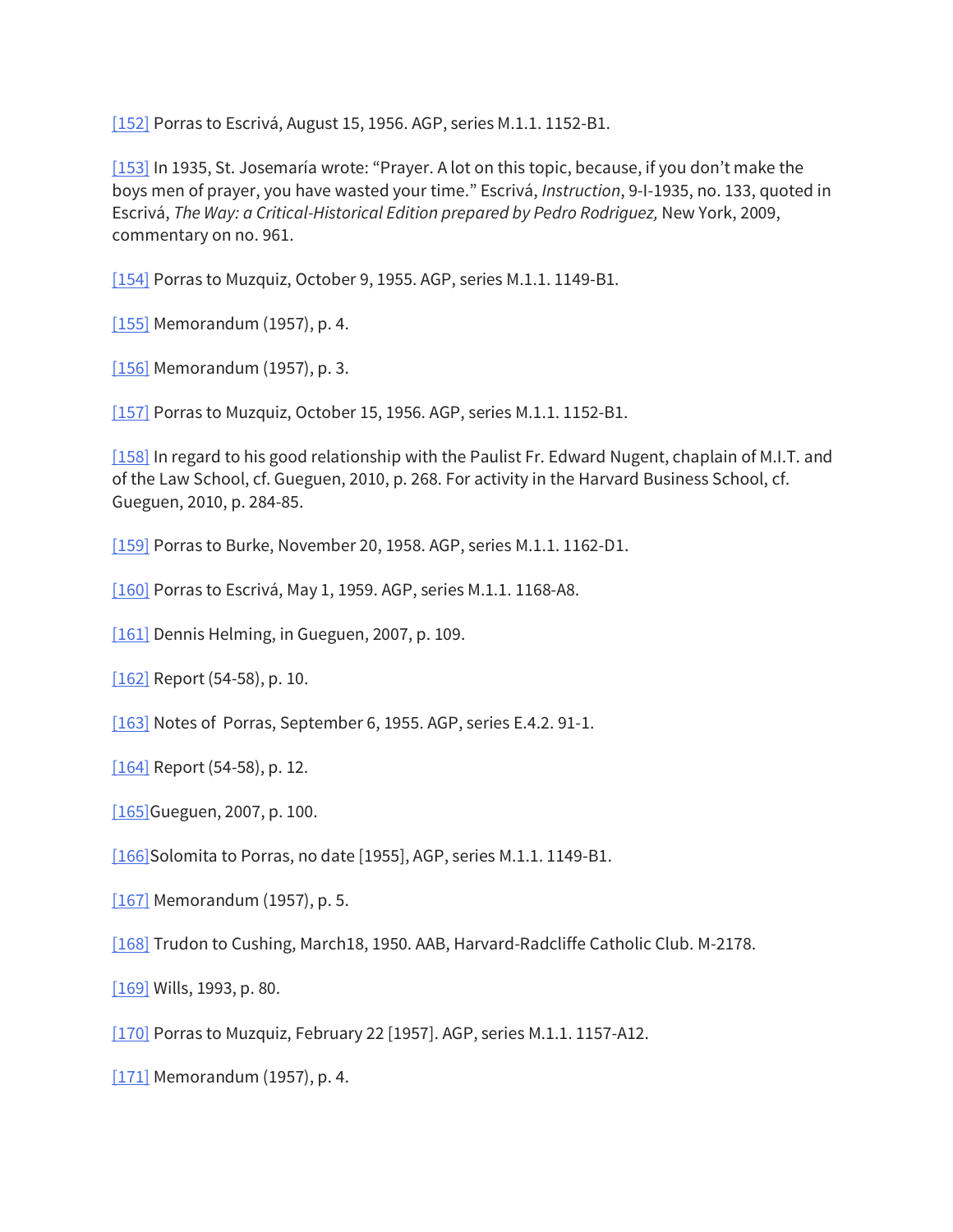[152] Porras to Escrivá, August 15, 1956. AGP, series M.1.1. 1152-B1.

[153] In 1935, St. Josemaría wrote: “Prayer. A lot on this topic, because, if you don’t make the boys men of prayer, you have wasted your time.” Escrivá, *Instruction*, 9-I-1935, no. 133, quoted in Escrivá, *The Way: a Critical-Historical Edition prepared by Pedro Rodriguez,* New York, 2009, commentary on no. 961.

[154] Porras to Muzquiz, October 9, 1955. AGP, series M.1.1. 1149-B1.

[155] Memorandum (1957), p. 4.

[156] Memorandum (1957), p. 3.

[157] Porras to Muzquiz, October 15, 1956. AGP, series M.1.1. 1152-B1.

[158] In regard to his good relationship with the Paulist Fr. Edward Nugent, chaplain of M.I.T. and of the Law School, cf. Gueguen, 2010, p. 268. For activity in the Harvard Business School, cf. Gueguen, 2010, p. 284-85.

[159] Porras to Burke, November 20, 1958. AGP, series M.1.1. 1162-D1.

[160] Porras to Escrivá, May 1, 1959. AGP, series M.1.1. 1168-A8.

[161] Dennis Helming, in Gueguen, 2007, p. 109.

[162] Report (54-58), p. 10.

[163] Notes of Porras, September 6, 1955. AGP, series E.4.2. 91-1.

[164] Report (54-58), p. 12.

[165]Gueguen, 2007, p. 100.

[166]Solomita to Porras, no date [1955], AGP, series M.1.1. 1149-B1.

[167] Memorandum (1957), p. 5.

[168] Trudon to Cushing, March18, 1950. AAB, Harvard-Radcliffe Catholic Club. M-2178.

[169] Wills, 1993, p. 80.

[170] Porras to Muzquiz, February 22 [1957]. AGP, series M.1.1. 1157-A12.

[171] Memorandum (1957), p. 4.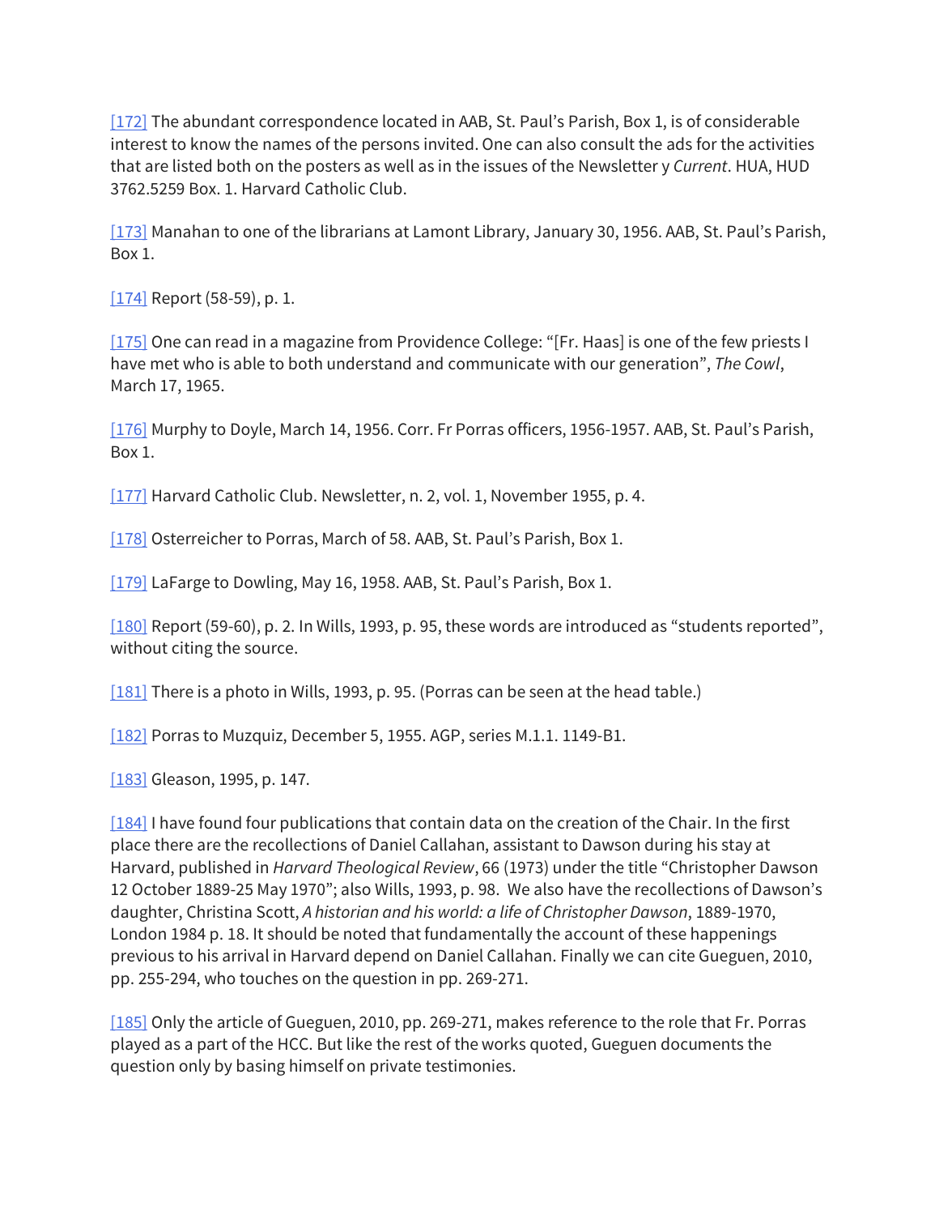[172] The abundant correspondence located in AAB, St. Paul's Parish, Box 1, is of considerable interest to know the names of the persons invited. One can also consult the ads for the activities that are listed both on the posters as well as in the issues of the Newsletter y *Current*. HUA, HUD 3762.5259 Box. 1. Harvard Catholic Club.

[173] Manahan to one of the librarians at Lamont Library, January 30, 1956. AAB, St. Paul's Parish, Box 1.

[174] Report (58-59), p. 1.

[175] One can read in a magazine from Providence College: "[Fr. Haas] is one of the few priests I have met who is able to both understand and communicate with our generation", *The Cowl*, March 17, 1965.

[176] Murphy to Doyle, March 14, 1956. Corr. Fr Porras officers, 1956-1957. AAB, St. Paul's Parish, Box 1.

[177] Harvard Catholic Club. Newsletter, n. 2, vol. 1, November 1955, p. 4.

[178] Osterreicher to Porras, March of 58. AAB, St. Paul's Parish, Box 1.

[179] LaFarge to Dowling, May 16, 1958. AAB, St. Paul's Parish, Box 1.

[180] Report (59-60), p. 2. In Wills, 1993, p. 95, these words are introduced as "students reported", without citing the source.

[181] There is a photo in Wills, 1993, p. 95. (Porras can be seen at the head table.)

[182] Porras to Muzquiz, December 5, 1955. AGP, series M.1.1. 1149-B1.

[183] Gleason, 1995, p. 147.

[184] I have found four publications that contain data on the creation of the Chair. In the first place there are the recollections of Daniel Callahan, assistant to Dawson during his stay at Harvard, published in *Harvard Theological Review*, 66 (1973) under the title "Christopher Dawson 12 October 1889-25 May 1970"; also Wills, 1993, p. 98. We also have the recollections of Dawson's daughter, Christina Scott, *A historian and his world: a life of Christopher Dawson*, 1889-1970, London 1984 p. 18. It should be noted that fundamentally the account of these happenings previous to his arrival in Harvard depend on Daniel Callahan. Finally we can cite Gueguen, 2010, pp. 255-294, who touches on the question in pp. 269-271.

[185] Only the article of Gueguen, 2010, pp. 269-271, makes reference to the role that Fr. Porras played as a part of the HCC. But like the rest of the works quoted, Gueguen documents the question only by basing himself on private testimonies.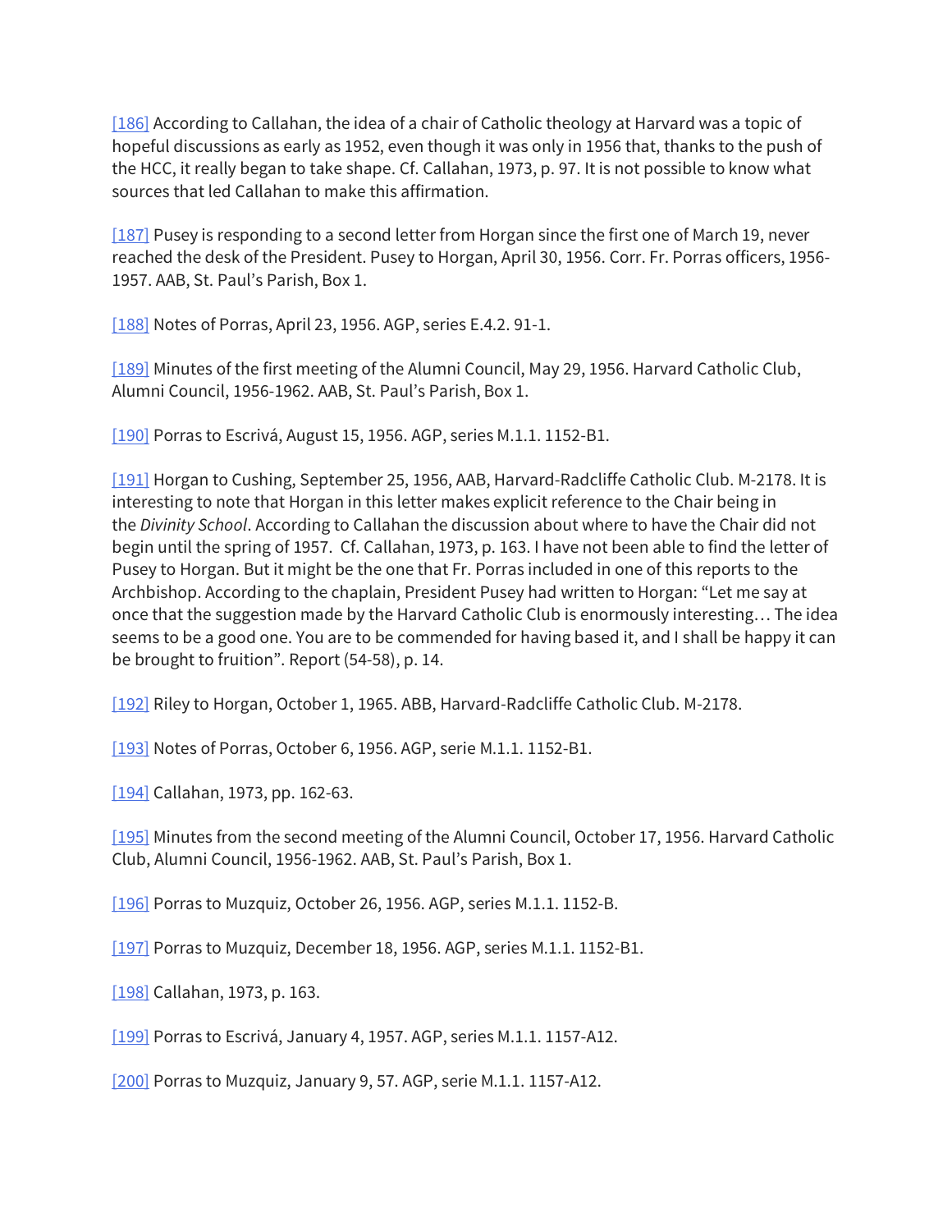[186] According to Callahan, the idea of a chair of Catholic theology at Harvard was a topic of hopeful discussions as early as 1952, even though it was only in 1956 that, thanks to the push of the HCC, it really began to take shape. Cf. Callahan, 1973, p. 97. It is not possible to know what sources that led Callahan to make this affirmation.

[187] Pusey is responding to a second letter from Horgan since the first one of March 19, never reached the desk of the President. Pusey to Horgan, April 30, 1956. Corr. Fr. Porras officers, 1956-1957. AAB, St. Paul's Parish, Box 1.

[188] Notes of Porras, April 23, 1956. AGP, series E.4.2. 91-1.

[189] Minutes of the first meeting of the Alumni Council, May 29, 1956. Harvard Catholic Club, Alumni Council, 1956-1962. AAB, St. Paul's Parish, Box 1.

[190] Porras to Escrivá, August 15, 1956. AGP, series M.1.1. 1152-B1.

[191] Horgan to Cushing, September 25, 1956, AAB, Harvard-Radcliffe Catholic Club. M-2178. It is interesting to note that Horgan in this letter makes explicit reference to the Chair being in the *Divinity School*. According to Callahan the discussion about where to have the Chair did not begin until the spring of 1957. Cf. Callahan, 1973, p. 163. I have not been able to find the letter of Pusey to Horgan. But it might be the one that Fr. Porras included in one of this reports to the Archbishop. According to the chaplain, President Pusey had written to Horgan: "Let me say at once that the suggestion made by the Harvard Catholic Club is enormously interesting… The idea seems to be a good one. You are to be commended for having based it, and I shall be happy it can be brought to fruition". Report (54-58), p. 14.

[192] Riley to Horgan, October 1, 1965. ABB, Harvard-Radcliffe Catholic Club. M-2178.

[193] Notes of Porras, October 6, 1956. AGP, serie M.1.1. 1152-B1.

[194] Callahan, 1973, pp. 162-63.

[195] Minutes from the second meeting of the Alumni Council, October 17, 1956. Harvard Catholic Club, Alumni Council, 1956-1962. AAB, St. Paul's Parish, Box 1.

[196] Porras to Muzquiz, October 26, 1956. AGP, series M.1.1. 1152-B.

[197] Porras to Muzquiz, December 18, 1956. AGP, series M.1.1. 1152-B1.

[198] Callahan, 1973, p. 163.

[199] Porras to Escrivá, January 4, 1957. AGP, series M.1.1. 1157-A12.

[200] Porras to Muzquiz, January 9, 57. AGP, serie M.1.1. 1157-A12.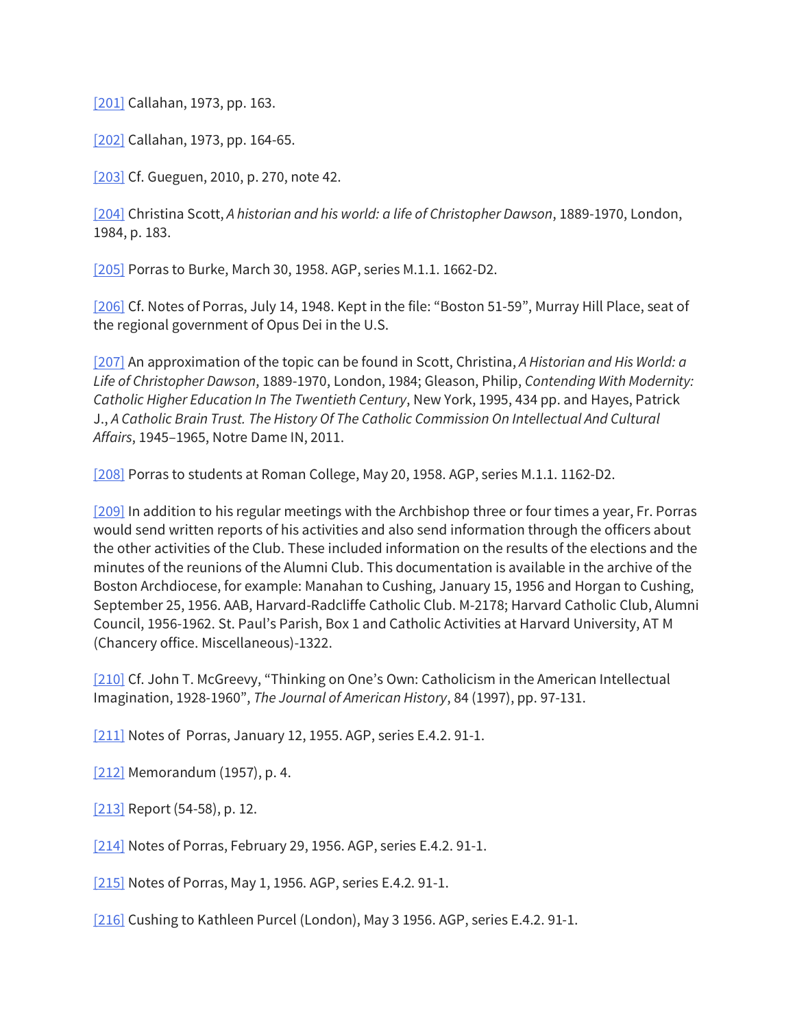[201] Callahan, 1973, pp. 163.

[202] Callahan, 1973, pp. 164-65.

[203] Cf. Gueguen, 2010, p. 270, note 42.

[204] Christina Scott, *A historian and his world: a life of Christopher Dawson*, 1889-1970, London, 1984, p. 183.

[205] Porras to Burke, March 30, 1958. AGP, series M.1.1. 1662-D2.

[206] Cf. Notes of Porras, July 14, 1948. Kept in the file: "Boston 51-59", Murray Hill Place, seat of the regional government of Opus Dei in the U.S.

[207] An approximation of the topic can be found in Scott, Christina, *A Historian and His World: a Life of Christopher Dawson*, 1889-1970, London, 1984; Gleason, Philip, *Contending With Modernity: Catholic Higher Education In The Twentieth Century*, New York, 1995, 434 pp. and Hayes, Patrick J., *A Catholic Brain Trust. The History Of The Catholic Commission On Intellectual And Cultural Affairs*, 1945–1965, Notre Dame IN, 2011.

[208] Porras to students at Roman College, May 20, 1958. AGP, series M.1.1. 1162-D2.

[209] In addition to his regular meetings with the Archbishop three or four times a year, Fr. Porras would send written reports of his activities and also send information through the officers about the other activities of the Club. These included information on the results of the elections and the minutes of the reunions of the Alumni Club. This documentation is available in the archive of the Boston Archdiocese, for example: Manahan to Cushing, January 15, 1956 and Horgan to Cushing, September 25, 1956. AAB, Harvard-Radcliffe Catholic Club. M-2178; Harvard Catholic Club, Alumni Council, 1956-1962. St. Paul's Parish, Box 1 and Catholic Activities at Harvard University, AT M (Chancery office. Miscellaneous)-1322.

[210] Cf. John T. McGreevy, "Thinking on One's Own: Catholicism in the American Intellectual Imagination, 1928-1960", *The Journal of American History*, 84 (1997), pp. 97-131.

[211] Notes of Porras, January 12, 1955. AGP, series E.4.2. 91-1.

[212] Memorandum (1957), p. 4.

[213] Report (54-58), p. 12.

[214] Notes of Porras, February 29, 1956. AGP, series E.4.2. 91-1.

[215] Notes of Porras, May 1, 1956. AGP, series E.4.2. 91-1.

[216] Cushing to Kathleen Purcel (London), May 3 1956. AGP, series E.4.2. 91-1.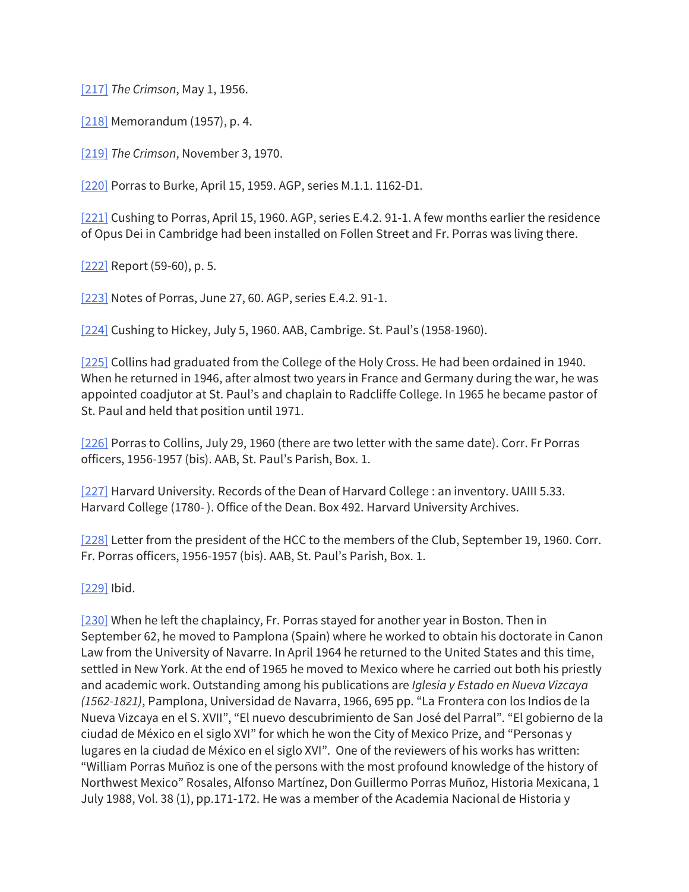[217] *The Crimson*, May 1, 1956.

[218] Memorandum (1957), p. 4.

[219] *The Crimson*, November 3, 1970.

[220] Porras to Burke, April 15, 1959. AGP, series M.1.1. 1162-D1.

[221] Cushing to Porras, April 15, 1960. AGP, series E.4.2. 91-1. A few months earlier the residence of Opus Dei in Cambridge had been installed on Follen Street and Fr. Porras was living there.

[222] Report (59-60), p. 5.

[223] Notes of Porras, June 27, 60. AGP, series E.4.2. 91-1.

[224] Cushing to Hickey, July 5, 1960. AAB, Cambrige. St. Paul's (1958-1960).

[225] Collins had graduated from the College of the Holy Cross. He had been ordained in 1940. When he returned in 1946, after almost two years in France and Germany during the war, he was appointed coadjutor at St. Paul's and chaplain to Radcliffe College. In 1965 he became pastor of St. Paul and held that position until 1971.

[226] Porras to Collins, July 29, 1960 (there are two letter with the same date). Corr. Fr Porras officers, 1956-1957 (bis). AAB, St. Paul's Parish, Box. 1.

[227] Harvard University. Records of the Dean of Harvard College : an inventory. UAIII 5.33. Harvard College (1780- ). Office of the Dean. Box 492. Harvard University Archives.

[228] Letter from the president of the HCC to the members of the Club, September 19, 1960. Corr. Fr. Porras officers, 1956-1957 (bis). AAB, St. Paul's Parish, Box. 1.

[229] Ibid.

[230] When he left the chaplaincy, Fr. Porras stayed for another year in Boston. Then in September 62, he moved to Pamplona (Spain) where he worked to obtain his doctorate in Canon Law from the University of Navarre. In April 1964 he returned to the United States and this time, settled in New York. At the end of 1965 he moved to Mexico where he carried out both his priestly and academic work. Outstanding among his publications are *Iglesia y Estado en Nueva Vizcaya (1562-1821)*, Pamplona, Universidad de Navarra, 1966, 695 pp. "La Frontera con los Indios de la Nueva Vizcaya en el S. XVII", "El nuevo descubrimiento de San José del Parral". "El gobierno de la ciudad de México en el siglo XVI" for which he won the City of Mexico Prize, and "Personas y lugares en la ciudad de México en el siglo XVI". One of the reviewers of his works has written: "William Porras Muñoz is one of the persons with the most profound knowledge of the history of Northwest Mexico" Rosales, Alfonso Martínez, Don Guillermo Porras Muñoz, Historia Mexicana, 1 July 1988, Vol. 38 (1), pp.171-172. He was a member of the Academia Nacional de Historia y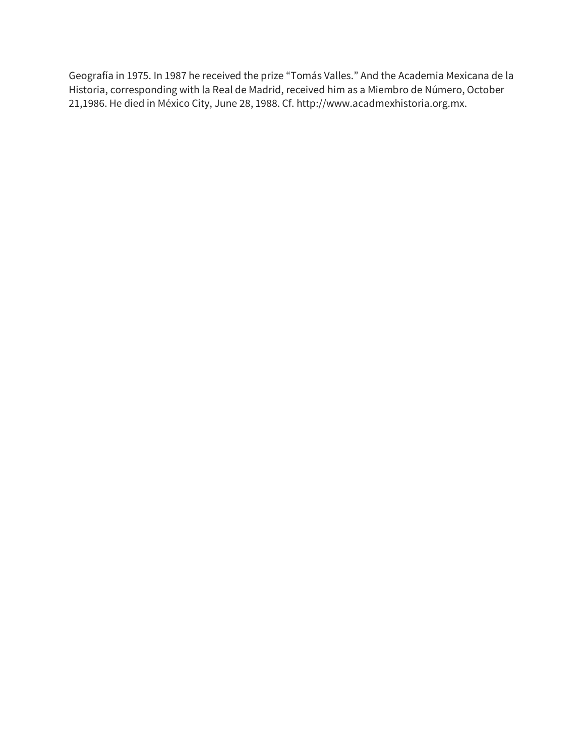Geografía in 1975. In 1987 he received the prize “Tomás Valles.” And the Academia Mexicana de la Historia, corresponding with la Real de Madrid, received him as a Miembro de Número, October 21,1986. He died in México City, June 28, 1988. Cf. http://www.acadmexhistoria.org.mx.